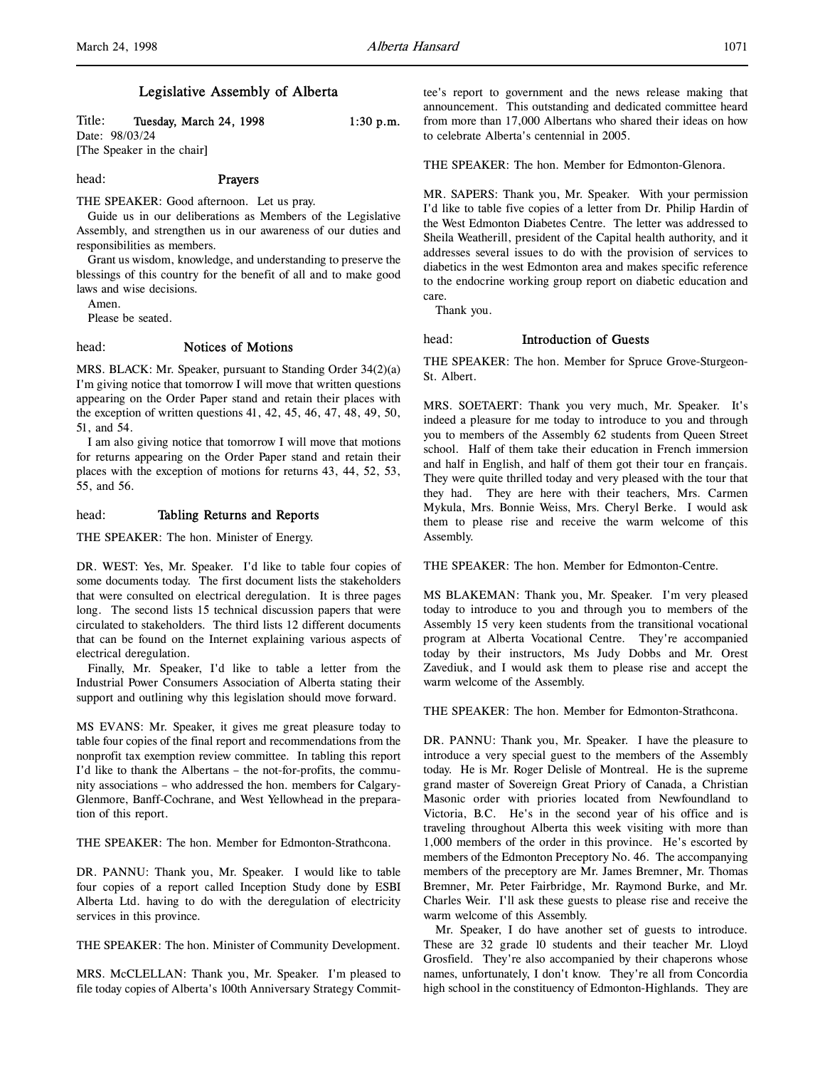# Legislative Assembly of Alberta

Title: **Tuesday, March 24, 1998** 1:30 p.m.
Date: 98/03/24
[The Speaker in the chair]

head: **Prayers**

THE SPEAKER: Good afternoon. Let us pray.

Guide us in our deliberations as Members of the Legislative Assembly, and strengthen us in our awareness of our duties and responsibilities as members.

Grant us wisdom, knowledge, and understanding to preserve the blessings of this country for the benefit of all and to make good laws and wise decisions.

Amen.

Please be seated.

head: **Notices of Motions**

MRS. BLACK: Mr. Speaker, pursuant to Standing Order 34(2)(a) I'm giving notice that tomorrow I will move that written questions appearing on the Order Paper stand and retain their places with the exception of written questions 41, 42, 45, 46, 47, 48, 49, 50, 51, and 54.

I am also giving notice that tomorrow I will move that motions for returns appearing on the Order Paper stand and retain their places with the exception of motions for returns 43, 44, 52, 53, 55, and 56.

head: **Tabling Returns and Reports**

THE SPEAKER: The hon. Minister of Energy.

DR. WEST: Yes, Mr. Speaker. I'd like to table four copies of some documents today. The first document lists the stakeholders that were consulted on electrical deregulation. It is three pages long. The second lists 15 technical discussion papers that were circulated to stakeholders. The third lists 12 different documents that can be found on the Internet explaining various aspects of electrical deregulation.

Finally, Mr. Speaker, I'd like to table a letter from the Industrial Power Consumers Association of Alberta stating their support and outlining why this legislation should move forward.

MS EVANS: Mr. Speaker, it gives me great pleasure today to table four copies of the final report and recommendations from the nonprofit tax exemption review committee. In tabling this report I'd like to thank the Albertans – the not-for-profits, the community associations – who addressed the hon. members for Calgary-Glenmore, Banff-Cochrane, and West Yellowhead in the preparation of this report.

THE SPEAKER: The hon. Member for Edmonton-Strathcona.

DR. PANNU: Thank you, Mr. Speaker. I would like to table four copies of a report called Inception Study done by ESBI Alberta Ltd. having to do with the deregulation of electricity services in this province.

THE SPEAKER: The hon. Minister of Community Development.

MRS. McCLELLAN: Thank you, Mr. Speaker. I'm pleased to file today copies of Alberta's 100th Anniversary Strategy Committee's report to government and the news release making that announcement. This outstanding and dedicated committee heard from more than 17,000 Albertans who shared their ideas on how to celebrate Alberta's centennial in 2005.

THE SPEAKER: The hon. Member for Edmonton-Glenora.

MR. SAPERS: Thank you, Mr. Speaker. With your permission I'd like to table five copies of a letter from Dr. Philip Hardin of the West Edmonton Diabetes Centre. The letter was addressed to Sheila Weatherill, president of the Capital health authority, and it addresses several issues to do with the provision of services to diabetics in the west Edmonton area and makes specific reference to the endocrine working group report on diabetic education and care.

Thank you.

head: **Introduction of Guests**

THE SPEAKER: The hon. Member for Spruce Grove-Sturgeon-St. Albert.

MRS. SOETAERT: Thank you very much, Mr. Speaker. It's indeed a pleasure for me today to introduce to you and through you to members of the Assembly 62 students from Queen Street school. Half of them take their education in French immersion and half in English, and half of them got their tour en français. They were quite thrilled today and very pleased with the tour that they had. They are here with their teachers, Mrs. Carmen Mykula, Mrs. Bonnie Weiss, Mrs. Cheryl Berke. I would ask them to please rise and receive the warm welcome of this Assembly.

THE SPEAKER: The hon. Member for Edmonton-Centre.

MS BLAKEMAN: Thank you, Mr. Speaker. I'm very pleased today to introduce to you and through you to members of the Assembly 15 very keen students from the transitional vocational program at Alberta Vocational Centre. They're accompanied today by their instructors, Ms Judy Dobbs and Mr. Orest Zavediuk, and I would ask them to please rise and accept the warm welcome of the Assembly.

THE SPEAKER: The hon. Member for Edmonton-Strathcona.

DR. PANNU: Thank you, Mr. Speaker. I have the pleasure to introduce a very special guest to the members of the Assembly today. He is Mr. Roger Delisle of Montreal. He is the supreme grand master of Sovereign Great Priory of Canada, a Christian Masonic order with priories located from Newfoundland to Victoria, B.C. He's in the second year of his office and is traveling throughout Alberta this week visiting with more than 1,000 members of the order in this province. He's escorted by members of the Edmonton Preceptory No. 46. The accompanying members of the preceptory are Mr. James Bremner, Mr. Thomas Bremner, Mr. Peter Fairbridge, Mr. Raymond Burke, and Mr. Charles Weir. I'll ask these guests to please rise and receive the warm welcome of this Assembly.

Mr. Speaker, I do have another set of guests to introduce. These are 32 grade 10 students and their teacher Mr. Lloyd Grosfield. They're also accompanied by their chaperons whose names, unfortunately, I don't know. They're all from Concordia high school in the constituency of Edmonton-Highlands. They are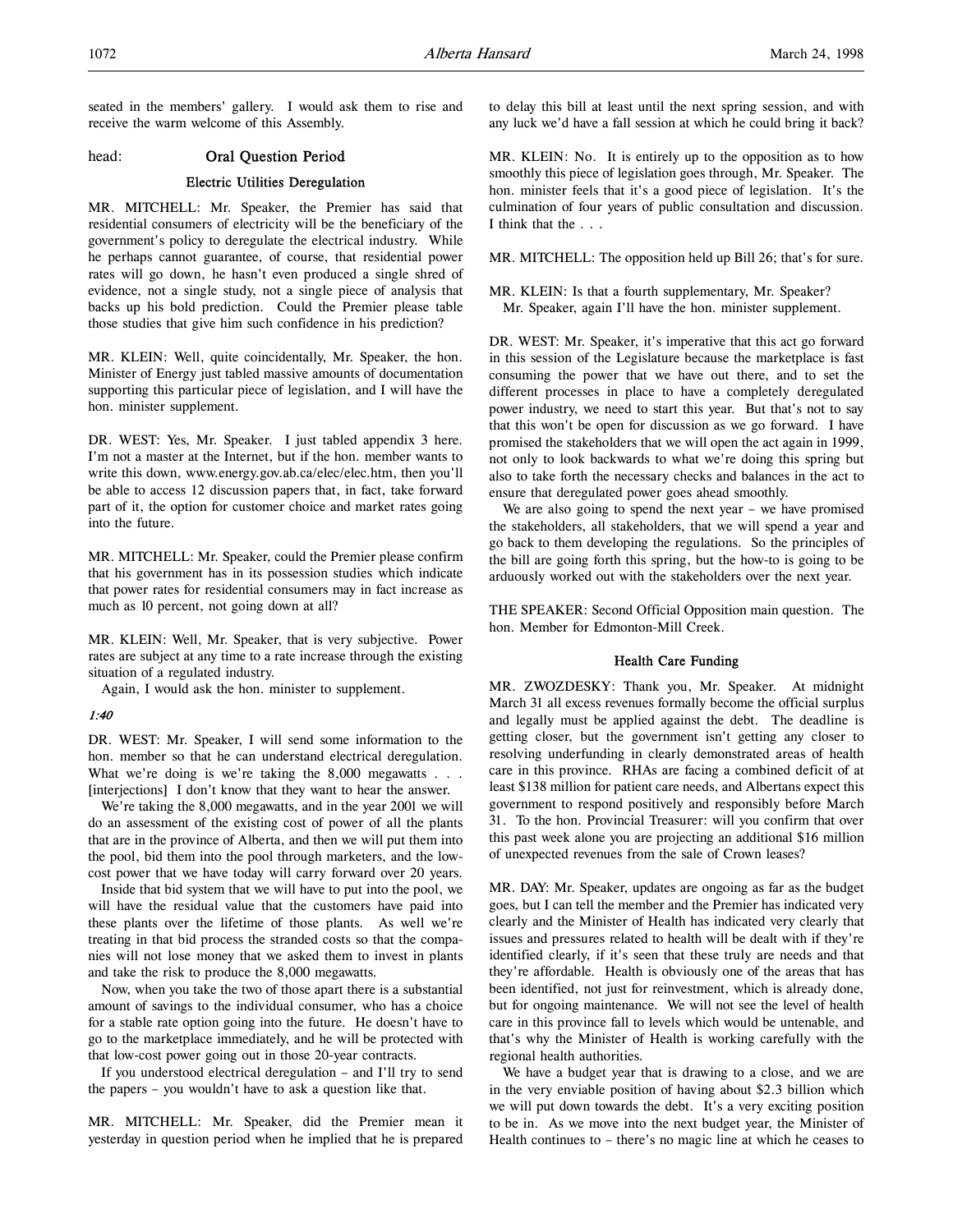seated in the members' gallery. I would ask them to rise and receive the warm welcome of this Assembly.

head: **Oral Question Period**

## Electric Utilities Deregulation

MR. MITCHELL: Mr. Speaker, the Premier has said that residential consumers of electricity will be the beneficiary of the government's policy to deregulate the electrical industry. While he perhaps cannot guarantee, of course, that residential power rates will go down, he hasn't even produced a single shred of evidence, not a single study, not a single piece of analysis that backs up his bold prediction. Could the Premier please table those studies that give him such confidence in his prediction?

MR. KLEIN: Well, quite coincidentally, Mr. Speaker, the hon. Minister of Energy just tabled massive amounts of documentation supporting this particular piece of legislation, and I will have the hon. minister supplement.

DR. WEST: Yes, Mr. Speaker. I just tabled appendix 3 here. I'm not a master at the Internet, but if the hon. member wants to write this down, www.energy.gov.ab.ca/elec/elec.htm, then you'll be able to access 12 discussion papers that, in fact, take forward part of it, the option for customer choice and market rates going into the future.

MR. MITCHELL: Mr. Speaker, could the Premier please confirm that his government has in its possession studies which indicate that power rates for residential consumers may in fact increase as much as 10 percent, not going down at all?

MR. KLEIN: Well, Mr. Speaker, that is very subjective. Power rates are subject at any time to a rate increase through the existing situation of a regulated industry.

Again, I would ask the hon. minister to supplement.

*1:40*

DR. WEST: Mr. Speaker, I will send some information to the hon. member so that he can understand electrical deregulation. What we're doing is we're taking the 8,000 megawatts . . . [interjections] I don't know that they want to hear the answer.

We're taking the 8,000 megawatts, and in the year 2001 we will do an assessment of the existing cost of power of all the plants that are in the province of Alberta, and then we will put them into the pool, bid them into the pool through marketers, and the low-cost power that we have today will carry forward over 20 years.

Inside that bid system that we will have to put into the pool, we will have the residual value that the customers have paid into these plants over the lifetime of those plants. As well we're treating in that bid process the stranded costs so that the companies will not lose money that we asked them to invest in plants and take the risk to produce the 8,000 megawatts.

Now, when you take the two of those apart there is a substantial amount of savings to the individual consumer, who has a choice for a stable rate option going into the future. He doesn't have to go to the marketplace immediately, and he will be protected with that low-cost power going out in those 20-year contracts.

If you understood electrical deregulation – and I'll try to send the papers – you wouldn't have to ask a question like that.

MR. MITCHELL: Mr. Speaker, did the Premier mean it yesterday in question period when he implied that he is prepared to delay this bill at least until the next spring session, and with any luck we'd have a fall session at which he could bring it back?

MR. KLEIN: No. It is entirely up to the opposition as to how smoothly this piece of legislation goes through, Mr. Speaker. The hon. minister feels that it's a good piece of legislation. It's the culmination of four years of public consultation and discussion. I think that the . . .

MR. MITCHELL: The opposition held up Bill 26; that's for sure.

MR. KLEIN: Is that a fourth supplementary, Mr. Speaker?

Mr. Speaker, again I'll have the hon. minister supplement.

DR. WEST: Mr. Speaker, it's imperative that this act go forward in this session of the Legislature because the marketplace is fast consuming the power that we have out there, and to set the different processes in place to have a completely deregulated power industry, we need to start this year. But that's not to say that this won't be open for discussion as we go forward. I have promised the stakeholders that we will open the act again in 1999, not only to look backwards to what we're doing this spring but also to take forth the necessary checks and balances in the act to ensure that deregulated power goes ahead smoothly.

We are also going to spend the next year – we have promised the stakeholders, all stakeholders, that we will spend a year and go back to them developing the regulations. So the principles of the bill are going forth this spring, but the how-to is going to be arduously worked out with the stakeholders over the next year.

THE SPEAKER: Second Official Opposition main question. The hon. Member for Edmonton-Mill Creek.

## Health Care Funding

MR. ZWOZDESKY: Thank you, Mr. Speaker. At midnight March 31 all excess revenues formally become the official surplus and legally must be applied against the debt. The deadline is getting closer, but the government isn't getting any closer to resolving underfunding in clearly demonstrated areas of health care in this province. RHAs are facing a combined deficit of at least $138 million for patient care needs, and Albertans expect this government to respond positively and responsibly before March 31. To the hon. Provincial Treasurer: will you confirm that over this past week alone you are projecting an additional $16 million of unexpected revenues from the sale of Crown leases?

MR. DAY: Mr. Speaker, updates are ongoing as far as the budget goes, but I can tell the member and the Premier has indicated very clearly and the Minister of Health has indicated very clearly that issues and pressures related to health will be dealt with if they're identified clearly, if it's seen that these truly are needs and that they're affordable. Health is obviously one of the areas that has been identified, not just for reinvestment, which is already done, but for ongoing maintenance. We will not see the level of health care in this province fall to levels which would be untenable, and that's why the Minister of Health is working carefully with the regional health authorities.

We have a budget year that is drawing to a close, and we are in the very enviable position of having about $2.3 billion which we will put down towards the debt. It's a very exciting position to be in. As we move into the next budget year, the Minister of Health continues to – there's no magic line at which he ceases to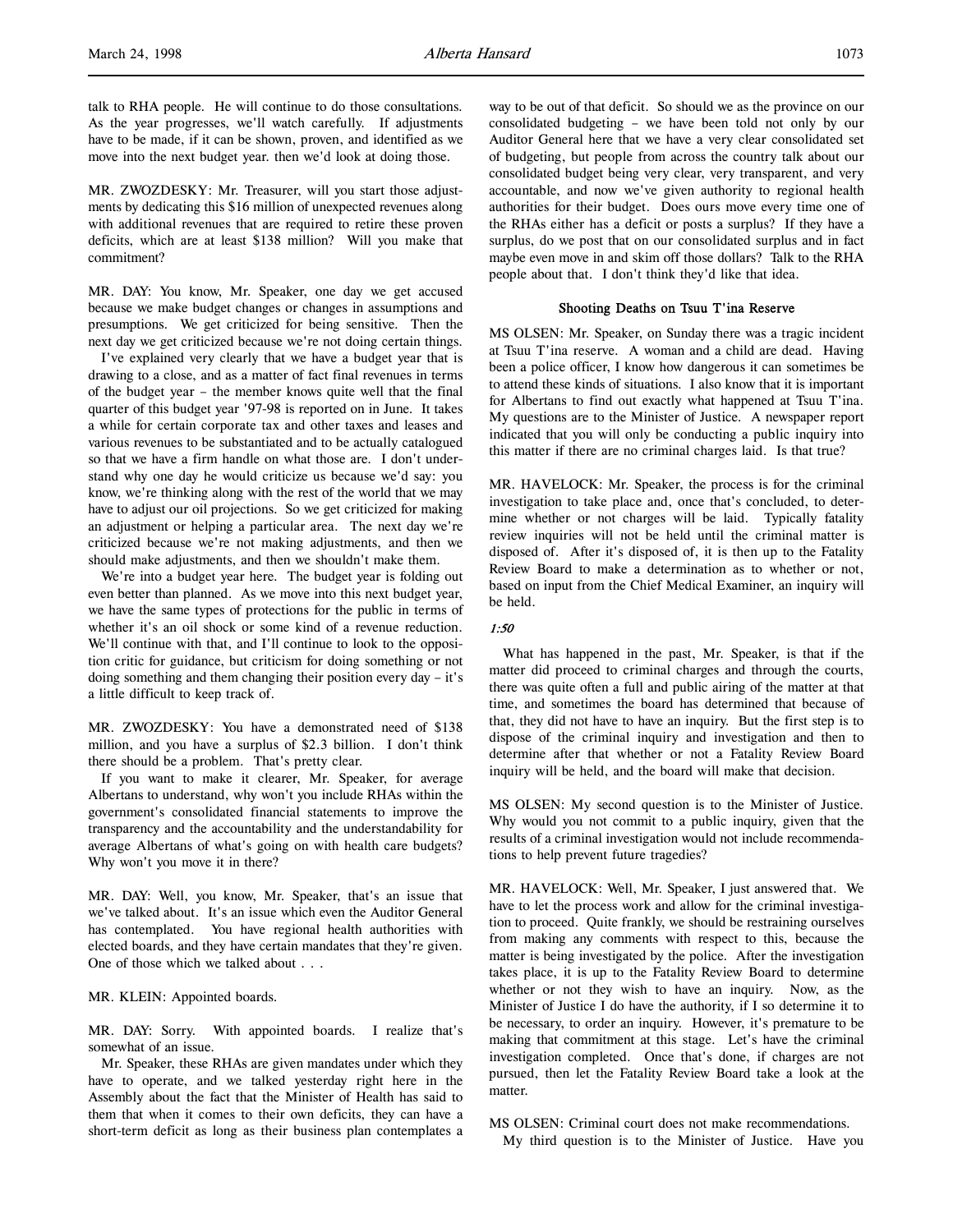talk to RHA people. He will continue to do those consultations. As the year progresses, we'll watch carefully. If adjustments have to be made, if it can be shown, proven, and identified as we move into the next budget year. then we'd look at doing those.

MR. ZWOZDESKY: Mr. Treasurer, will you start those adjustments by dedicating this $16 million of unexpected revenues along with additional revenues that are required to retire these proven deficits, which are at least $138 million? Will you make that commitment?

MR. DAY: You know, Mr. Speaker, one day we get accused because we make budget changes or changes in assumptions and presumptions. We get criticized for being sensitive. Then the next day we get criticized because we're not doing certain things.

I've explained very clearly that we have a budget year that is drawing to a close, and as a matter of fact final revenues in terms of the budget year – the member knows quite well that the final quarter of this budget year '97-98 is reported on in June. It takes a while for certain corporate tax and other taxes and leases and various revenues to be substantiated and to be actually catalogued so that we have a firm handle on what those are. I don't understand why one day he would criticize us because we'd say: you know, we're thinking along with the rest of the world that we may have to adjust our oil projections. So we get criticized for making an adjustment or helping a particular area. The next day we're criticized because we're not making adjustments, and then we should make adjustments, and then we shouldn't make them.

We're into a budget year here. The budget year is folding out even better than planned. As we move into this next budget year, we have the same types of protections for the public in terms of whether it's an oil shock or some kind of a revenue reduction. We'll continue with that, and I'll continue to look to the opposition critic for guidance, but criticism for doing something or not doing something and them changing their position every day – it's a little difficult to keep track of.

MR. ZWOZDESKY: You have a demonstrated need of $138 million, and you have a surplus of $2.3 billion. I don't think there should be a problem. That's pretty clear.

If you want to make it clearer, Mr. Speaker, for average Albertans to understand, why won't you include RHAs within the government's consolidated financial statements to improve the transparency and the accountability and the understandability for average Albertans of what's going on with health care budgets? Why won't you move it in there?

MR. DAY: Well, you know, Mr. Speaker, that's an issue that we've talked about. It's an issue which even the Auditor General has contemplated. You have regional health authorities with elected boards, and they have certain mandates that they're given. One of those which we talked about . . .

MR. KLEIN: Appointed boards.

MR. DAY: Sorry. With appointed boards. I realize that's somewhat of an issue.

Mr. Speaker, these RHAs are given mandates under which they have to operate, and we talked yesterday right here in the Assembly about the fact that the Minister of Health has said to them that when it comes to their own deficits, they can have a short-term deficit as long as their business plan contemplates a way to be out of that deficit. So should we as the province on our consolidated budgeting – we have been told not only by our Auditor General here that we have a very clear consolidated set of budgeting, but people from across the country talk about our consolidated budget being very clear, very transparent, and very accountable, and now we've given authority to regional health authorities for their budget. Does ours move every time one of the RHAs either has a deficit or posts a surplus? If they have a surplus, do we post that on our consolidated surplus and in fact maybe even move in and skim off those dollars? Talk to the RHA people about that. I don't think they'd like that idea.

### Shooting Deaths on Tsuu T'ina Reserve

MS OLSEN: Mr. Speaker, on Sunday there was a tragic incident at Tsuu T'ina reserve. A woman and a child are dead. Having been a police officer, I know how dangerous it can sometimes be to attend these kinds of situations. I also know that it is important for Albertans to find out exactly what happened at Tsuu T'ina. My questions are to the Minister of Justice. A newspaper report indicated that you will only be conducting a public inquiry into this matter if there are no criminal charges laid. Is that true?

MR. HAVELOCK: Mr. Speaker, the process is for the criminal investigation to take place and, once that's concluded, to determine whether or not charges will be laid. Typically fatality review inquiries will not be held until the criminal matter is disposed of. After it's disposed of, it is then up to the Fatality Review Board to make a determination as to whether or not, based on input from the Chief Medical Examiner, an inquiry will be held.

*1:50*

What has happened in the past, Mr. Speaker, is that if the matter did proceed to criminal charges and through the courts, there was quite often a full and public airing of the matter at that time, and sometimes the board has determined that because of that, they did not have to have an inquiry. But the first step is to dispose of the criminal inquiry and investigation and then to determine after that whether or not a Fatality Review Board inquiry will be held, and the board will make that decision.

MS OLSEN: My second question is to the Minister of Justice. Why would you not commit to a public inquiry, given that the results of a criminal investigation would not include recommendations to help prevent future tragedies?

MR. HAVELOCK: Well, Mr. Speaker, I just answered that. We have to let the process work and allow for the criminal investigation to proceed. Quite frankly, we should be restraining ourselves from making any comments with respect to this, because the matter is being investigated by the police. After the investigation takes place, it is up to the Fatality Review Board to determine whether or not they wish to have an inquiry. Now, as the Minister of Justice I do have the authority, if I so determine it to be necessary, to order an inquiry. However, it's premature to be making that commitment at this stage. Let's have the criminal investigation completed. Once that's done, if charges are not pursued, then let the Fatality Review Board take a look at the matter.

MS OLSEN: Criminal court does not make recommendations.

My third question is to the Minister of Justice. Have you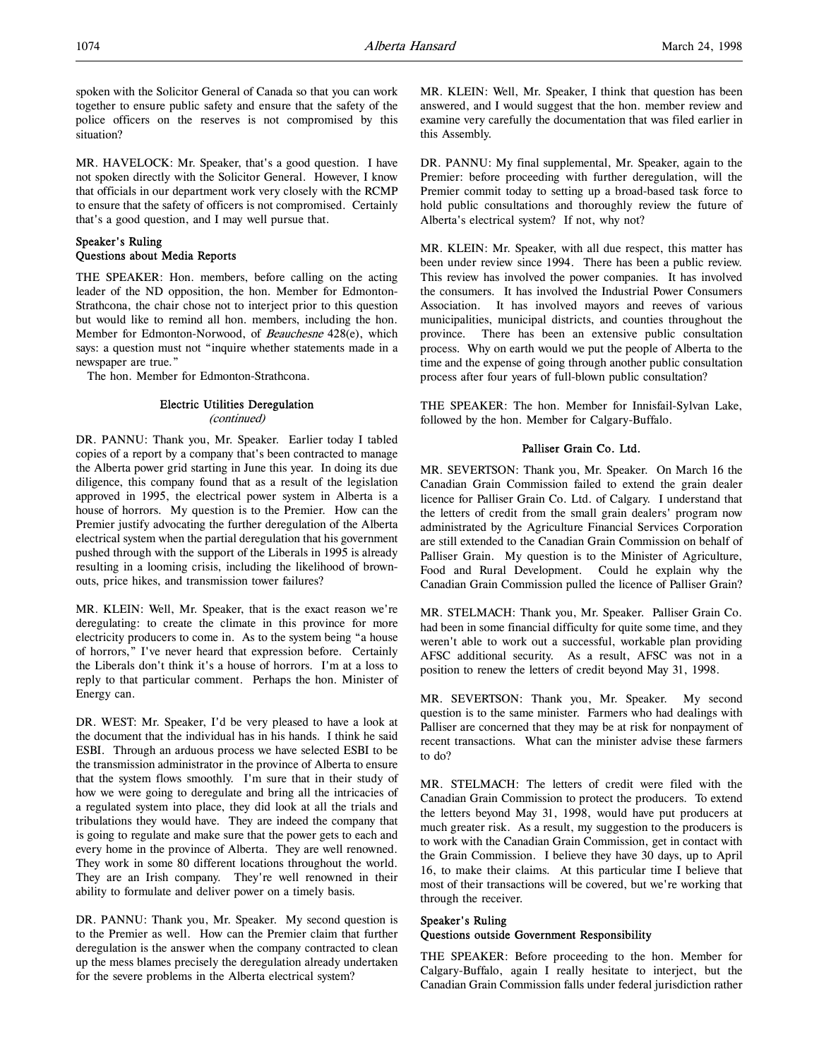spoken with the Solicitor General of Canada so that you can work together to ensure public safety and ensure that the safety of the police officers on the reserves is not compromised by this situation?

MR. HAVELOCK: Mr. Speaker, that's a good question. I have not spoken directly with the Solicitor General. However, I know that officials in our department work very closely with the RCMP to ensure that the safety of officers is not compromised. Certainly that's a good question, and I may well pursue that.

### Speaker's Ruling
### Questions about Media Reports

THE SPEAKER: Hon. members, before calling on the acting leader of the ND opposition, the hon. Member for Edmonton-Strathcona, the chair chose not to interject prior to this question but would like to remind all hon. members, including the hon. Member for Edmonton-Norwood, of *Beauchesne* 428(e), which says: a question must not "inquire whether statements made in a newspaper are true."

The hon. Member for Edmonton-Strathcona.

### Electric Utilities Deregulation
*(continued)*

DR. PANNU: Thank you, Mr. Speaker. Earlier today I tabled copies of a report by a company that's been contracted to manage the Alberta power grid starting in June this year. In doing its due diligence, this company found that as a result of the legislation approved in 1995, the electrical power system in Alberta is a house of horrors. My question is to the Premier. How can the Premier justify advocating the further deregulation of the Alberta electrical system when the partial deregulation that his government pushed through with the support of the Liberals in 1995 is already resulting in a looming crisis, including the likelihood of brownouts, price hikes, and transmission tower failures?

MR. KLEIN: Well, Mr. Speaker, that is the exact reason we're deregulating: to create the climate in this province for more electricity producers to come in. As to the system being "a house of horrors," I've never heard that expression before. Certainly the Liberals don't think it's a house of horrors. I'm at a loss to reply to that particular comment. Perhaps the hon. Minister of Energy can.

DR. WEST: Mr. Speaker, I'd be very pleased to have a look at the document that the individual has in his hands. I think he said ESBI. Through an arduous process we have selected ESBI to be the transmission administrator in the province of Alberta to ensure that the system flows smoothly. I'm sure that in their study of how we were going to deregulate and bring all the intricacies of a regulated system into place, they did look at all the trials and tribulations they would have. They are indeed the company that is going to regulate and make sure that the power gets to each and every home in the province of Alberta. They are well renowned. They work in some 80 different locations throughout the world. They are an Irish company. They're well renowned in their ability to formulate and deliver power on a timely basis.

DR. PANNU: Thank you, Mr. Speaker. My second question is to the Premier as well. How can the Premier claim that further deregulation is the answer when the company contracted to clean up the mess blames precisely the deregulation already undertaken for the severe problems in the Alberta electrical system?

MR. KLEIN: Well, Mr. Speaker, I think that question has been answered, and I would suggest that the hon. member review and examine very carefully the documentation that was filed earlier in this Assembly.

DR. PANNU: My final supplemental, Mr. Speaker, again to the Premier: before proceeding with further deregulation, will the Premier commit today to setting up a broad-based task force to hold public consultations and thoroughly review the future of Alberta's electrical system? If not, why not?

MR. KLEIN: Mr. Speaker, with all due respect, this matter has been under review since 1994. There has been a public review. This review has involved the power companies. It has involved the consumers. It has involved the Industrial Power Consumers Association. It has involved mayors and reeves of various municipalities, municipal districts, and counties throughout the province. There has been an extensive public consultation process. Why on earth would we put the people of Alberta to the time and the expense of going through another public consultation process after four years of full-blown public consultation?

THE SPEAKER: The hon. Member for Innisfail-Sylvan Lake, followed by the hon. Member for Calgary-Buffalo.

### Palliser Grain Co. Ltd.

MR. SEVERTSON: Thank you, Mr. Speaker. On March 16 the Canadian Grain Commission failed to extend the grain dealer licence for Palliser Grain Co. Ltd. of Calgary. I understand that the letters of credit from the small grain dealers' program now administrated by the Agriculture Financial Services Corporation are still extended to the Canadian Grain Commission on behalf of Palliser Grain. My question is to the Minister of Agriculture, Food and Rural Development. Could he explain why the Canadian Grain Commission pulled the licence of Palliser Grain?

MR. STELMACH: Thank you, Mr. Speaker. Palliser Grain Co. had been in some financial difficulty for quite some time, and they weren't able to work out a successful, workable plan providing AFSC additional security. As a result, AFSC was not in a position to renew the letters of credit beyond May 31, 1998.

MR. SEVERTSON: Thank you, Mr. Speaker. My second question is to the same minister. Farmers who had dealings with Palliser are concerned that they may be at risk for nonpayment of recent transactions. What can the minister advise these farmers to do?

MR. STELMACH: The letters of credit were filed with the Canadian Grain Commission to protect the producers. To extend the letters beyond May 31, 1998, would have put producers at much greater risk. As a result, my suggestion to the producers is to work with the Canadian Grain Commission, get in contact with the Grain Commission. I believe they have 30 days, up to April 16, to make their claims. At this particular time I believe that most of their transactions will be covered, but we're working that through the receiver.

### Speaker's Ruling
### Questions outside Government Responsibility

THE SPEAKER: Before proceeding to the hon. Member for Calgary-Buffalo, again I really hesitate to interject, but the Canadian Grain Commission falls under federal jurisdiction rather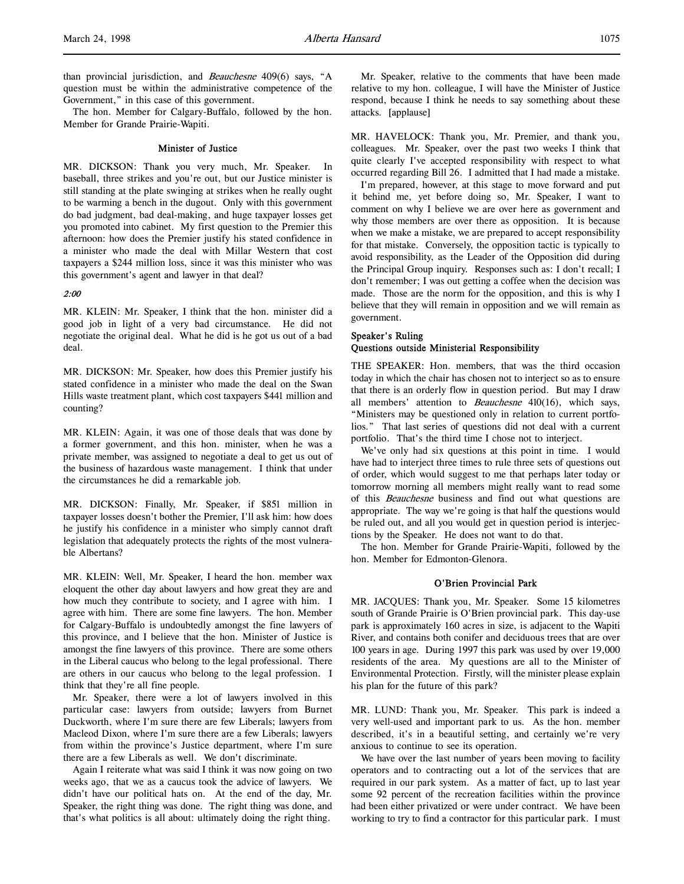than provincial jurisdiction, and *Beauchesne* 409(6) says, "A question must be within the administrative competence of the Government," in this case of this government.

The hon. Member for Calgary-Buffalo, followed by the hon. Member for Grande Prairie-Wapiti.

## Minister of Justice

MR. DICKSON: Thank you very much, Mr. Speaker. In baseball, three strikes and you're out, but our Justice minister is still standing at the plate swinging at strikes when he really ought to be warming a bench in the dugout. Only with this government do bad judgment, bad deal-making, and huge taxpayer losses get you promoted into cabinet. My first question to the Premier this afternoon: how does the Premier justify his stated confidence in a minister who made the deal with Millar Western that cost taxpayers a $244 million loss, since it was this minister who was this government's agent and lawyer in that deal?

*2:00*

MR. KLEIN: Mr. Speaker, I think that the hon. minister did a good job in light of a very bad circumstance. He did not negotiate the original deal. What he did is he got us out of a bad deal.

MR. DICKSON: Mr. Speaker, how does this Premier justify his stated confidence in a minister who made the deal on the Swan Hills waste treatment plant, which cost taxpayers $441 million and counting?

MR. KLEIN: Again, it was one of those deals that was done by a former government, and this hon. minister, when he was a private member, was assigned to negotiate a deal to get us out of the business of hazardous waste management. I think that under the circumstances he did a remarkable job.

MR. DICKSON: Finally, Mr. Speaker, if $851 million in taxpayer losses doesn't bother the Premier, I'll ask him: how does he justify his confidence in a minister who simply cannot draft legislation that adequately protects the rights of the most vulnerable Albertans?

MR. KLEIN: Well, Mr. Speaker, I heard the hon. member wax eloquent the other day about lawyers and how great they are and how much they contribute to society, and I agree with him. I agree with him. There are some fine lawyers. The hon. Member for Calgary-Buffalo is undoubtedly amongst the fine lawyers of this province, and I believe that the hon. Minister of Justice is amongst the fine lawyers of this province. There are some others in the Liberal caucus who belong to the legal professional. There are others in our caucus who belong to the legal profession. I think that they're all fine people.

Mr. Speaker, there were a lot of lawyers involved in this particular case: lawyers from outside; lawyers from Burnet Duckworth, where I'm sure there are few Liberals; lawyers from Macleod Dixon, where I'm sure there are a few Liberals; lawyers from within the province's Justice department, where I'm sure there are a few Liberals as well. We don't discriminate.

Again I reiterate what was said I think it was now going on two weeks ago, that we as a caucus took the advice of lawyers. We didn't have our political hats on. At the end of the day, Mr. Speaker, the right thing was done. The right thing was done, and that's what politics is all about: ultimately doing the right thing.

Mr. Speaker, relative to the comments that have been made relative to my hon. colleague, I will have the Minister of Justice respond, because I think he needs to say something about these attacks. [applause]

MR. HAVELOCK: Thank you, Mr. Premier, and thank you, colleagues. Mr. Speaker, over the past two weeks I think that quite clearly I've accepted responsibility with respect to what occurred regarding Bill 26. I admitted that I had made a mistake.

I'm prepared, however, at this stage to move forward and put it behind me, yet before doing so, Mr. Speaker, I want to comment on why I believe we are over here as government and why those members are over there as opposition. It is because when we make a mistake, we are prepared to accept responsibility for that mistake. Conversely, the opposition tactic is typically to avoid responsibility, as the Leader of the Opposition did during the Principal Group inquiry. Responses such as: I don't recall; I don't remember; I was out getting a coffee when the decision was made. Those are the norm for the opposition, and this is why I believe that they will remain in opposition and we will remain as government.

### Speaker's Ruling
### Questions outside Ministerial Responsibility

THE SPEAKER: Hon. members, that was the third occasion today in which the chair has chosen not to interject so as to ensure that there is an orderly flow in question period. But may I draw all members' attention to *Beauchesne* 410(16), which says, "Ministers may be questioned only in relation to current portfolios." That last series of questions did not deal with a current portfolio. That's the third time I chose not to interject.

We've only had six questions at this point in time. I would have had to interject three times to rule three sets of questions out of order, which would suggest to me that perhaps later today or tomorrow morning all members might really want to read some of this *Beauchesne* business and find out what questions are appropriate. The way we're going is that half the questions would be ruled out, and all you would get in question period is interjections by the Speaker. He does not want to do that.

The hon. Member for Grande Prairie-Wapiti, followed by the hon. Member for Edmonton-Glenora.

## O'Brien Provincial Park

MR. JACQUES: Thank you, Mr. Speaker. Some 15 kilometres south of Grande Prairie is O'Brien provincial park. This day-use park is approximately 160 acres in size, is adjacent to the Wapiti River, and contains both conifer and deciduous trees that are over 100 years in age. During 1997 this park was used by over 19,000 residents of the area. My questions are all to the Minister of Environmental Protection. Firstly, will the minister please explain his plan for the future of this park?

MR. LUND: Thank you, Mr. Speaker. This park is indeed a very well-used and important park to us. As the hon. member described, it's in a beautiful setting, and certainly we're very anxious to continue to see its operation.

We have over the last number of years been moving to facility operators and to contracting out a lot of the services that are required in our park system. As a matter of fact, up to last year some 92 percent of the recreation facilities within the province had been either privatized or were under contract. We have been working to try to find a contractor for this particular park. I must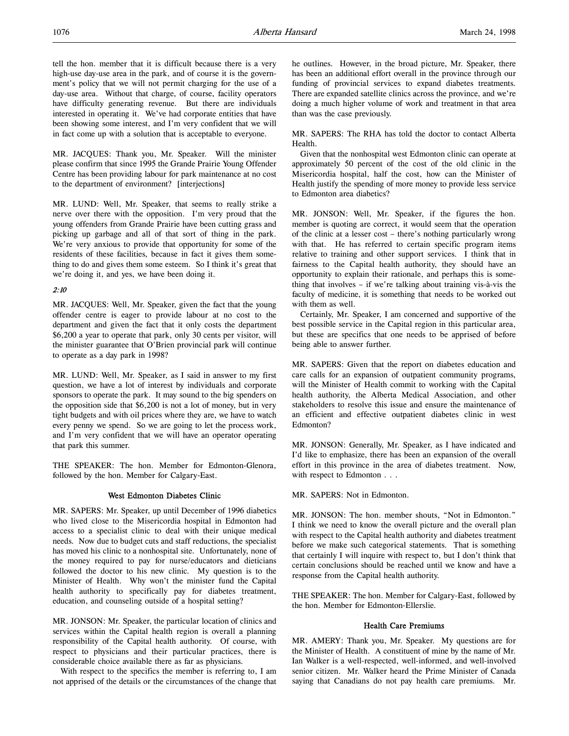tell the hon. member that it is difficult because there is a very high-use day-use area in the park, and of course it is the government's policy that we will not permit charging for the use of a day-use area. Without that charge, of course, facility operators have difficulty generating revenue. But there are individuals interested in operating it. We've had corporate entities that have been showing some interest, and I'm very confident that we will in fact come up with a solution that is acceptable to everyone.

MR. JACQUES: Thank you, Mr. Speaker. Will the minister please confirm that since 1995 the Grande Prairie Young Offender Centre has been providing labour for park maintenance at no cost to the department of environment? [interjections]

MR. LUND: Well, Mr. Speaker, that seems to really strike a nerve over there with the opposition. I'm very proud that the young offenders from Grande Prairie have been cutting grass and picking up garbage and all of that sort of thing in the park. We're very anxious to provide that opportunity for some of the residents of these facilities, because in fact it gives them something to do and gives them some esteem. So I think it's great that we're doing it, and yes, we have been doing it.

*2:10*

MR. JACQUES: Well, Mr. Speaker, given the fact that the young offender centre is eager to provide labour at no cost to the department and given the fact that it only costs the department $6,200 a year to operate that park, only 30 cents per visitor, will the minister guarantee that O'Brien provincial park will continue to operate as a day park in 1998?

MR. LUND: Well, Mr. Speaker, as I said in answer to my first question, we have a lot of interest by individuals and corporate sponsors to operate the park. It may sound to the big spenders on the opposition side that $6,200 is not a lot of money, but in very tight budgets and with oil prices where they are, we have to watch every penny we spend. So we are going to let the process work, and I'm very confident that we will have an operator operating that park this summer.

THE SPEAKER: The hon. Member for Edmonton-Glenora, followed by the hon. Member for Calgary-East.

### West Edmonton Diabetes Clinic

MR. SAPERS: Mr. Speaker, up until December of 1996 diabetics who lived close to the Misericordia hospital in Edmonton had access to a specialist clinic to deal with their unique medical needs. Now due to budget cuts and staff reductions, the specialist has moved his clinic to a nonhospital site. Unfortunately, none of the money required to pay for nurse/educators and dieticians followed the doctor to his new clinic. My question is to the Minister of Health. Why won't the minister fund the Capital health authority to specifically pay for diabetes treatment, education, and counseling outside of a hospital setting?

MR. JONSON: Mr. Speaker, the particular location of clinics and services within the Capital health region is overall a planning responsibility of the Capital health authority. Of course, with respect to physicians and their particular practices, there is considerable choice available there as far as physicians.

With respect to the specifics the member is referring to, I am not apprised of the details or the circumstances of the change that he outlines. However, in the broad picture, Mr. Speaker, there has been an additional effort overall in the province through our funding of provincial services to expand diabetes treatments. There are expanded satellite clinics across the province, and we're doing a much higher volume of work and treatment in that area than was the case previously.

MR. SAPERS: The RHA has told the doctor to contact Alberta Health.

Given that the nonhospital west Edmonton clinic can operate at approximately 50 percent of the cost of the old clinic in the Misericordia hospital, half the cost, how can the Minister of Health justify the spending of more money to provide less service to Edmonton area diabetics?

MR. JONSON: Well, Mr. Speaker, if the figures the hon. member is quoting are correct, it would seem that the operation of the clinic at a lesser cost – there's nothing particularly wrong with that. He has referred to certain specific program items relative to training and other support services. I think that in fairness to the Capital health authority, they should have an opportunity to explain their rationale, and perhaps this is something that involves – if we're talking about training vis-à-vis the faculty of medicine, it is something that needs to be worked out with them as well.

Certainly, Mr. Speaker, I am concerned and supportive of the best possible service in the Capital region in this particular area, but these are specifics that one needs to be apprised of before being able to answer further.

MR. SAPERS: Given that the report on diabetes education and care calls for an expansion of outpatient community programs, will the Minister of Health commit to working with the Capital health authority, the Alberta Medical Association, and other stakeholders to resolve this issue and ensure the maintenance of an efficient and effective outpatient diabetes clinic in west Edmonton?

MR. JONSON: Generally, Mr. Speaker, as I have indicated and I'd like to emphasize, there has been an expansion of the overall effort in this province in the area of diabetes treatment. Now, with respect to Edmonton . . .

MR. SAPERS: Not in Edmonton.

MR. JONSON: The hon. member shouts, "Not in Edmonton." I think we need to know the overall picture and the overall plan with respect to the Capital health authority and diabetes treatment before we make such categorical statements. That is something that certainly I will inquire with respect to, but I don't think that certain conclusions should be reached until we know and have a response from the Capital health authority.

THE SPEAKER: The hon. Member for Calgary-East, followed by the hon. Member for Edmonton-Ellerslie.

### Health Care Premiums

MR. AMERY: Thank you, Mr. Speaker. My questions are for the Minister of Health. A constituent of mine by the name of Mr. Ian Walker is a well-respected, well-informed, and well-involved senior citizen. Mr. Walker heard the Prime Minister of Canada saying that Canadians do not pay health care premiums. Mr.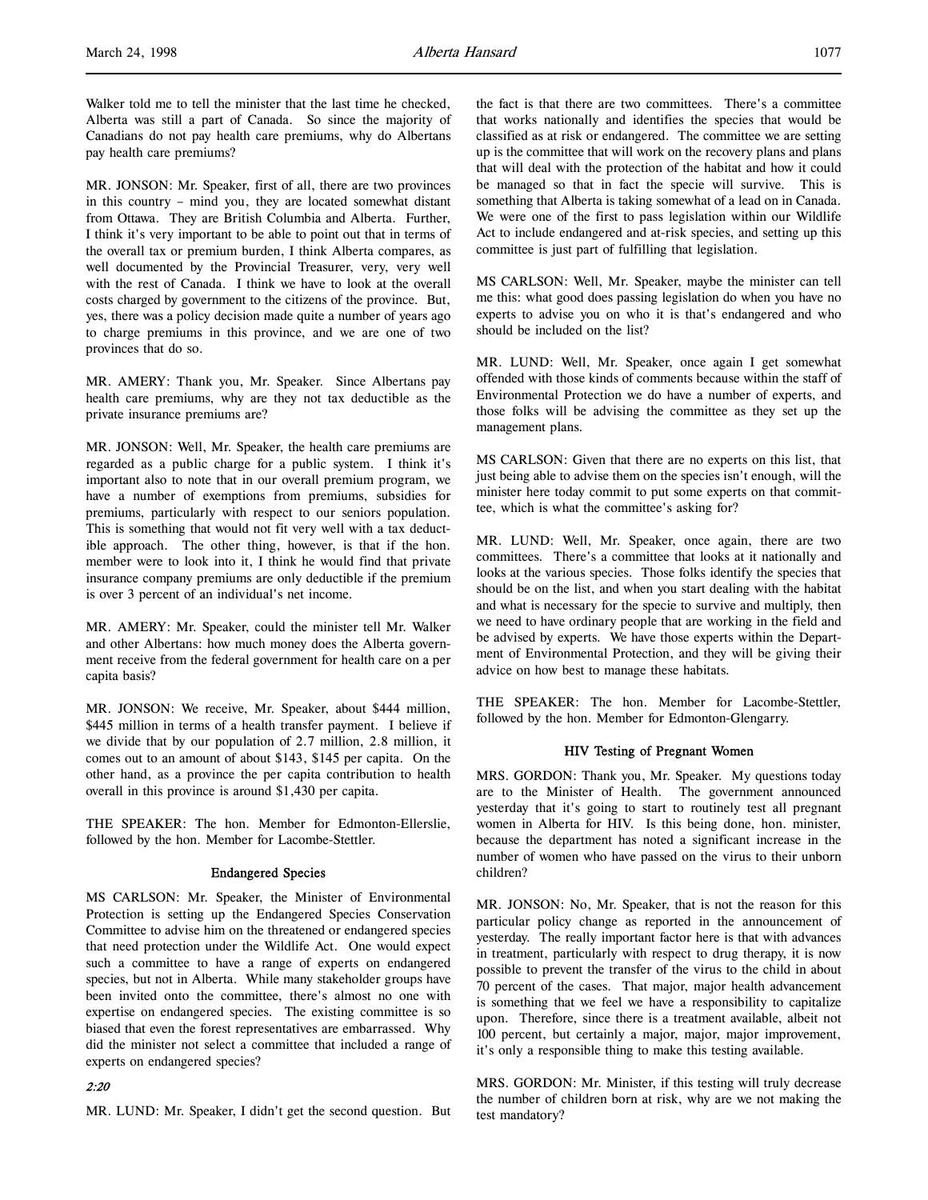Walker told me to tell the minister that the last time he checked, Alberta was still a part of Canada. So since the majority of Canadians do not pay health care premiums, why do Albertans pay health care premiums?

MR. JONSON: Mr. Speaker, first of all, there are two provinces in this country – mind you, they are located somewhat distant from Ottawa. They are British Columbia and Alberta. Further, I think it's very important to be able to point out that in terms of the overall tax or premium burden, I think Alberta compares, as well documented by the Provincial Treasurer, very, very well with the rest of Canada. I think we have to look at the overall costs charged by government to the citizens of the province. But, yes, there was a policy decision made quite a number of years ago to charge premiums in this province, and we are one of two provinces that do so.

MR. AMERY: Thank you, Mr. Speaker. Since Albertans pay health care premiums, why are they not tax deductible as the private insurance premiums are?

MR. JONSON: Well, Mr. Speaker, the health care premiums are regarded as a public charge for a public system. I think it's important also to note that in our overall premium program, we have a number of exemptions from premiums, subsidies for premiums, particularly with respect to our seniors population. This is something that would not fit very well with a tax deductible approach. The other thing, however, is that if the hon. member were to look into it, I think he would find that private insurance company premiums are only deductible if the premium is over 3 percent of an individual's net income.

MR. AMERY: Mr. Speaker, could the minister tell Mr. Walker and other Albertans: how much money does the Alberta government receive from the federal government for health care on a per capita basis?

MR. JONSON: We receive, Mr. Speaker, about $444 million, $445 million in terms of a health transfer payment. I believe if we divide that by our population of 2.7 million, 2.8 million, it comes out to an amount of about $143, $145 per capita. On the other hand, as a province the per capita contribution to health overall in this province is around $1,430 per capita.

THE SPEAKER: The hon. Member for Edmonton-Ellerslie, followed by the hon. Member for Lacombe-Stettler.

## Endangered Species

MS CARLSON: Mr. Speaker, the Minister of Environmental Protection is setting up the Endangered Species Conservation Committee to advise him on the threatened or endangered species that need protection under the Wildlife Act. One would expect such a committee to have a range of experts on endangered species, but not in Alberta. While many stakeholder groups have been invited onto the committee, there's almost no one with expertise on endangered species. The existing committee is so biased that even the forest representatives are embarrassed. Why did the minister not select a committee that included a range of experts on endangered species?

*2:20*

MR. LUND: Mr. Speaker, I didn't get the second question. But the fact is that there are two committees. There's a committee that works nationally and identifies the species that would be classified as at risk or endangered. The committee we are setting up is the committee that will work on the recovery plans and plans that will deal with the protection of the habitat and how it could be managed so that in fact the specie will survive. This is something that Alberta is taking somewhat of a lead on in Canada. We were one of the first to pass legislation within our Wildlife Act to include endangered and at-risk species, and setting up this committee is just part of fulfilling that legislation.

MS CARLSON: Well, Mr. Speaker, maybe the minister can tell me this: what good does passing legislation do when you have no experts to advise you on who it is that's endangered and who should be included on the list?

MR. LUND: Well, Mr. Speaker, once again I get somewhat offended with those kinds of comments because within the staff of Environmental Protection we do have a number of experts, and those folks will be advising the committee as they set up the management plans.

MS CARLSON: Given that there are no experts on this list, that just being able to advise them on the species isn't enough, will the minister here today commit to put some experts on that committee, which is what the committee's asking for?

MR. LUND: Well, Mr. Speaker, once again, there are two committees. There's a committee that looks at it nationally and looks at the various species. Those folks identify the species that should be on the list, and when you start dealing with the habitat and what is necessary for the specie to survive and multiply, then we need to have ordinary people that are working in the field and be advised by experts. We have those experts within the Department of Environmental Protection, and they will be giving their advice on how best to manage these habitats.

THE SPEAKER: The hon. Member for Lacombe-Stettler, followed by the hon. Member for Edmonton-Glengarry.

## HIV Testing of Pregnant Women

MRS. GORDON: Thank you, Mr. Speaker. My questions today are to the Minister of Health. The government announced yesterday that it's going to start to routinely test all pregnant women in Alberta for HIV. Is this being done, hon. minister, because the department has noted a significant increase in the number of women who have passed on the virus to their unborn children?

MR. JONSON: No, Mr. Speaker, that is not the reason for this particular policy change as reported in the announcement of yesterday. The really important factor here is that with advances in treatment, particularly with respect to drug therapy, it is now possible to prevent the transfer of the virus to the child in about 70 percent of the cases. That major, major health advancement is something that we feel we have a responsibility to capitalize upon. Therefore, since there is a treatment available, albeit not 100 percent, but certainly a major, major, major improvement, it's only a responsible thing to make this testing available.

MRS. GORDON: Mr. Minister, if this testing will truly decrease the number of children born at risk, why are we not making the test mandatory?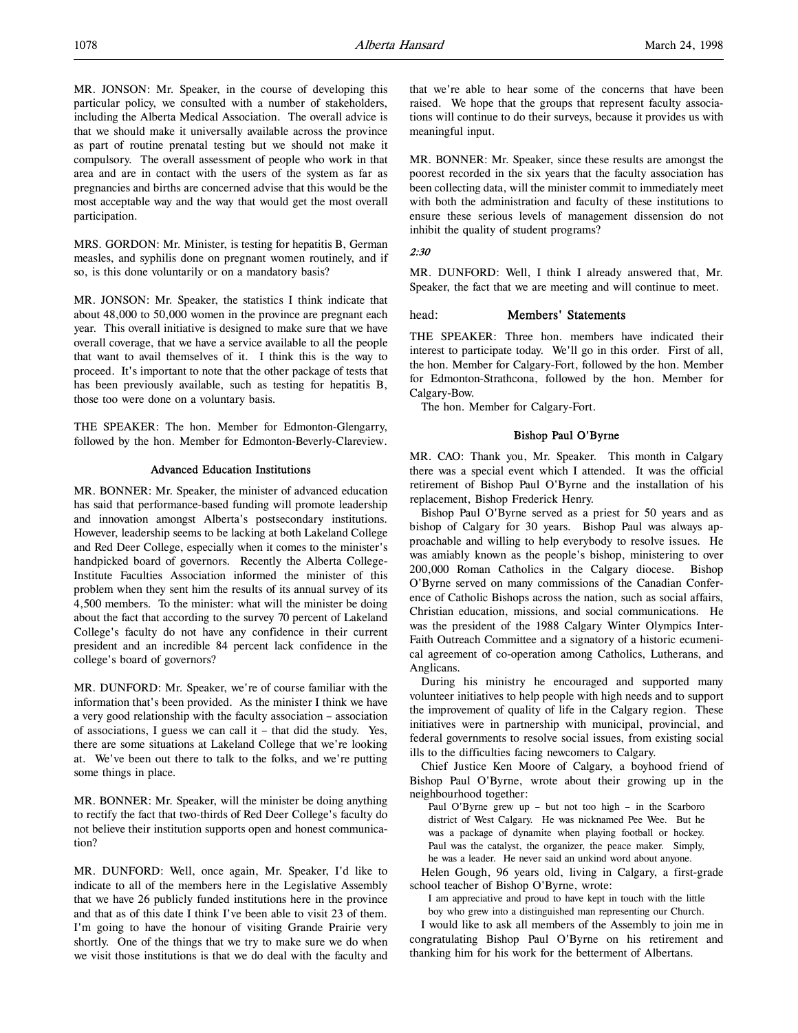MR. JONSON: Mr. Speaker, in the course of developing this particular policy, we consulted with a number of stakeholders, including the Alberta Medical Association. The overall advice is that we should make it universally available across the province as part of routine prenatal testing but we should not make it compulsory. The overall assessment of people who work in that area and are in contact with the users of the system as far as pregnancies and births are concerned advise that this would be the most acceptable way and the way that would get the most overall participation.

MRS. GORDON: Mr. Minister, is testing for hepatitis B, German measles, and syphilis done on pregnant women routinely, and if so, is this done voluntarily or on a mandatory basis?

MR. JONSON: Mr. Speaker, the statistics I think indicate that about 48,000 to 50,000 women in the province are pregnant each year. This overall initiative is designed to make sure that we have overall coverage, that we have a service available to all the people that want to avail themselves of it. I think this is the way to proceed. It's important to note that the other package of tests that has been previously available, such as testing for hepatitis B, those too were done on a voluntary basis.

THE SPEAKER: The hon. Member for Edmonton-Glengarry, followed by the hon. Member for Edmonton-Beverly-Clareview.

### Advanced Education Institutions

MR. BONNER: Mr. Speaker, the minister of advanced education has said that performance-based funding will promote leadership and innovation amongst Alberta's postsecondary institutions. However, leadership seems to be lacking at both Lakeland College and Red Deer College, especially when it comes to the minister's handpicked board of governors. Recently the Alberta College-Institute Faculties Association informed the minister of this problem when they sent him the results of its annual survey of its 4,500 members. To the minister: what will the minister be doing about the fact that according to the survey 70 percent of Lakeland College's faculty do not have any confidence in their current president and an incredible 84 percent lack confidence in the college's board of governors?

MR. DUNFORD: Mr. Speaker, we're of course familiar with the information that's been provided. As the minister I think we have a very good relationship with the faculty association – association of associations, I guess we can call it – that did the study. Yes, there are some situations at Lakeland College that we're looking at. We've been out there to talk to the folks, and we're putting some things in place.

MR. BONNER: Mr. Speaker, will the minister be doing anything to rectify the fact that two-thirds of Red Deer College's faculty do not believe their institution supports open and honest communication?

MR. DUNFORD: Well, once again, Mr. Speaker, I'd like to indicate to all of the members here in the Legislative Assembly that we have 26 publicly funded institutions here in the province and that as of this date I think I've been able to visit 23 of them. I'm going to have the honour of visiting Grande Prairie very shortly. One of the things that we try to make sure we do when we visit those institutions is that we do deal with the faculty and that we're able to hear some of the concerns that have been raised. We hope that the groups that represent faculty associations will continue to do their surveys, because it provides us with meaningful input.

MR. BONNER: Mr. Speaker, since these results are amongst the poorest recorded in the six years that the faculty association has been collecting data, will the minister commit to immediately meet with both the administration and faculty of these institutions to ensure these serious levels of management dissension do not inhibit the quality of student programs?

*2:30*

MR. DUNFORD: Well, I think I already answered that, Mr. Speaker, the fact that we are meeting and will continue to meet.

## head: Members' Statements

THE SPEAKER: Three hon. members have indicated their interest to participate today. We'll go in this order. First of all, the hon. Member for Calgary-Fort, followed by the hon. Member for Edmonton-Strathcona, followed by the hon. Member for Calgary-Bow.

The hon. Member for Calgary-Fort.

### Bishop Paul O'Byrne

MR. CAO: Thank you, Mr. Speaker. This month in Calgary there was a special event which I attended. It was the official retirement of Bishop Paul O'Byrne and the installation of his replacement, Bishop Frederick Henry.

Bishop Paul O'Byrne served as a priest for 50 years and as bishop of Calgary for 30 years. Bishop Paul was always approachable and willing to help everybody to resolve issues. He was amiably known as the people's bishop, ministering to over 200,000 Roman Catholics in the Calgary diocese. Bishop O'Byrne served on many commissions of the Canadian Conference of Catholic Bishops across the nation, such as social affairs, Christian education, missions, and social communications. He was the president of the 1988 Calgary Winter Olympics Inter-Faith Outreach Committee and a signatory of a historic ecumenical agreement of co-operation among Catholics, Lutherans, and Anglicans.

During his ministry he encouraged and supported many volunteer initiatives to help people with high needs and to support the improvement of quality of life in the Calgary region. These initiatives were in partnership with municipal, provincial, and federal governments to resolve social issues, from existing social ills to the difficulties facing newcomers to Calgary.

Chief Justice Ken Moore of Calgary, a boyhood friend of Bishop Paul O'Byrne, wrote about their growing up in the neighbourhood together:

> Paul O'Byrne grew up – but not too high – in the Scarboro district of West Calgary. He was nicknamed Pee Wee. But he was a package of dynamite when playing football or hockey. Paul was the catalyst, the organizer, the peace maker. Simply, he was a leader. He never said an unkind word about anyone.

Helen Gough, 96 years old, living in Calgary, a first-grade school teacher of Bishop O'Byrne, wrote:

> I am appreciative and proud to have kept in touch with the little boy who grew into a distinguished man representing our Church.

I would like to ask all members of the Assembly to join me in congratulating Bishop Paul O'Byrne on his retirement and thanking him for his work for the betterment of Albertans.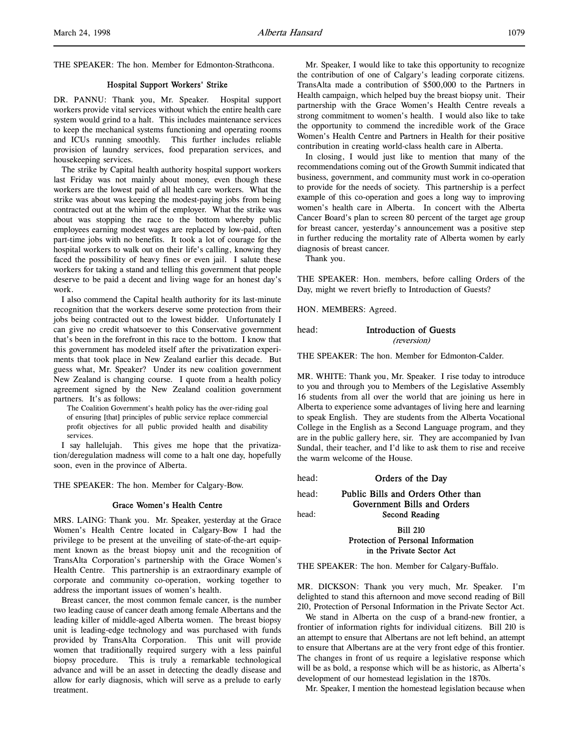THE SPEAKER: The hon. Member for Edmonton-Strathcona.

### Hospital Support Workers' Strike

DR. PANNU: Thank you, Mr. Speaker. Hospital support workers provide vital services without which the entire health care system would grind to a halt. This includes maintenance services to keep the mechanical systems functioning and operating rooms and ICUs running smoothly. This further includes reliable provision of laundry services, food preparation services, and housekeeping services.

The strike by Capital health authority hospital support workers last Friday was not mainly about money, even though these workers are the lowest paid of all health care workers. What the strike was about was keeping the modest-paying jobs from being contracted out at the whim of the employer. What the strike was about was stopping the race to the bottom whereby public employees earning modest wages are replaced by low-paid, often part-time jobs with no benefits. It took a lot of courage for the hospital workers to walk out on their life's calling, knowing they faced the possibility of heavy fines or even jail. I salute these workers for taking a stand and telling this government that people deserve to be paid a decent and living wage for an honest day's work.

I also commend the Capital health authority for its last-minute recognition that the workers deserve some protection from their jobs being contracted out to the lowest bidder. Unfortunately I can give no credit whatsoever to this Conservative government that's been in the forefront in this race to the bottom. I know that this government has modeled itself after the privatization experiments that took place in New Zealand earlier this decade. But guess what, Mr. Speaker? Under its new coalition government New Zealand is changing course. I quote from a health policy agreement signed by the New Zealand coalition government partners. It's as follows:

> The Coalition Government's health policy has the over-riding goal of ensuring [that] principles of public service replace commercial profit objectives for all public provided health and disability services.

I say hallelujah. This gives me hope that the privatization/deregulation madness will come to a halt one day, hopefully soon, even in the province of Alberta.

THE SPEAKER: The hon. Member for Calgary-Bow.

### Grace Women's Health Centre

MRS. LAING: Thank you. Mr. Speaker, yesterday at the Grace Women's Health Centre located in Calgary-Bow I had the privilege to be present at the unveiling of state-of-the-art equipment known as the breast biopsy unit and the recognition of TransAlta Corporation's partnership with the Grace Women's Health Centre. This partnership is an extraordinary example of corporate and community co-operation, working together to address the important issues of women's health.

Breast cancer, the most common female cancer, is the number two leading cause of cancer death among female Albertans and the leading killer of middle-aged Alberta women. The breast biopsy unit is leading-edge technology and was purchased with funds provided by TransAlta Corporation. This unit will provide women that traditionally required surgery with a less painful biopsy procedure. This is truly a remarkable technological advance and will be an asset in detecting the deadly disease and allow for early diagnosis, which will serve as a prelude to early treatment.

Mr. Speaker, I would like to take this opportunity to recognize the contribution of one of Calgary's leading corporate citizens. TransAlta made a contribution of $500,000 to the Partners in Health campaign, which helped buy the breast biopsy unit. Their partnership with the Grace Women's Health Centre reveals a strong commitment to women's health. I would also like to take the opportunity to commend the incredible work of the Grace Women's Health Centre and Partners in Health for their positive contribution in creating world-class health care in Alberta.

In closing, I would just like to mention that many of the recommendations coming out of the Growth Summit indicated that business, government, and community must work in co-operation to provide for the needs of society. This partnership is a perfect example of this co-operation and goes a long way to improving women's health care in Alberta. In concert with the Alberta Cancer Board's plan to screen 80 percent of the target age group for breast cancer, yesterday's announcement was a positive step in further reducing the mortality rate of Alberta women by early diagnosis of breast cancer.

Thank you.

THE SPEAKER: Hon. members, before calling Orders of the Day, might we revert briefly to Introduction of Guests?

HON. MEMBERS: Agreed.

## Introduction of Guests
*(reversion)*

THE SPEAKER: The hon. Member for Edmonton-Calder.

MR. WHITE: Thank you, Mr. Speaker. I rise today to introduce to you and through you to Members of the Legislative Assembly 16 students from all over the world that are joining us here in Alberta to experience some advantages of living here and learning to speak English. They are students from the Alberta Vocational College in the English as a Second Language program, and they are in the public gallery here, sir. They are accompanied by Ivan Sundal, their teacher, and I'd like to ask them to rise and receive the warm welcome of the House.

## Orders of the Day

## Public Bills and Orders Other than Government Bills and Orders

## Second Reading

### Bill 210
### Protection of Personal Information in the Private Sector Act

THE SPEAKER: The hon. Member for Calgary-Buffalo.

MR. DICKSON: Thank you very much, Mr. Speaker. I'm delighted to stand this afternoon and move second reading of Bill 210, Protection of Personal Information in the Private Sector Act.

We stand in Alberta on the cusp of a brand-new frontier, a frontier of information rights for individual citizens. Bill 210 is an attempt to ensure that Albertans are not left behind, an attempt to ensure that Albertans are at the very front edge of this frontier. The changes in front of us require a legislative response which will be as bold, a response which will be as historic, as Alberta's development of our homestead legislation in the 1870s.

Mr. Speaker, I mention the homestead legislation because when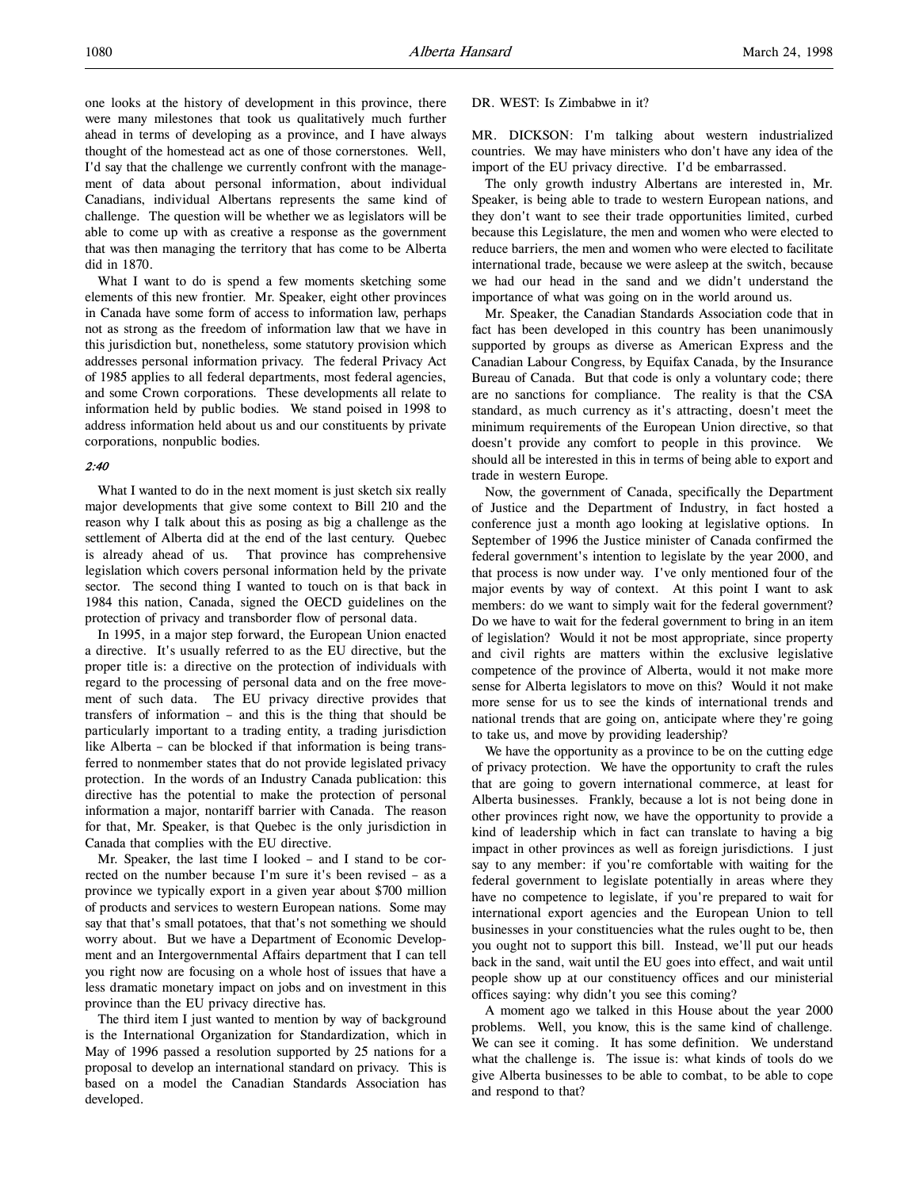one looks at the history of development in this province, there were many milestones that took us qualitatively much further ahead in terms of developing as a province, and I have always thought of the homestead act as one of those cornerstones. Well, I'd say that the challenge we currently confront with the management of data about personal information, about individual Canadians, individual Albertans represents the same kind of challenge. The question will be whether we as legislators will be able to come up with as creative a response as the government that was then managing the territory that has come to be Alberta did in 1870.

What I want to do is spend a few moments sketching some elements of this new frontier. Mr. Speaker, eight other provinces in Canada have some form of access to information law, perhaps not as strong as the freedom of information law that we have in this jurisdiction but, nonetheless, some statutory provision which addresses personal information privacy. The federal Privacy Act of 1985 applies to all federal departments, most federal agencies, and some Crown corporations. These developments all relate to information held by public bodies. We stand poised in 1998 to address information held about us and our constituents by private corporations, nonpublic bodies.

*2:40*

What I wanted to do in the next moment is just sketch six really major developments that give some context to Bill 210 and the reason why I talk about this as posing as big a challenge as the settlement of Alberta did at the end of the last century. Quebec is already ahead of us. That province has comprehensive legislation which covers personal information held by the private sector. The second thing I wanted to touch on is that back in 1984 this nation, Canada, signed the OECD guidelines on the protection of privacy and transborder flow of personal data.

In 1995, in a major step forward, the European Union enacted a directive. It's usually referred to as the EU directive, but the proper title is: a directive on the protection of individuals with regard to the processing of personal data and on the free movement of such data. The EU privacy directive provides that transfers of information – and this is the thing that should be particularly important to a trading entity, a trading jurisdiction like Alberta – can be blocked if that information is being transferred to nonmember states that do not provide legislated privacy protection. In the words of an Industry Canada publication: this directive has the potential to make the protection of personal information a major, nontariff barrier with Canada. The reason for that, Mr. Speaker, is that Quebec is the only jurisdiction in Canada that complies with the EU directive.

Mr. Speaker, the last time I looked – and I stand to be corrected on the number because I'm sure it's been revised – as a province we typically export in a given year about $700 million of products and services to western European nations. Some may say that that's small potatoes, that that's not something we should worry about. But we have a Department of Economic Development and an Intergovernmental Affairs department that I can tell you right now are focusing on a whole host of issues that have a less dramatic monetary impact on jobs and on investment in this province than the EU privacy directive has.

The third item I just wanted to mention by way of background is the International Organization for Standardization, which in May of 1996 passed a resolution supported by 25 nations for a proposal to develop an international standard on privacy. This is based on a model the Canadian Standards Association has developed.

DR. WEST: Is Zimbabwe in it?

MR. DICKSON: I'm talking about western industrialized countries. We may have ministers who don't have any idea of the import of the EU privacy directive. I'd be embarrassed.

The only growth industry Albertans are interested in, Mr. Speaker, is being able to trade to western European nations, and they don't want to see their trade opportunities limited, curbed because this Legislature, the men and women who were elected to reduce barriers, the men and women who were elected to facilitate international trade, because we were asleep at the switch, because we had our head in the sand and we didn't understand the importance of what was going on in the world around us.

Mr. Speaker, the Canadian Standards Association code that in fact has been developed in this country has been unanimously supported by groups as diverse as American Express and the Canadian Labour Congress, by Equifax Canada, by the Insurance Bureau of Canada. But that code is only a voluntary code; there are no sanctions for compliance. The reality is that the CSA standard, as much currency as it's attracting, doesn't meet the minimum requirements of the European Union directive, so that doesn't provide any comfort to people in this province. We should all be interested in this in terms of being able to export and trade in western Europe.

Now, the government of Canada, specifically the Department of Justice and the Department of Industry, in fact hosted a conference just a month ago looking at legislative options. In September of 1996 the Justice minister of Canada confirmed the federal government's intention to legislate by the year 2000, and that process is now under way. I've only mentioned four of the major events by way of context. At this point I want to ask members: do we want to simply wait for the federal government? Do we have to wait for the federal government to bring in an item of legislation? Would it not be most appropriate, since property and civil rights are matters within the exclusive legislative competence of the province of Alberta, would it not make more sense for Alberta legislators to move on this? Would it not make more sense for us to see the kinds of international trends and national trends that are going on, anticipate where they're going to take us, and move by providing leadership?

We have the opportunity as a province to be on the cutting edge of privacy protection. We have the opportunity to craft the rules that are going to govern international commerce, at least for Alberta businesses. Frankly, because a lot is not being done in other provinces right now, we have the opportunity to provide a kind of leadership which in fact can translate to having a big impact in other provinces as well as foreign jurisdictions. I just say to any member: if you're comfortable with waiting for the federal government to legislate potentially in areas where they have no competence to legislate, if you're prepared to wait for international export agencies and the European Union to tell businesses in your constituencies what the rules ought to be, then you ought not to support this bill. Instead, we'll put our heads back in the sand, wait until the EU goes into effect, and wait until people show up at our constituency offices and our ministerial offices saying: why didn't you see this coming?

A moment ago we talked in this House about the year 2000 problems. Well, you know, this is the same kind of challenge. We can see it coming. It has some definition. We understand what the challenge is. The issue is: what kinds of tools do we give Alberta businesses to be able to combat, to be able to cope and respond to that?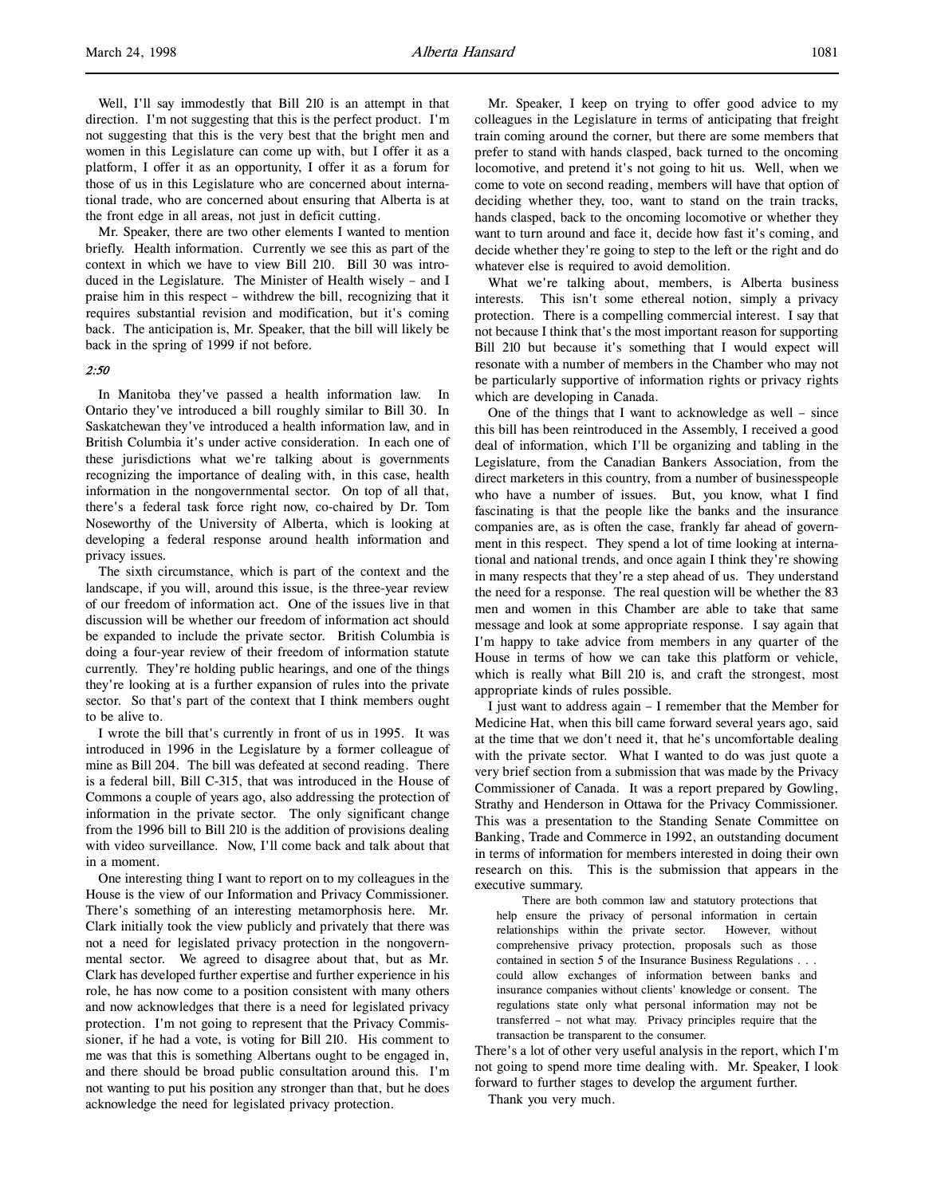Well, I'll say immodestly that Bill 210 is an attempt in that direction. I'm not suggesting that this is the perfect product. I'm not suggesting that this is the very best that the bright men and women in this Legislature can come up with, but I offer it as a platform, I offer it as an opportunity, I offer it as a forum for those of us in this Legislature who are concerned about international trade, who are concerned about ensuring that Alberta is at the front edge in all areas, not just in deficit cutting.

Mr. Speaker, there are two other elements I wanted to mention briefly. Health information. Currently we see this as part of the context in which we have to view Bill 210. Bill 30 was introduced in the Legislature. The Minister of Health wisely – and I praise him in this respect – withdrew the bill, recognizing that it requires substantial revision and modification, but it's coming back. The anticipation is, Mr. Speaker, that the bill will likely be back in the spring of 1999 if not before.

*2:50*

In Manitoba they've passed a health information law. In Ontario they've introduced a bill roughly similar to Bill 30. In Saskatchewan they've introduced a health information law, and in British Columbia it's under active consideration. In each one of these jurisdictions what we're talking about is governments recognizing the importance of dealing with, in this case, health information in the nongovernmental sector. On top of all that, there's a federal task force right now, co-chaired by Dr. Tom Noseworthy of the University of Alberta, which is looking at developing a federal response around health information and privacy issues.

The sixth circumstance, which is part of the context and the landscape, if you will, around this issue, is the three-year review of our freedom of information act. One of the issues live in that discussion will be whether our freedom of information act should be expanded to include the private sector. British Columbia is doing a four-year review of their freedom of information statute currently. They're holding public hearings, and one of the things they're looking at is a further expansion of rules into the private sector. So that's part of the context that I think members ought to be alive to.

I wrote the bill that's currently in front of us in 1995. It was introduced in 1996 in the Legislature by a former colleague of mine as Bill 204. The bill was defeated at second reading. There is a federal bill, Bill C-315, that was introduced in the House of Commons a couple of years ago, also addressing the protection of information in the private sector. The only significant change from the 1996 bill to Bill 210 is the addition of provisions dealing with video surveillance. Now, I'll come back and talk about that in a moment.

One interesting thing I want to report on to my colleagues in the House is the view of our Information and Privacy Commissioner. There's something of an interesting metamorphosis here. Mr. Clark initially took the view publicly and privately that there was not a need for legislated privacy protection in the nongovernmental sector. We agreed to disagree about that, but as Mr. Clark has developed further expertise and further experience in his role, he has now come to a position consistent with many others and now acknowledges that there is a need for legislated privacy protection. I'm not going to represent that the Privacy Commissioner, if he had a vote, is voting for Bill 210. His comment to me was that this is something Albertans ought to be engaged in, and there should be broad public consultation around this. I'm not wanting to put his position any stronger than that, but he does acknowledge the need for legislated privacy protection.

Mr. Speaker, I keep on trying to offer good advice to my colleagues in the Legislature in terms of anticipating that freight train coming around the corner, but there are some members that prefer to stand with hands clasped, back turned to the oncoming locomotive, and pretend it's not going to hit us. Well, when we come to vote on second reading, members will have that option of deciding whether they, too, want to stand on the train tracks, hands clasped, back to the oncoming locomotive or whether they want to turn around and face it, decide how fast it's coming, and decide whether they're going to step to the left or the right and do whatever else is required to avoid demolition.

What we're talking about, members, is Alberta business interests. This isn't some ethereal notion, simply a privacy protection. There is a compelling commercial interest. I say that not because I think that's the most important reason for supporting Bill 210 but because it's something that I would expect will resonate with a number of members in the Chamber who may not be particularly supportive of information rights or privacy rights which are developing in Canada.

One of the things that I want to acknowledge as well – since this bill has been reintroduced in the Assembly, I received a good deal of information, which I'll be organizing and tabling in the Legislature, from the Canadian Bankers Association, from the direct marketers in this country, from a number of businesspeople who have a number of issues. But, you know, what I find fascinating is that the people like the banks and the insurance companies are, as is often the case, frankly far ahead of government in this respect. They spend a lot of time looking at international and national trends, and once again I think they're showing in many respects that they're a step ahead of us. They understand the need for a response. The real question will be whether the 83 men and women in this Chamber are able to take that same message and look at some appropriate response. I say again that I'm happy to take advice from members in any quarter of the House in terms of how we can take this platform or vehicle, which is really what Bill 210 is, and craft the strongest, most appropriate kinds of rules possible.

I just want to address again – I remember that the Member for Medicine Hat, when this bill came forward several years ago, said at the time that we don't need it, that he's uncomfortable dealing with the private sector. What I wanted to do was just quote a very brief section from a submission that was made by the Privacy Commissioner of Canada. It was a report prepared by Gowling, Strathy and Henderson in Ottawa for the Privacy Commissioner. This was a presentation to the Standing Senate Committee on Banking, Trade and Commerce in 1992, an outstanding document in terms of information for members interested in doing their own research on this. This is the submission that appears in the executive summary.

> There are both common law and statutory protections that help ensure the privacy of personal information in certain relationships within the private sector. However, without comprehensive privacy protection, proposals such as those contained in section 5 of the Insurance Business Regulations . . . could allow exchanges of information between banks and insurance companies without clients' knowledge or consent. The regulations state only what personal information may not be transferred – not what may. Privacy principles require that the transaction be transparent to the consumer.

There's a lot of other very useful analysis in the report, which I'm not going to spend more time dealing with. Mr. Speaker, I look forward to further stages to develop the argument further.

Thank you very much.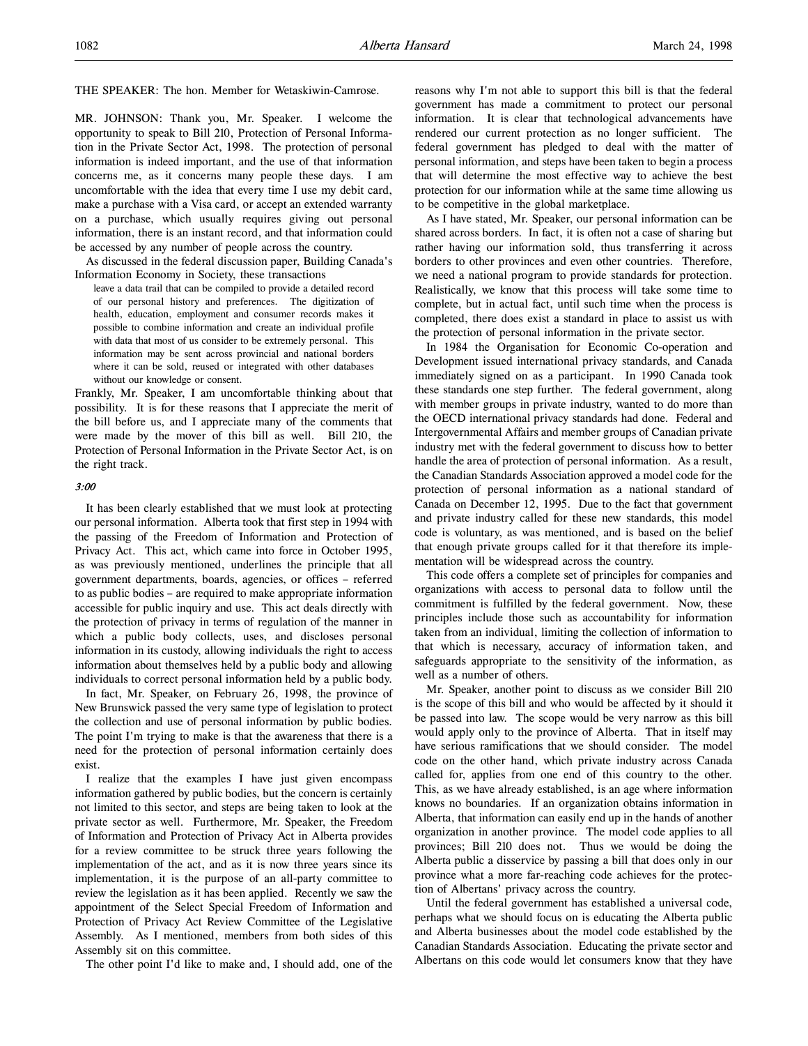THE SPEAKER: The hon. Member for Wetaskiwin-Camrose.

MR. JOHNSON: Thank you, Mr. Speaker. I welcome the opportunity to speak to Bill 210, Protection of Personal Information in the Private Sector Act, 1998. The protection of personal information is indeed important, and the use of that information concerns me, as it concerns many people these days. I am uncomfortable with the idea that every time I use my debit card, make a purchase with a Visa card, or accept an extended warranty on a purchase, which usually requires giving out personal information, there is an instant record, and that information could be accessed by any number of people across the country.

As discussed in the federal discussion paper, Building Canada's Information Economy in Society, these transactions

> leave a data trail that can be compiled to provide a detailed record of our personal history and preferences. The digitization of health, education, employment and consumer records makes it possible to combine information and create an individual profile with data that most of us consider to be extremely personal. This information may be sent across provincial and national borders where it can be sold, reused or integrated with other databases without our knowledge or consent.

Frankly, Mr. Speaker, I am uncomfortable thinking about that possibility. It is for these reasons that I appreciate the merit of the bill before us, and I appreciate many of the comments that were made by the mover of this bill as well. Bill 210, the Protection of Personal Information in the Private Sector Act, is on the right track.

*3:00*

It has been clearly established that we must look at protecting our personal information. Alberta took that first step in 1994 with the passing of the Freedom of Information and Protection of Privacy Act. This act, which came into force in October 1995, as was previously mentioned, underlines the principle that all government departments, boards, agencies, or offices – referred to as public bodies – are required to make appropriate information accessible for public inquiry and use. This act deals directly with the protection of privacy in terms of regulation of the manner in which a public body collects, uses, and discloses personal information in its custody, allowing individuals the right to access information about themselves held by a public body and allowing individuals to correct personal information held by a public body.

In fact, Mr. Speaker, on February 26, 1998, the province of New Brunswick passed the very same type of legislation to protect the collection and use of personal information by public bodies. The point I'm trying to make is that the awareness that there is a need for the protection of personal information certainly does exist.

I realize that the examples I have just given encompass information gathered by public bodies, but the concern is certainly not limited to this sector, and steps are being taken to look at the private sector as well. Furthermore, Mr. Speaker, the Freedom of Information and Protection of Privacy Act in Alberta provides for a review committee to be struck three years following the implementation of the act, and as it is now three years since its implementation, it is the purpose of an all-party committee to review the legislation as it has been applied. Recently we saw the appointment of the Select Special Freedom of Information and Protection of Privacy Act Review Committee of the Legislative Assembly. As I mentioned, members from both sides of this Assembly sit on this committee.

The other point I'd like to make and, I should add, one of the reasons why I'm not able to support this bill is that the federal government has made a commitment to protect our personal information. It is clear that technological advancements have rendered our current protection as no longer sufficient. The federal government has pledged to deal with the matter of personal information, and steps have been taken to begin a process that will determine the most effective way to achieve the best protection for our information while at the same time allowing us to be competitive in the global marketplace.

As I have stated, Mr. Speaker, our personal information can be shared across borders. In fact, it is often not a case of sharing but rather having our information sold, thus transferring it across borders to other provinces and even other countries. Therefore, we need a national program to provide standards for protection. Realistically, we know that this process will take some time to complete, but in actual fact, until such time when the process is completed, there does exist a standard in place to assist us with the protection of personal information in the private sector.

In 1984 the Organisation for Economic Co-operation and Development issued international privacy standards, and Canada immediately signed on as a participant. In 1990 Canada took these standards one step further. The federal government, along with member groups in private industry, wanted to do more than the OECD international privacy standards had done. Federal and Intergovernmental Affairs and member groups of Canadian private industry met with the federal government to discuss how to better handle the area of protection of personal information. As a result, the Canadian Standards Association approved a model code for the protection of personal information as a national standard of Canada on December 12, 1995. Due to the fact that government and private industry called for these new standards, this model code is voluntary, as was mentioned, and is based on the belief that enough private groups called for it that therefore its implementation will be widespread across the country.

This code offers a complete set of principles for companies and organizations with access to personal data to follow until the commitment is fulfilled by the federal government. Now, these principles include those such as accountability for information taken from an individual, limiting the collection of information to that which is necessary, accuracy of information taken, and safeguards appropriate to the sensitivity of the information, as well as a number of others.

Mr. Speaker, another point to discuss as we consider Bill 210 is the scope of this bill and who would be affected by it should it be passed into law. The scope would be very narrow as this bill would apply only to the province of Alberta. That in itself may have serious ramifications that we should consider. The model code on the other hand, which private industry across Canada called for, applies from one end of this country to the other. This, as we have already established, is an age where information knows no boundaries. If an organization obtains information in Alberta, that information can easily end up in the hands of another organization in another province. The model code applies to all provinces; Bill 210 does not. Thus we would be doing the Alberta public a disservice by passing a bill that does only in our province what a more far-reaching code achieves for the protection of Albertans' privacy across the country.

Until the federal government has established a universal code, perhaps what we should focus on is educating the Alberta public and Alberta businesses about the model code established by the Canadian Standards Association. Educating the private sector and Albertans on this code would let consumers know that they have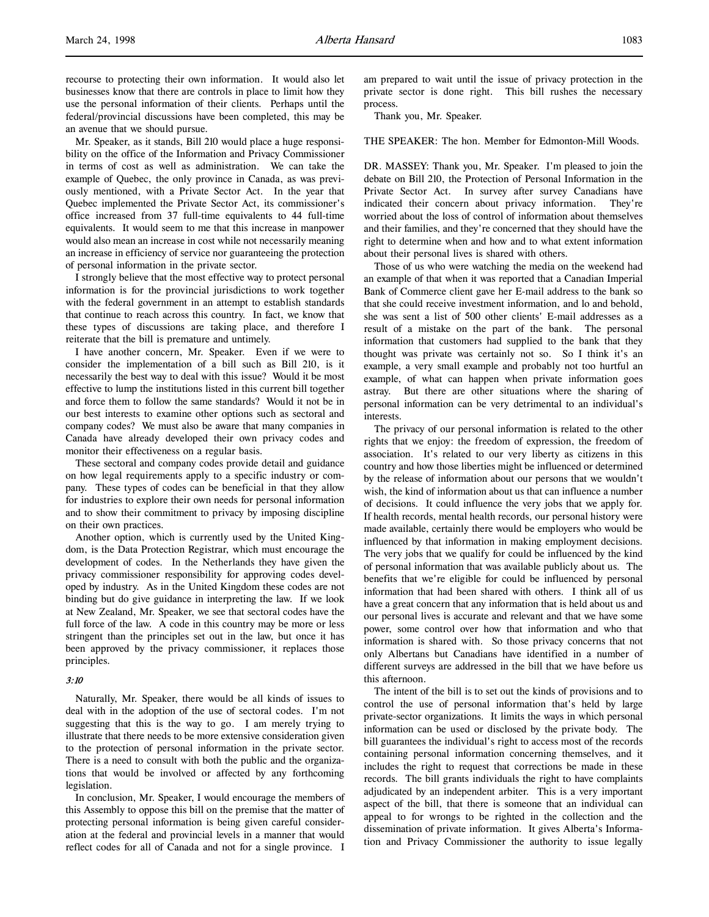recourse to protecting their own information. It would also let businesses know that there are controls in place to limit how they use the personal information of their clients. Perhaps until the federal/provincial discussions have been completed, this may be an avenue that we should pursue.

Mr. Speaker, as it stands, Bill 210 would place a huge responsibility on the office of the Information and Privacy Commissioner in terms of cost as well as administration. We can take the example of Quebec, the only province in Canada, as was previously mentioned, with a Private Sector Act. In the year that Quebec implemented the Private Sector Act, its commissioner's office increased from 37 full-time equivalents to 44 full-time equivalents. It would seem to me that this increase in manpower would also mean an increase in cost while not necessarily meaning an increase in efficiency of service nor guaranteeing the protection of personal information in the private sector.

I strongly believe that the most effective way to protect personal information is for the provincial jurisdictions to work together with the federal government in an attempt to establish standards that continue to reach across this country. In fact, we know that these types of discussions are taking place, and therefore I reiterate that the bill is premature and untimely.

I have another concern, Mr. Speaker. Even if we were to consider the implementation of a bill such as Bill 210, is it necessarily the best way to deal with this issue? Would it be most effective to lump the institutions listed in this current bill together and force them to follow the same standards? Would it not be in our best interests to examine other options such as sectoral and company codes? We must also be aware that many companies in Canada have already developed their own privacy codes and monitor their effectiveness on a regular basis.

These sectoral and company codes provide detail and guidance on how legal requirements apply to a specific industry or company. These types of codes can be beneficial in that they allow for industries to explore their own needs for personal information and to show their commitment to privacy by imposing discipline on their own practices.

Another option, which is currently used by the United Kingdom, is the Data Protection Registrar, which must encourage the development of codes. In the Netherlands they have given the privacy commissioner responsibility for approving codes developed by industry. As in the United Kingdom these codes are not binding but do give guidance in interpreting the law. If we look at New Zealand, Mr. Speaker, we see that sectoral codes have the full force of the law. A code in this country may be more or less stringent than the principles set out in the law, but once it has been approved by the privacy commissioner, it replaces those principles.

*3:10*

Naturally, Mr. Speaker, there would be all kinds of issues to deal with in the adoption of the use of sectoral codes. I'm not suggesting that this is the way to go. I am merely trying to illustrate that there needs to be more extensive consideration given to the protection of personal information in the private sector. There is a need to consult with both the public and the organizations that would be involved or affected by any forthcoming legislation.

In conclusion, Mr. Speaker, I would encourage the members of this Assembly to oppose this bill on the premise that the matter of protecting personal information is being given careful consideration at the federal and provincial levels in a manner that would reflect codes for all of Canada and not for a single province. I am prepared to wait until the issue of privacy protection in the private sector is done right. This bill rushes the necessary process.

Thank you, Mr. Speaker.

THE SPEAKER: The hon. Member for Edmonton-Mill Woods.

DR. MASSEY: Thank you, Mr. Speaker. I'm pleased to join the debate on Bill 210, the Protection of Personal Information in the Private Sector Act. In survey after survey Canadians have indicated their concern about privacy information. They're worried about the loss of control of information about themselves and their families, and they're concerned that they should have the right to determine when and how and to what extent information about their personal lives is shared with others.

Those of us who were watching the media on the weekend had an example of that when it was reported that a Canadian Imperial Bank of Commerce client gave her E-mail address to the bank so that she could receive investment information, and lo and behold, she was sent a list of 500 other clients' E-mail addresses as a result of a mistake on the part of the bank. The personal information that customers had supplied to the bank that they thought was private was certainly not so. So I think it's an example, a very small example and probably not too hurtful an example, of what can happen when private information goes astray. But there are other situations where the sharing of personal information can be very detrimental to an individual's interests.

The privacy of our personal information is related to the other rights that we enjoy: the freedom of expression, the freedom of association. It's related to our very liberty as citizens in this country and how those liberties might be influenced or determined by the release of information about our persons that we wouldn't wish, the kind of information about us that can influence a number of decisions. It could influence the very jobs that we apply for. If health records, mental health records, our personal history were made available, certainly there would be employers who would be influenced by that information in making employment decisions. The very jobs that we qualify for could be influenced by the kind of personal information that was available publicly about us. The benefits that we're eligible for could be influenced by personal information that had been shared with others. I think all of us have a great concern that any information that is held about us and our personal lives is accurate and relevant and that we have some power, some control over how that information and who that information is shared with. So those privacy concerns that not only Albertans but Canadians have identified in a number of different surveys are addressed in the bill that we have before us this afternoon.

The intent of the bill is to set out the kinds of provisions and to control the use of personal information that's held by large private-sector organizations. It limits the ways in which personal information can be used or disclosed by the private body. The bill guarantees the individual's right to access most of the records containing personal information concerning themselves, and it includes the right to request that corrections be made in these records. The bill grants individuals the right to have complaints adjudicated by an independent arbiter. This is a very important aspect of the bill, that there is someone that an individual can appeal to for wrongs to be righted in the collection and the dissemination of private information. It gives Alberta's Information and Privacy Commissioner the authority to issue legally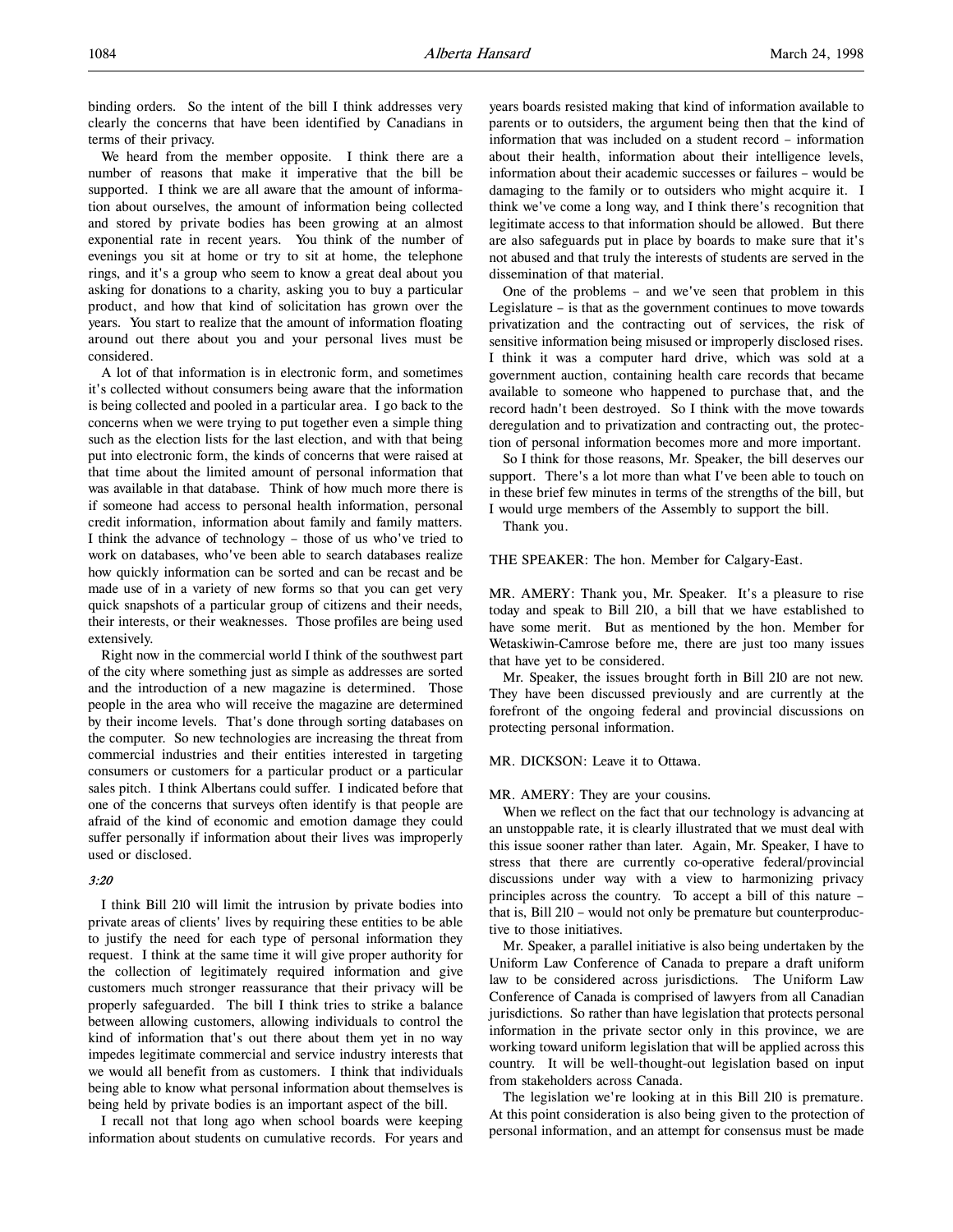binding orders. So the intent of the bill I think addresses very clearly the concerns that have been identified by Canadians in terms of their privacy.

We heard from the member opposite. I think there are a number of reasons that make it imperative that the bill be supported. I think we are all aware that the amount of information about ourselves, the amount of information being collected and stored by private bodies has been growing at an almost exponential rate in recent years. You think of the number of evenings you sit at home or try to sit at home, the telephone rings, and it's a group who seem to know a great deal about you asking for donations to a charity, asking you to buy a particular product, and how that kind of solicitation has grown over the years. You start to realize that the amount of information floating around out there about you and your personal lives must be considered.

A lot of that information is in electronic form, and sometimes it's collected without consumers being aware that the information is being collected and pooled in a particular area. I go back to the concerns when we were trying to put together even a simple thing such as the election lists for the last election, and with that being put into electronic form, the kinds of concerns that were raised at that time about the limited amount of personal information that was available in that database. Think of how much more there is if someone had access to personal health information, personal credit information, information about family and family matters. I think the advance of technology – those of us who've tried to work on databases, who've been able to search databases realize how quickly information can be sorted and can be recast and be made use of in a variety of new forms so that you can get very quick snapshots of a particular group of citizens and their needs, their interests, or their weaknesses. Those profiles are being used extensively.

Right now in the commercial world I think of the southwest part of the city where something just as simple as addresses are sorted and the introduction of a new magazine is determined. Those people in the area who will receive the magazine are determined by their income levels. That's done through sorting databases on the computer. So new technologies are increasing the threat from commercial industries and their entities interested in targeting consumers or customers for a particular product or a particular sales pitch. I think Albertans could suffer. I indicated before that one of the concerns that surveys often identify is that people are afraid of the kind of economic and emotion damage they could suffer personally if information about their lives was improperly used or disclosed.

*3:20*

I think Bill 210 will limit the intrusion by private bodies into private areas of clients' lives by requiring these entities to be able to justify the need for each type of personal information they request. I think at the same time it will give proper authority for the collection of legitimately required information and give customers much stronger reassurance that their privacy will be properly safeguarded. The bill I think tries to strike a balance between allowing customers, allowing individuals to control the kind of information that's out there about them yet in no way impedes legitimate commercial and service industry interests that we would all benefit from as customers. I think that individuals being able to know what personal information about themselves is being held by private bodies is an important aspect of the bill.

I recall not that long ago when school boards were keeping information about students on cumulative records. For years and years boards resisted making that kind of information available to parents or to outsiders, the argument being then that the kind of information that was included on a student record – information about their health, information about their intelligence levels, information about their academic successes or failures – would be damaging to the family or to outsiders who might acquire it. I think we've come a long way, and I think there's recognition that legitimate access to that information should be allowed. But there are also safeguards put in place by boards to make sure that it's not abused and that truly the interests of students are served in the dissemination of that material.

One of the problems – and we've seen that problem in this Legislature – is that as the government continues to move towards privatization and the contracting out of services, the risk of sensitive information being misused or improperly disclosed rises. I think it was a computer hard drive, which was sold at a government auction, containing health care records that became available to someone who happened to purchase that, and the record hadn't been destroyed. So I think with the move towards deregulation and to privatization and contracting out, the protection of personal information becomes more and more important.

So I think for those reasons, Mr. Speaker, the bill deserves our support. There's a lot more than what I've been able to touch on in these brief few minutes in terms of the strengths of the bill, but I would urge members of the Assembly to support the bill.

Thank you.

THE SPEAKER: The hon. Member for Calgary-East.

MR. AMERY: Thank you, Mr. Speaker. It's a pleasure to rise today and speak to Bill 210, a bill that we have established to have some merit. But as mentioned by the hon. Member for Wetaskiwin-Camrose before me, there are just too many issues that have yet to be considered.

Mr. Speaker, the issues brought forth in Bill 210 are not new. They have been discussed previously and are currently at the forefront of the ongoing federal and provincial discussions on protecting personal information.

MR. DICKSON: Leave it to Ottawa.

MR. AMERY: They are your cousins.

When we reflect on the fact that our technology is advancing at an unstoppable rate, it is clearly illustrated that we must deal with this issue sooner rather than later. Again, Mr. Speaker, I have to stress that there are currently co-operative federal/provincial discussions under way with a view to harmonizing privacy principles across the country. To accept a bill of this nature – that is, Bill 210 – would not only be premature but counterproductive to those initiatives.

Mr. Speaker, a parallel initiative is also being undertaken by the Uniform Law Conference of Canada to prepare a draft uniform law to be considered across jurisdictions. The Uniform Law Conference of Canada is comprised of lawyers from all Canadian jurisdictions. So rather than have legislation that protects personal information in the private sector only in this province, we are working toward uniform legislation that will be applied across this country. It will be well-thought-out legislation based on input from stakeholders across Canada.

The legislation we're looking at in this Bill 210 is premature. At this point consideration is also being given to the protection of personal information, and an attempt for consensus must be made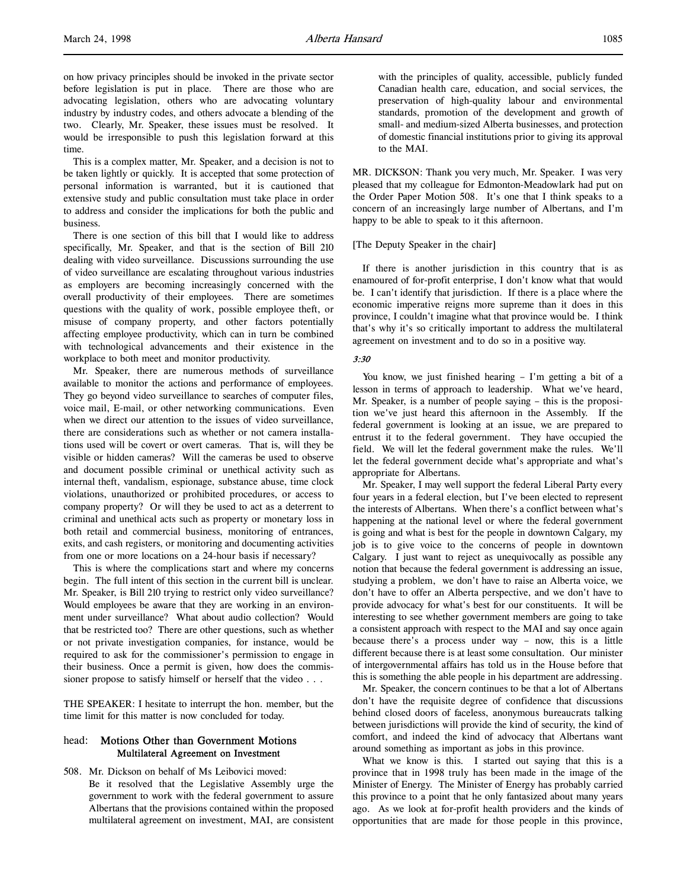on how privacy principles should be invoked in the private sector before legislation is put in place. There are those who are advocating legislation, others who are advocating voluntary industry by industry codes, and others advocate a blending of the two. Clearly, Mr. Speaker, these issues must be resolved. It would be irresponsible to push this legislation forward at this time.

This is a complex matter, Mr. Speaker, and a decision is not to be taken lightly or quickly. It is accepted that some protection of personal information is warranted, but it is cautioned that extensive study and public consultation must take place in order to address and consider the implications for both the public and business.

There is one section of this bill that I would like to address specifically, Mr. Speaker, and that is the section of Bill 210 dealing with video surveillance. Discussions surrounding the use of video surveillance are escalating throughout various industries as employers are becoming increasingly concerned with the overall productivity of their employees. There are sometimes questions with the quality of work, possible employee theft, or misuse of company property, and other factors potentially affecting employee productivity, which can in turn be combined with technological advancements and their existence in the workplace to both meet and monitor productivity.

Mr. Speaker, there are numerous methods of surveillance available to monitor the actions and performance of employees. They go beyond video surveillance to searches of computer files, voice mail, E-mail, or other networking communications. Even when we direct our attention to the issues of video surveillance, there are considerations such as whether or not camera installations used will be covert or overt cameras. That is, will they be visible or hidden cameras? Will the cameras be used to observe and document possible criminal or unethical activity such as internal theft, vandalism, espionage, substance abuse, time clock violations, unauthorized or prohibited procedures, or access to company property? Or will they be used to act as a deterrent to criminal and unethical acts such as property or monetary loss in both retail and commercial business, monitoring of entrances, exits, and cash registers, or monitoring and documenting activities from one or more locations on a 24-hour basis if necessary?

This is where the complications start and where my concerns begin. The full intent of this section in the current bill is unclear. Mr. Speaker, is Bill 210 trying to restrict only video surveillance? Would employees be aware that they are working in an environment under surveillance? What about audio collection? Would that be restricted too? There are other questions, such as whether or not private investigation companies, for instance, would be required to ask for the commissioner's permission to engage in their business. Once a permit is given, how does the commissioner propose to satisfy himself or herself that the video . . .

THE SPEAKER: I hesitate to interrupt the hon. member, but the time limit for this matter is now concluded for today.

## head: Motions Other than Government Motions

### Multilateral Agreement on Investment

508. Mr. Dickson on behalf of Ms Leibovici moved:
Be it resolved that the Legislative Assembly urge the government to work with the federal government to assure Albertans that the provisions contained within the proposed multilateral agreement on investment, MAI, are consistent with the principles of quality, accessible, publicly funded Canadian health care, education, and social services, the preservation of high-quality labour and environmental standards, promotion of the development and growth of small- and medium-sized Alberta businesses, and protection of domestic financial institutions prior to giving its approval to the MAI.

MR. DICKSON: Thank you very much, Mr. Speaker. I was very pleased that my colleague for Edmonton-Meadowlark had put on the Order Paper Motion 508. It's one that I think speaks to a concern of an increasingly large number of Albertans, and I'm happy to be able to speak to it this afternoon.

[The Deputy Speaker in the chair]

If there is another jurisdiction in this country that is as enamoured of for-profit enterprise, I don't know what that would be. I can't identify that jurisdiction. If there is a place where the economic imperative reigns more supreme than it does in this province, I couldn't imagine what that province would be. I think that's why it's so critically important to address the multilateral agreement on investment and to do so in a positive way.

*3:30*

You know, we just finished hearing – I'm getting a bit of a lesson in terms of approach to leadership. What we've heard, Mr. Speaker, is a number of people saying – this is the proposition we've just heard this afternoon in the Assembly. If the federal government is looking at an issue, we are prepared to entrust it to the federal government. They have occupied the field. We will let the federal government make the rules. We'll let the federal government decide what's appropriate and what's appropriate for Albertans.

Mr. Speaker, I may well support the federal Liberal Party every four years in a federal election, but I've been elected to represent the interests of Albertans. When there's a conflict between what's happening at the national level or where the federal government is going and what is best for the people in downtown Calgary, my job is to give voice to the concerns of people in downtown Calgary. I just want to reject as unequivocally as possible any notion that because the federal government is addressing an issue, studying a problem, we don't have to raise an Alberta voice, we don't have to offer an Alberta perspective, and we don't have to provide advocacy for what's best for our constituents. It will be interesting to see whether government members are going to take a consistent approach with respect to the MAI and say once again because there's a process under way – now, this is a little different because there is at least some consultation. Our minister of intergovernmental affairs has told us in the House before that this is something the able people in his department are addressing.

Mr. Speaker, the concern continues to be that a lot of Albertans don't have the requisite degree of confidence that discussions behind closed doors of faceless, anonymous bureaucrats talking between jurisdictions will provide the kind of security, the kind of comfort, and indeed the kind of advocacy that Albertans want around something as important as jobs in this province.

What we know is this. I started out saying that this is a province that in 1998 truly has been made in the image of the Minister of Energy. The Minister of Energy has probably carried this province to a point that he only fantasized about many years ago. As we look at for-profit health providers and the kinds of opportunities that are made for those people in this province,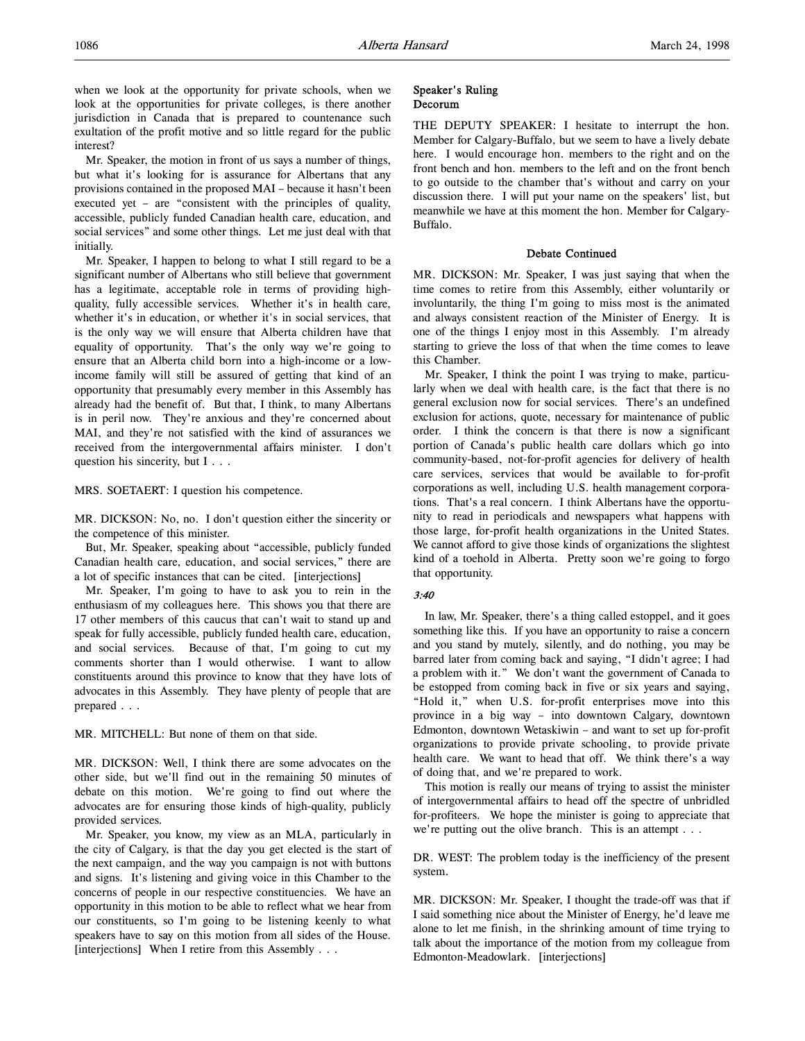when we look at the opportunity for private schools, when we look at the opportunities for private colleges, is there another jurisdiction in Canada that is prepared to countenance such exultation of the profit motive and so little regard for the public interest?

Mr. Speaker, the motion in front of us says a number of things, but what it's looking for is assurance for Albertans that any provisions contained in the proposed MAI – because it hasn't been executed yet – are "consistent with the principles of quality, accessible, publicly funded Canadian health care, education, and social services" and some other things. Let me just deal with that initially.

Mr. Speaker, I happen to belong to what I still regard to be a significant number of Albertans who still believe that government has a legitimate, acceptable role in terms of providing high-quality, fully accessible services. Whether it's in health care, whether it's in education, or whether it's in social services, that is the only way we will ensure that Alberta children have that equality of opportunity. That's the only way we're going to ensure that an Alberta child born into a high-income or a low-income family will still be assured of getting that kind of an opportunity that presumably every member in this Assembly has already had the benefit of. But that, I think, to many Albertans is in peril now. They're anxious and they're concerned about MAI, and they're not satisfied with the kind of assurances we received from the intergovernmental affairs minister. I don't question his sincerity, but I . . .

MRS. SOETAERT: I question his competence.

MR. DICKSON: No, no. I don't question either the sincerity or the competence of this minister.

But, Mr. Speaker, speaking about "accessible, publicly funded Canadian health care, education, and social services," there are a lot of specific instances that can be cited. [interjections]

Mr. Speaker, I'm going to have to ask you to rein in the enthusiasm of my colleagues here. This shows you that there are 17 other members of this caucus that can't wait to stand up and speak for fully accessible, publicly funded health care, education, and social services. Because of that, I'm going to cut my comments shorter than I would otherwise. I want to allow constituents around this province to know that they have lots of advocates in this Assembly. They have plenty of people that are prepared . . .

MR. MITCHELL: But none of them on that side.

MR. DICKSON: Well, I think there are some advocates on the other side, but we'll find out in the remaining 50 minutes of debate on this motion. We're going to find out where the advocates are for ensuring those kinds of high-quality, publicly provided services.

Mr. Speaker, you know, my view as an MLA, particularly in the city of Calgary, is that the day you get elected is the start of the next campaign, and the way you campaign is not with buttons and signs. It's listening and giving voice in this Chamber to the concerns of people in our respective constituencies. We have an opportunity in this motion to be able to reflect what we hear from our constituents, so I'm going to be listening keenly to what speakers have to say on this motion from all sides of the House. [interjections] When I retire from this Assembly . . .

## Speaker's Ruling
## Decorum

THE DEPUTY SPEAKER: I hesitate to interrupt the hon. Member for Calgary-Buffalo, but we seem to have a lively debate here. I would encourage hon. members to the right and on the front bench and hon. members to the left and on the front bench to go outside to the chamber that's without and carry on your discussion there. I will put your name on the speakers' list, but meanwhile we have at this moment the hon. Member for Calgary-Buffalo.

### Debate Continued

MR. DICKSON: Mr. Speaker, I was just saying that when the time comes to retire from this Assembly, either voluntarily or involuntarily, the thing I'm going to miss most is the animated and always consistent reaction of the Minister of Energy. It is one of the things I enjoy most in this Assembly. I'm already starting to grieve the loss of that when the time comes to leave this Chamber.

Mr. Speaker, I think the point I was trying to make, particularly when we deal with health care, is the fact that there is no general exclusion now for social services. There's an undefined exclusion for actions, quote, necessary for maintenance of public order. I think the concern is that there is now a significant portion of Canada's public health care dollars which go into community-based, not-for-profit agencies for delivery of health care services, services that would be available to for-profit corporations as well, including U.S. health management corporations. That's a real concern. I think Albertans have the opportunity to read in periodicals and newspapers what happens with those large, for-profit health organizations in the United States. We cannot afford to give those kinds of organizations the slightest kind of a toehold in Alberta. Pretty soon we're going to forgo that opportunity.

*3:40*

In law, Mr. Speaker, there's a thing called estoppel, and it goes something like this. If you have an opportunity to raise a concern and you stand by mutely, silently, and do nothing, you may be barred later from coming back and saying, "I didn't agree; I had a problem with it." We don't want the government of Canada to be estopped from coming back in five or six years and saying, "Hold it," when U.S. for-profit enterprises move into this province in a big way – into downtown Calgary, downtown Edmonton, downtown Wetaskiwin – and want to set up for-profit organizations to provide private schooling, to provide private health care. We want to head that off. We think there's a way of doing that, and we're prepared to work.

This motion is really our means of trying to assist the minister of intergovernmental affairs to head off the spectre of unbridled for-profiteers. We hope the minister is going to appreciate that we're putting out the olive branch. This is an attempt . . .

DR. WEST: The problem today is the inefficiency of the present system.

MR. DICKSON: Mr. Speaker, I thought the trade-off was that if I said something nice about the Minister of Energy, he'd leave me alone to let me finish, in the shrinking amount of time trying to talk about the importance of the motion from my colleague from Edmonton-Meadowlark. [interjections]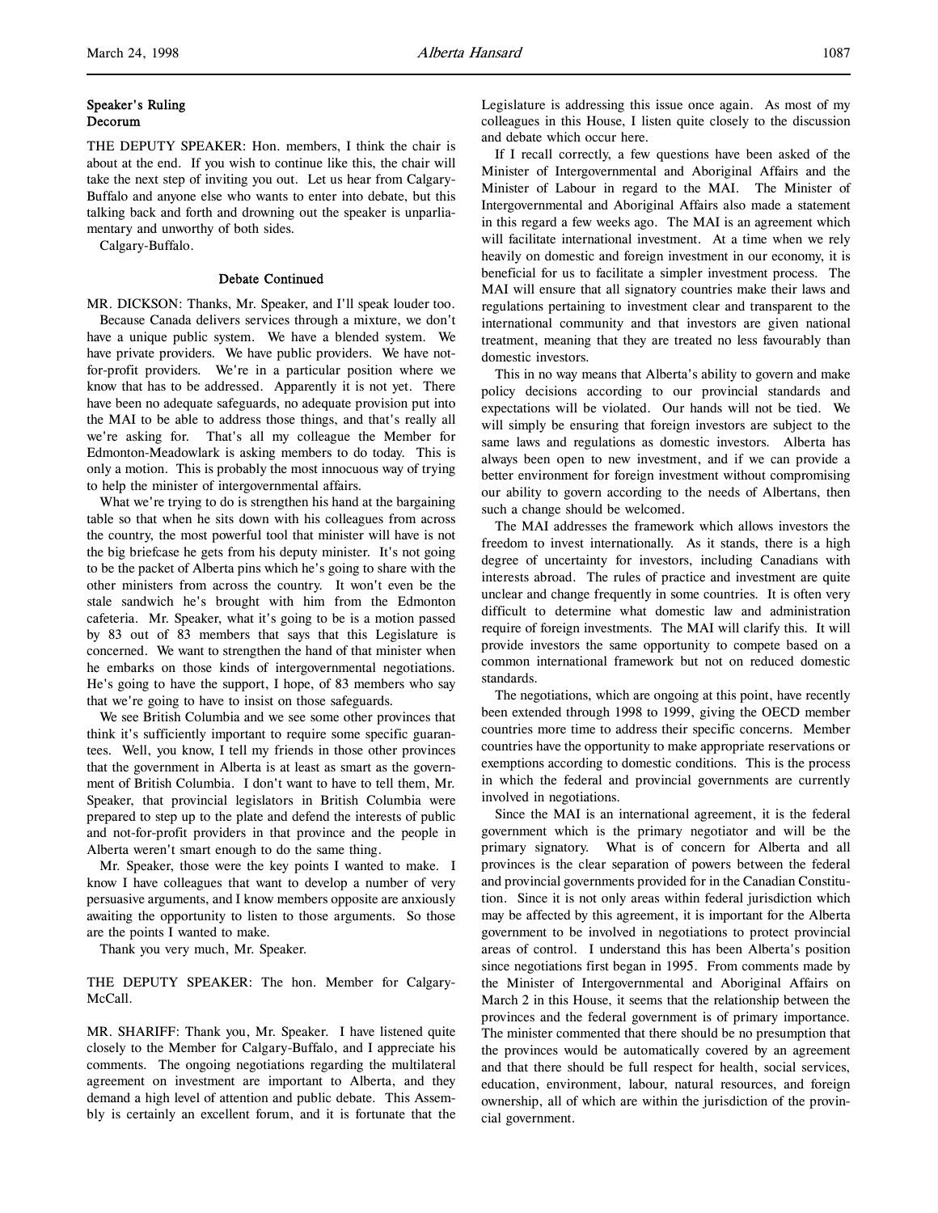## Speaker's Ruling
## Decorum

THE DEPUTY SPEAKER: Hon. members, I think the chair is about at the end. If you wish to continue like this, the chair will take the next step of inviting you out. Let us hear from Calgary-Buffalo and anyone else who wants to enter into debate, but this talking back and forth and drowning out the speaker is unparliamentary and unworthy of both sides.

Calgary-Buffalo.

### Debate Continued

MR. DICKSON: Thanks, Mr. Speaker, and I'll speak louder too.

Because Canada delivers services through a mixture, we don't have a unique public system. We have a blended system. We have private providers. We have public providers. We have not-for-profit providers. We're in a particular position where we know that has to be addressed. Apparently it is not yet. There have been no adequate safeguards, no adequate provision put into the MAI to be able to address those things, and that's really all we're asking for. That's all my colleague the Member for Edmonton-Meadowlark is asking members to do today. This is only a motion. This is probably the most innocuous way of trying to help the minister of intergovernmental affairs.

What we're trying to do is strengthen his hand at the bargaining table so that when he sits down with his colleagues from across the country, the most powerful tool that minister will have is not the big briefcase he gets from his deputy minister. It's not going to be the packet of Alberta pins which he's going to share with the other ministers from across the country. It won't even be the stale sandwich he's brought with him from the Edmonton cafeteria. Mr. Speaker, what it's going to be is a motion passed by 83 out of 83 members that says that this Legislature is concerned. We want to strengthen the hand of that minister when he embarks on those kinds of intergovernmental negotiations. He's going to have the support, I hope, of 83 members who say that we're going to have to insist on those safeguards.

We see British Columbia and we see some other provinces that think it's sufficiently important to require some specific guarantees. Well, you know, I tell my friends in those other provinces that the government in Alberta is at least as smart as the government of British Columbia. I don't want to have to tell them, Mr. Speaker, that provincial legislators in British Columbia were prepared to step up to the plate and defend the interests of public and not-for-profit providers in that province and the people in Alberta weren't smart enough to do the same thing.

Mr. Speaker, those were the key points I wanted to make. I know I have colleagues that want to develop a number of very persuasive arguments, and I know members opposite are anxiously awaiting the opportunity to listen to those arguments. So those are the points I wanted to make.

Thank you very much, Mr. Speaker.

THE DEPUTY SPEAKER: The hon. Member for Calgary-McCall.

MR. SHARIFF: Thank you, Mr. Speaker. I have listened quite closely to the Member for Calgary-Buffalo, and I appreciate his comments. The ongoing negotiations regarding the multilateral agreement on investment are important to Alberta, and they demand a high level of attention and public debate. This Assembly is certainly an excellent forum, and it is fortunate that the Legislature is addressing this issue once again. As most of my colleagues in this House, I listen quite closely to the discussion and debate which occur here.

If I recall correctly, a few questions have been asked of the Minister of Intergovernmental and Aboriginal Affairs and the Minister of Labour in regard to the MAI. The Minister of Intergovernmental and Aboriginal Affairs also made a statement in this regard a few weeks ago. The MAI is an agreement which will facilitate international investment. At a time when we rely heavily on domestic and foreign investment in our economy, it is beneficial for us to facilitate a simpler investment process. The MAI will ensure that all signatory countries make their laws and regulations pertaining to investment clear and transparent to the international community and that investors are given national treatment, meaning that they are treated no less favourably than domestic investors.

This in no way means that Alberta's ability to govern and make policy decisions according to our provincial standards and expectations will be violated. Our hands will not be tied. We will simply be ensuring that foreign investors are subject to the same laws and regulations as domestic investors. Alberta has always been open to new investment, and if we can provide a better environment for foreign investment without compromising our ability to govern according to the needs of Albertans, then such a change should be welcomed.

The MAI addresses the framework which allows investors the freedom to invest internationally. As it stands, there is a high degree of uncertainty for investors, including Canadians with interests abroad. The rules of practice and investment are quite unclear and change frequently in some countries. It is often very difficult to determine what domestic law and administration require of foreign investments. The MAI will clarify this. It will provide investors the same opportunity to compete based on a common international framework but not on reduced domestic standards.

The negotiations, which are ongoing at this point, have recently been extended through 1998 to 1999, giving the OECD member countries more time to address their specific concerns. Member countries have the opportunity to make appropriate reservations or exemptions according to domestic conditions. This is the process in which the federal and provincial governments are currently involved in negotiations.

Since the MAI is an international agreement, it is the federal government which is the primary negotiator and will be the primary signatory. What is of concern for Alberta and all provinces is the clear separation of powers between the federal and provincial governments provided for in the Canadian Constitution. Since it is not only areas within federal jurisdiction which may be affected by this agreement, it is important for the Alberta government to be involved in negotiations to protect provincial areas of control. I understand this has been Alberta's position since negotiations first began in 1995. From comments made by the Minister of Intergovernmental and Aboriginal Affairs on March 2 in this House, it seems that the relationship between the provinces and the federal government is of primary importance. The minister commented that there should be no presumption that the provinces would be automatically covered by an agreement and that there should be full respect for health, social services, education, environment, labour, natural resources, and foreign ownership, all of which are within the jurisdiction of the provincial government.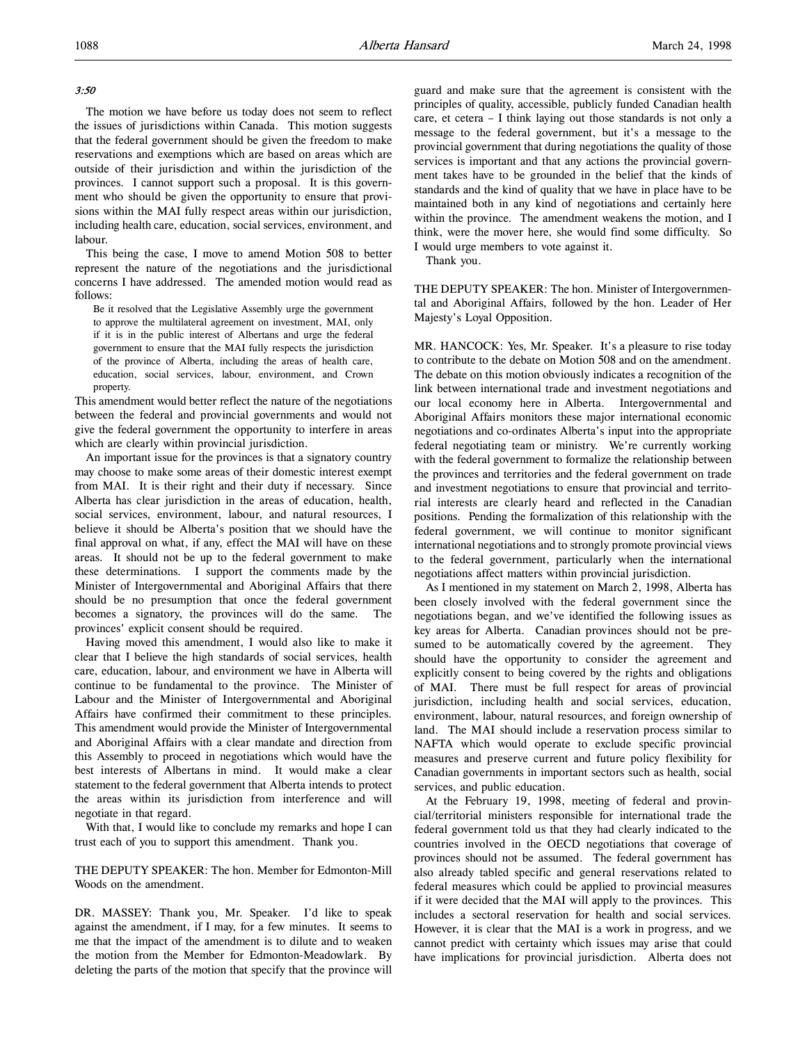*3:50*

The motion we have before us today does not seem to reflect the issues of jurisdictions within Canada. This motion suggests that the federal government should be given the freedom to make reservations and exemptions which are based on areas which are outside of their jurisdiction and within the jurisdiction of the provinces. I cannot support such a proposal. It is this government who should be given the opportunity to ensure that provisions within the MAI fully respect areas within our jurisdiction, including health care, education, social services, environment, and labour.

This being the case, I move to amend Motion 508 to better represent the nature of the negotiations and the jurisdictional concerns I have addressed. The amended motion would read as follows:

> Be it resolved that the Legislative Assembly urge the government to approve the multilateral agreement on investment, MAI, only if it is in the public interest of Albertans and urge the federal government to ensure that the MAI fully respects the jurisdiction of the province of Alberta, including the areas of health care, education, social services, labour, environment, and Crown property.

This amendment would better reflect the nature of the negotiations between the federal and provincial governments and would not give the federal government the opportunity to interfere in areas which are clearly within provincial jurisdiction.

An important issue for the provinces is that a signatory country may choose to make some areas of their domestic interest exempt from MAI. It is their right and their duty if necessary. Since Alberta has clear jurisdiction in the areas of education, health, social services, environment, labour, and natural resources, I believe it should be Alberta's position that we should have the final approval on what, if any, effect the MAI will have on these areas. It should not be up to the federal government to make these determinations. I support the comments made by the Minister of Intergovernmental and Aboriginal Affairs that there should be no presumption that once the federal government becomes a signatory, the provinces will do the same. The provinces' explicit consent should be required.

Having moved this amendment, I would also like to make it clear that I believe the high standards of social services, health care, education, labour, and environment we have in Alberta will continue to be fundamental to the province. The Minister of Labour and the Minister of Intergovernmental and Aboriginal Affairs have confirmed their commitment to these principles. This amendment would provide the Minister of Intergovernmental and Aboriginal Affairs with a clear mandate and direction from this Assembly to proceed in negotiations which would have the best interests of Albertans in mind. It would make a clear statement to the federal government that Alberta intends to protect the areas within its jurisdiction from interference and will negotiate in that regard.

With that, I would like to conclude my remarks and hope I can trust each of you to support this amendment. Thank you.

THE DEPUTY SPEAKER: The hon. Member for Edmonton-Mill Woods on the amendment.

DR. MASSEY: Thank you, Mr. Speaker. I'd like to speak against the amendment, if I may, for a few minutes. It seems to me that the impact of the amendment is to dilute and to weaken the motion from the Member for Edmonton-Meadowlark. By deleting the parts of the motion that specify that the province will guard and make sure that the agreement is consistent with the principles of quality, accessible, publicly funded Canadian health care, et cetera – I think laying out those standards is not only a message to the federal government, but it's a message to the provincial government that during negotiations the quality of those services is important and that any actions the provincial government takes have to be grounded in the belief that the kinds of standards and the kind of quality that we have in place have to be maintained both in any kind of negotiations and certainly here within the province. The amendment weakens the motion, and I think, were the mover here, she would find some difficulty. So I would urge members to vote against it.

Thank you.

THE DEPUTY SPEAKER: The hon. Minister of Intergovernmental and Aboriginal Affairs, followed by the hon. Leader of Her Majesty's Loyal Opposition.

MR. HANCOCK: Yes, Mr. Speaker. It's a pleasure to rise today to contribute to the debate on Motion 508 and on the amendment. The debate on this motion obviously indicates a recognition of the link between international trade and investment negotiations and our local economy here in Alberta. Intergovernmental and Aboriginal Affairs monitors these major international economic negotiations and co-ordinates Alberta's input into the appropriate federal negotiating team or ministry. We're currently working with the federal government to formalize the relationship between the provinces and territories and the federal government on trade and investment negotiations to ensure that provincial and territorial interests are clearly heard and reflected in the Canadian positions. Pending the formalization of this relationship with the federal government, we will continue to monitor significant international negotiations and to strongly promote provincial views to the federal government, particularly when the international negotiations affect matters within provincial jurisdiction.

As I mentioned in my statement on March 2, 1998, Alberta has been closely involved with the federal government since the negotiations began, and we've identified the following issues as key areas for Alberta. Canadian provinces should not be presumed to be automatically covered by the agreement. They should have the opportunity to consider the agreement and explicitly consent to being covered by the rights and obligations of MAI. There must be full respect for areas of provincial jurisdiction, including health and social services, education, environment, labour, natural resources, and foreign ownership of land. The MAI should include a reservation process similar to NAFTA which would operate to exclude specific provincial measures and preserve current and future policy flexibility for Canadian governments in important sectors such as health, social services, and public education.

At the February 19, 1998, meeting of federal and provincial/territorial ministers responsible for international trade the federal government told us that they had clearly indicated to the countries involved in the OECD negotiations that coverage of provinces should not be assumed. The federal government has also already tabled specific and general reservations related to federal measures which could be applied to provincial measures if it were decided that the MAI will apply to the provinces. This includes a sectoral reservation for health and social services. However, it is clear that the MAI is a work in progress, and we cannot predict with certainty which issues may arise that could have implications for provincial jurisdiction. Alberta does not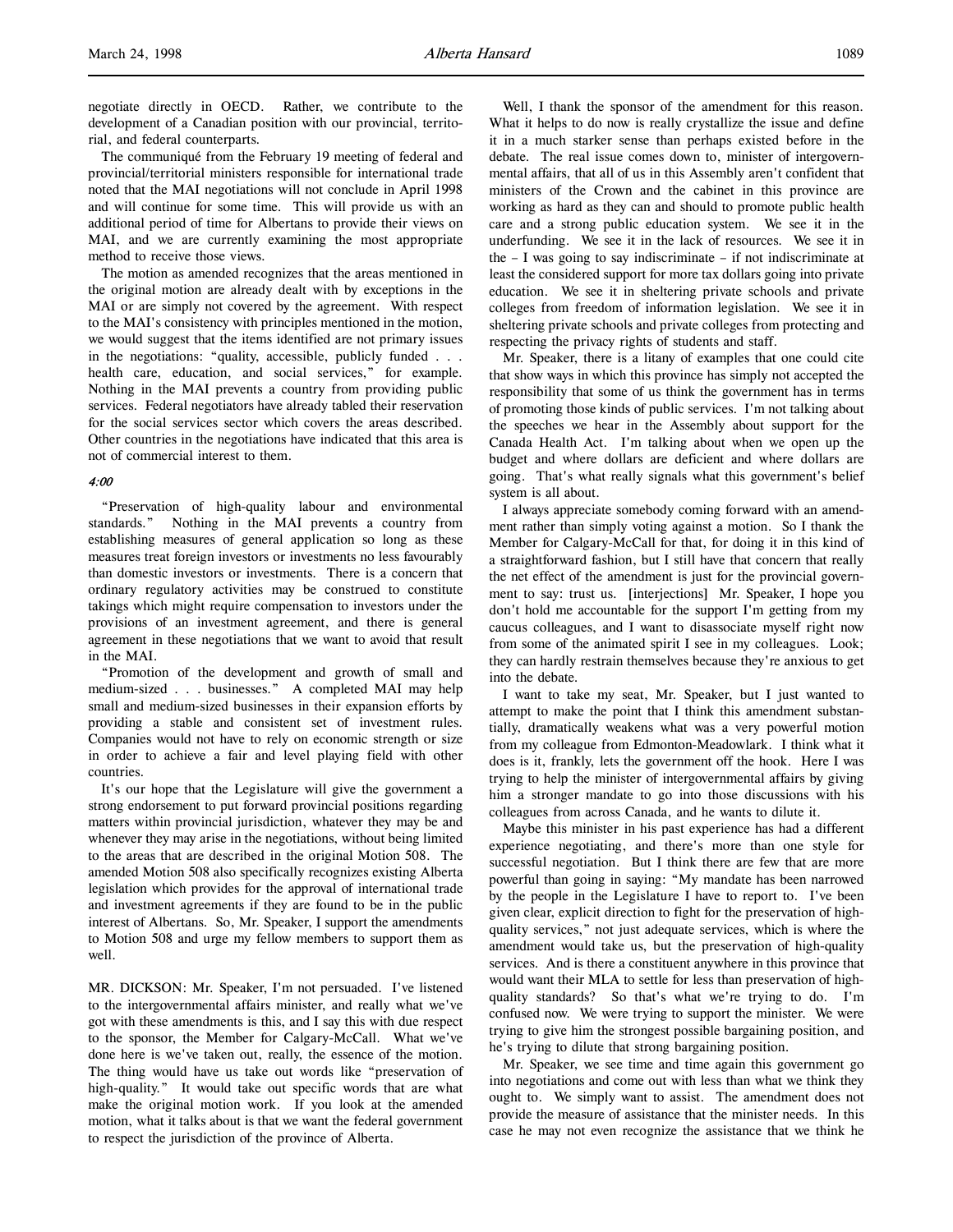negotiate directly in OECD. Rather, we contribute to the development of a Canadian position with our provincial, territorial, and federal counterparts.

The communiqué from the February 19 meeting of federal and provincial/territorial ministers responsible for international trade noted that the MAI negotiations will not conclude in April 1998 and will continue for some time. This will provide us with an additional period of time for Albertans to provide their views on MAI, and we are currently examining the most appropriate method to receive those views.

The motion as amended recognizes that the areas mentioned in the original motion are already dealt with by exceptions in the MAI or are simply not covered by the agreement. With respect to the MAI's consistency with principles mentioned in the motion, we would suggest that the items identified are not primary issues in the negotiations: "quality, accessible, publicly funded . . . health care, education, and social services," for example. Nothing in the MAI prevents a country from providing public services. Federal negotiators have already tabled their reservation for the social services sector which covers the areas described. Other countries in the negotiations have indicated that this area is not of commercial interest to them.

*4:00*

"Preservation of high-quality labour and environmental standards." Nothing in the MAI prevents a country from establishing measures of general application so long as these measures treat foreign investors or investments no less favourably than domestic investors or investments. There is a concern that ordinary regulatory activities may be construed to constitute takings which might require compensation to investors under the provisions of an investment agreement, and there is general agreement in these negotiations that we want to avoid that result in the MAI.

"Promotion of the development and growth of small and medium-sized . . . businesses." A completed MAI may help small and medium-sized businesses in their expansion efforts by providing a stable and consistent set of investment rules. Companies would not have to rely on economic strength or size in order to achieve a fair and level playing field with other countries.

It's our hope that the Legislature will give the government a strong endorsement to put forward provincial positions regarding matters within provincial jurisdiction, whatever they may be and whenever they may arise in the negotiations, without being limited to the areas that are described in the original Motion 508. The amended Motion 508 also specifically recognizes existing Alberta legislation which provides for the approval of international trade and investment agreements if they are found to be in the public interest of Albertans. So, Mr. Speaker, I support the amendments to Motion 508 and urge my fellow members to support them as well.

MR. DICKSON: Mr. Speaker, I'm not persuaded. I've listened to the intergovernmental affairs minister, and really what we've got with these amendments is this, and I say this with due respect to the sponsor, the Member for Calgary-McCall. What we've done here is we've taken out, really, the essence of the motion. The thing would have us take out words like "preservation of high-quality." It would take out specific words that are what make the original motion work. If you look at the amended motion, what it talks about is that we want the federal government to respect the jurisdiction of the province of Alberta.

Well, I thank the sponsor of the amendment for this reason. What it helps to do now is really crystallize the issue and define it in a much starker sense than perhaps existed before in the debate. The real issue comes down to, minister of intergovernmental affairs, that all of us in this Assembly aren't confident that ministers of the Crown and the cabinet in this province are working as hard as they can and should to promote public health care and a strong public education system. We see it in the underfunding. We see it in the lack of resources. We see it in the – I was going to say indiscriminate – if not indiscriminate at least the considered support for more tax dollars going into private education. We see it in sheltering private schools and private colleges from freedom of information legislation. We see it in sheltering private schools and private colleges from protecting and respecting the privacy rights of students and staff.

Mr. Speaker, there is a litany of examples that one could cite that show ways in which this province has simply not accepted the responsibility that some of us think the government has in terms of promoting those kinds of public services. I'm not talking about the speeches we hear in the Assembly about support for the Canada Health Act. I'm talking about when we open up the budget and where dollars are deficient and where dollars are going. That's what really signals what this government's belief system is all about.

I always appreciate somebody coming forward with an amendment rather than simply voting against a motion. So I thank the Member for Calgary-McCall for that, for doing it in this kind of a straightforward fashion, but I still have that concern that really the net effect of the amendment is just for the provincial government to say: trust us. [interjections] Mr. Speaker, I hope you don't hold me accountable for the support I'm getting from my caucus colleagues, and I want to disassociate myself right now from some of the animated spirit I see in my colleagues. Look; they can hardly restrain themselves because they're anxious to get into the debate.

I want to take my seat, Mr. Speaker, but I just wanted to attempt to make the point that I think this amendment substantially, dramatically weakens what was a very powerful motion from my colleague from Edmonton-Meadowlark. I think what it does is it, frankly, lets the government off the hook. Here I was trying to help the minister of intergovernmental affairs by giving him a stronger mandate to go into those discussions with his colleagues from across Canada, and he wants to dilute it.

Maybe this minister in his past experience has had a different experience negotiating, and there's more than one style for successful negotiation. But I think there are few that are more powerful than going in saying: "My mandate has been narrowed by the people in the Legislature I have to report to. I've been given clear, explicit direction to fight for the preservation of high-quality services," not just adequate services, which is where the amendment would take us, but the preservation of high-quality services. And is there a constituent anywhere in this province that would want their MLA to settle for less than preservation of high-quality standards? So that's what we're trying to do. I'm confused now. We were trying to support the minister. We were trying to give him the strongest possible bargaining position, and he's trying to dilute that strong bargaining position.

Mr. Speaker, we see time and time again this government go into negotiations and come out with less than what we think they ought to. We simply want to assist. The amendment does not provide the measure of assistance that the minister needs. In this case he may not even recognize the assistance that we think he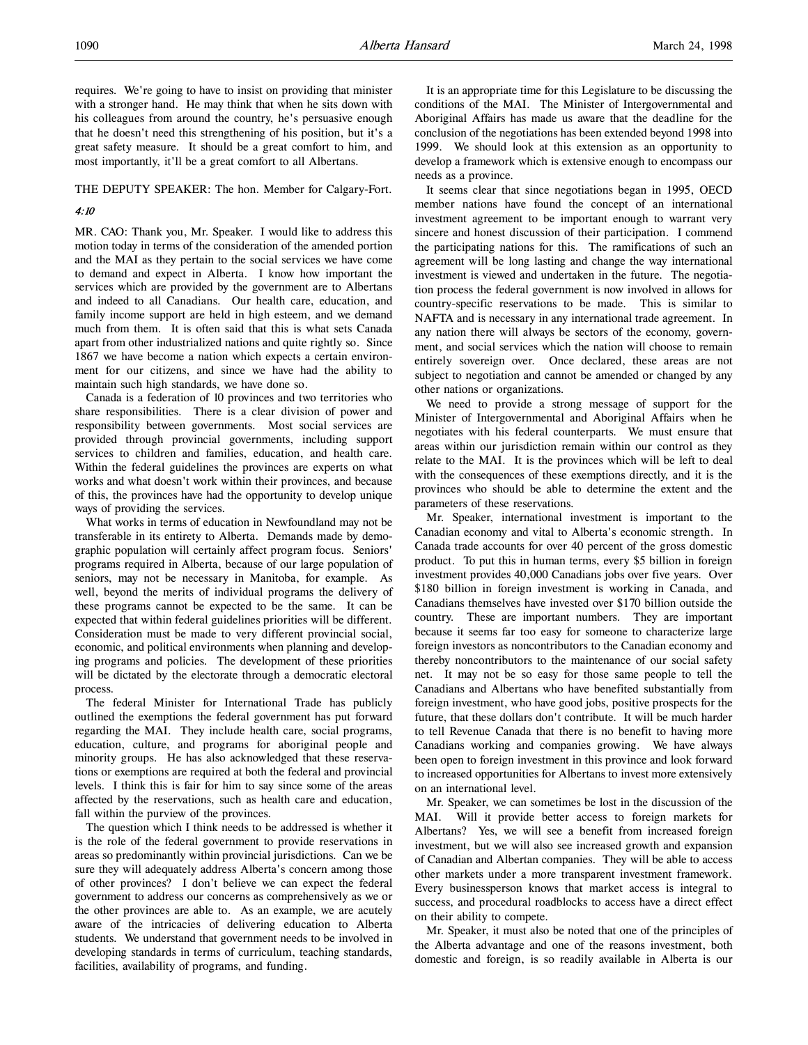requires. We're going to have to insist on providing that minister with a stronger hand. He may think that when he sits down with his colleagues from around the country, he's persuasive enough that he doesn't need this strengthening of his position, but it's a great safety measure. It should be a great comfort to him, and most importantly, it'll be a great comfort to all Albertans.

THE DEPUTY SPEAKER: The hon. Member for Calgary-Fort.

*4:10*

MR. CAO: Thank you, Mr. Speaker. I would like to address this motion today in terms of the consideration of the amended portion and the MAI as they pertain to the social services we have come to demand and expect in Alberta. I know how important the services which are provided by the government are to Albertans and indeed to all Canadians. Our health care, education, and family income support are held in high esteem, and we demand much from them. It is often said that this is what sets Canada apart from other industrialized nations and quite rightly so. Since 1867 we have become a nation which expects a certain environment for our citizens, and since we have had the ability to maintain such high standards, we have done so.

Canada is a federation of 10 provinces and two territories who share responsibilities. There is a clear division of power and responsibility between governments. Most social services are provided through provincial governments, including support services to children and families, education, and health care. Within the federal guidelines the provinces are experts on what works and what doesn't work within their provinces, and because of this, the provinces have had the opportunity to develop unique ways of providing the services.

What works in terms of education in Newfoundland may not be transferable in its entirety to Alberta. Demands made by demographic population will certainly affect program focus. Seniors' programs required in Alberta, because of our large population of seniors, may not be necessary in Manitoba, for example. As well, beyond the merits of individual programs the delivery of these programs cannot be expected to be the same. It can be expected that within federal guidelines priorities will be different. Consideration must be made to very different provincial social, economic, and political environments when planning and developing programs and policies. The development of these priorities will be dictated by the electorate through a democratic electoral process.

The federal Minister for International Trade has publicly outlined the exemptions the federal government has put forward regarding the MAI. They include health care, social programs, education, culture, and programs for aboriginal people and minority groups. He has also acknowledged that these reservations or exemptions are required at both the federal and provincial levels. I think this is fair for him to say since some of the areas affected by the reservations, such as health care and education, fall within the purview of the provinces.

The question which I think needs to be addressed is whether it is the role of the federal government to provide reservations in areas so predominantly within provincial jurisdictions. Can we be sure they will adequately address Alberta's concern among those of other provinces? I don't believe we can expect the federal government to address our concerns as comprehensively as we or the other provinces are able to. As an example, we are acutely aware of the intricacies of delivering education to Alberta students. We understand that government needs to be involved in developing standards in terms of curriculum, teaching standards, facilities, availability of programs, and funding.

It is an appropriate time for this Legislature to be discussing the conditions of the MAI. The Minister of Intergovernmental and Aboriginal Affairs has made us aware that the deadline for the conclusion of the negotiations has been extended beyond 1998 into 1999. We should look at this extension as an opportunity to develop a framework which is extensive enough to encompass our needs as a province.

It seems clear that since negotiations began in 1995, OECD member nations have found the concept of an international investment agreement to be important enough to warrant very sincere and honest discussion of their participation. I commend the participating nations for this. The ramifications of such an agreement will be long lasting and change the way international investment is viewed and undertaken in the future. The negotiation process the federal government is now involved in allows for country-specific reservations to be made. This is similar to NAFTA and is necessary in any international trade agreement. In any nation there will always be sectors of the economy, government, and social services which the nation will choose to remain entirely sovereign over. Once declared, these areas are not subject to negotiation and cannot be amended or changed by any other nations or organizations.

We need to provide a strong message of support for the Minister of Intergovernmental and Aboriginal Affairs when he negotiates with his federal counterparts. We must ensure that areas within our jurisdiction remain within our control as they relate to the MAI. It is the provinces which will be left to deal with the consequences of these exemptions directly, and it is the provinces who should be able to determine the extent and the parameters of these reservations.

Mr. Speaker, international investment is important to the Canadian economy and vital to Alberta's economic strength. In Canada trade accounts for over 40 percent of the gross domestic product. To put this in human terms, every $5 billion in foreign investment provides 40,000 Canadians jobs over five years. Over $180 billion in foreign investment is working in Canada, and Canadians themselves have invested over $170 billion outside the country. These are important numbers. They are important because it seems far too easy for someone to characterize large foreign investors as noncontributors to the Canadian economy and thereby noncontributors to the maintenance of our social safety net. It may not be so easy for those same people to tell the Canadians and Albertans who have benefited substantially from foreign investment, who have good jobs, positive prospects for the future, that these dollars don't contribute. It will be much harder to tell Revenue Canada that there is no benefit to having more Canadians working and companies growing. We have always been open to foreign investment in this province and look forward to increased opportunities for Albertans to invest more extensively on an international level.

Mr. Speaker, we can sometimes be lost in the discussion of the MAI. Will it provide better access to foreign markets for Albertans? Yes, we will see a benefit from increased foreign investment, but we will also see increased growth and expansion of Canadian and Albertan companies. They will be able to access other markets under a more transparent investment framework. Every businessperson knows that market access is integral to success, and procedural roadblocks to access have a direct effect on their ability to compete.

Mr. Speaker, it must also be noted that one of the principles of the Alberta advantage and one of the reasons investment, both domestic and foreign, is so readily available in Alberta is our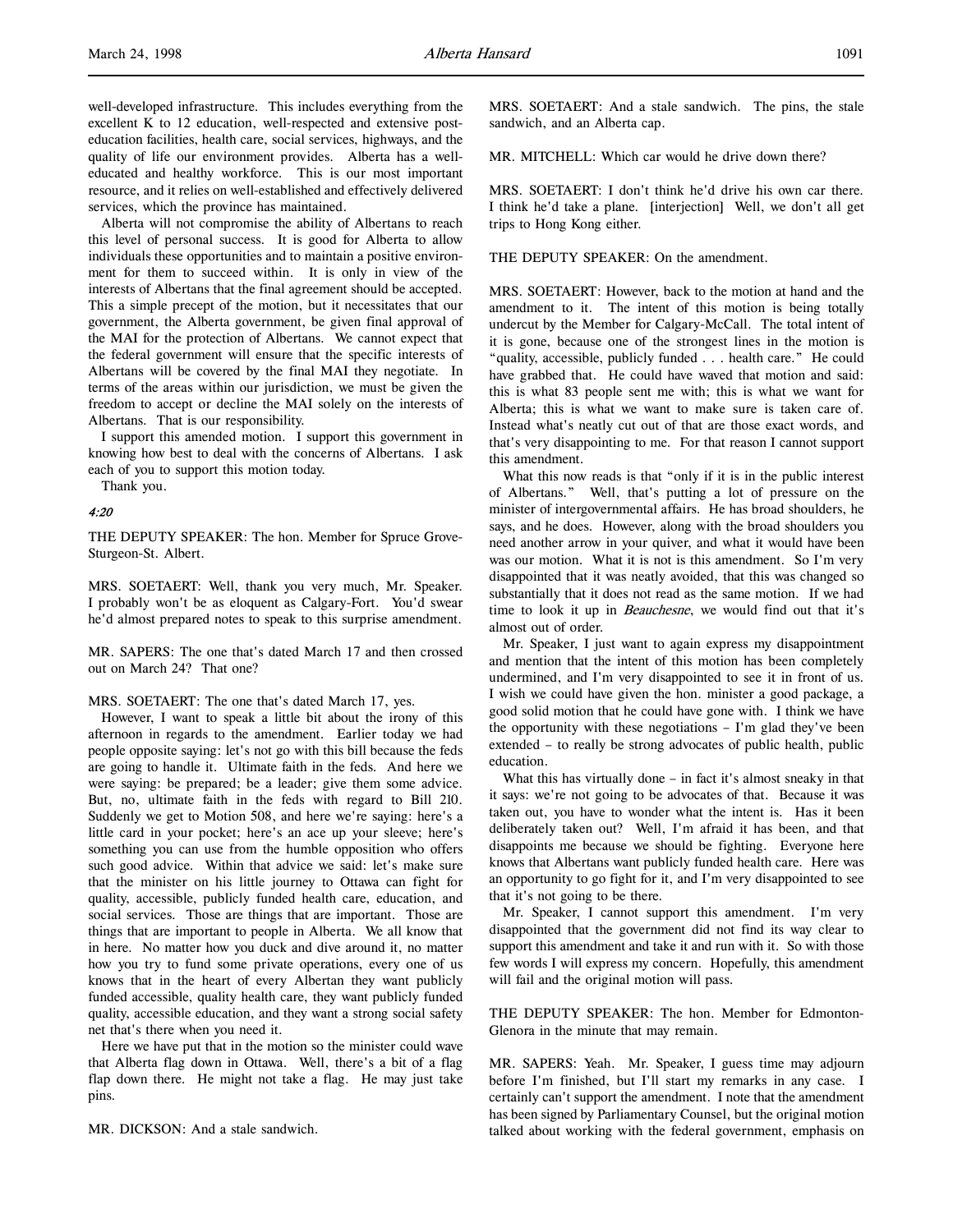well-developed infrastructure. This includes everything from the excellent K to 12 education, well-respected and extensive post-education facilities, health care, social services, highways, and the quality of life our environment provides. Alberta has a well-educated and healthy workforce. This is our most important resource, and it relies on well-established and effectively delivered services, which the province has maintained.

Alberta will not compromise the ability of Albertans to reach this level of personal success. It is good for Alberta to allow individuals these opportunities and to maintain a positive environment for them to succeed within. It is only in view of the interests of Albertans that the final agreement should be accepted. This a simple precept of the motion, but it necessitates that our government, the Alberta government, be given final approval of the MAI for the protection of Albertans. We cannot expect that the federal government will ensure that the specific interests of Albertans will be covered by the final MAI they negotiate. In terms of the areas within our jurisdiction, we must be given the freedom to accept or decline the MAI solely on the interests of Albertans. That is our responsibility.

I support this amended motion. I support this government in knowing how best to deal with the concerns of Albertans. I ask each of you to support this motion today.

Thank you.

*4:20*

THE DEPUTY SPEAKER: The hon. Member for Spruce Grove-Sturgeon-St. Albert.

MRS. SOETAERT: Well, thank you very much, Mr. Speaker. I probably won't be as eloquent as Calgary-Fort. You'd swear he'd almost prepared notes to speak to this surprise amendment.

MR. SAPERS: The one that's dated March 17 and then crossed out on March 24? That one?

MRS. SOETAERT: The one that's dated March 17, yes.

However, I want to speak a little bit about the irony of this afternoon in regards to the amendment. Earlier today we had people opposite saying: let's not go with this bill because the feds are going to handle it. Ultimate faith in the feds. And here we were saying: be prepared; be a leader; give them some advice. But, no, ultimate faith in the feds with regard to Bill 210. Suddenly we get to Motion 508, and here we're saying: here's a little card in your pocket; here's an ace up your sleeve; here's something you can use from the humble opposition who offers such good advice. Within that advice we said: let's make sure that the minister on his little journey to Ottawa can fight for quality, accessible, publicly funded health care, education, and social services. Those are things that are important. Those are things that are important to people in Alberta. We all know that in here. No matter how you duck and dive around it, no matter how you try to fund some private operations, every one of us knows that in the heart of every Albertan they want publicly funded accessible, quality health care, they want publicly funded quality, accessible education, and they want a strong social safety net that's there when you need it.

Here we have put that in the motion so the minister could wave that Alberta flag down in Ottawa. Well, there's a bit of a flag flap down there. He might not take a flag. He may just take pins.

MR. DICKSON: And a stale sandwich.

MRS. SOETAERT: And a stale sandwich. The pins, the stale sandwich, and an Alberta cap.

MR. MITCHELL: Which car would he drive down there?

MRS. SOETAERT: I don't think he'd drive his own car there. I think he'd take a plane. [interjection] Well, we don't all get trips to Hong Kong either.

THE DEPUTY SPEAKER: On the amendment.

MRS. SOETAERT: However, back to the motion at hand and the amendment to it. The intent of this motion is being totally undercut by the Member for Calgary-McCall. The total intent of it is gone, because one of the strongest lines in the motion is "quality, accessible, publicly funded . . . health care." He could have grabbed that. He could have waved that motion and said: this is what 83 people sent me with; this is what we want for Alberta; this is what we want to make sure is taken care of. Instead what's neatly cut out of that are those exact words, and that's very disappointing to me. For that reason I cannot support this amendment.

What this now reads is that "only if it is in the public interest of Albertans." Well, that's putting a lot of pressure on the minister of intergovernmental affairs. He has broad shoulders, he says, and he does. However, along with the broad shoulders you need another arrow in your quiver, and what it would have been was our motion. What it is not is this amendment. So I'm very disappointed that it was neatly avoided, that this was changed so substantially that it does not read as the same motion. If we had time to look it up in *Beauchesne*, we would find out that it's almost out of order.

Mr. Speaker, I just want to again express my disappointment and mention that the intent of this motion has been completely undermined, and I'm very disappointed to see it in front of us. I wish we could have given the hon. minister a good package, a good solid motion that he could have gone with. I think we have the opportunity with these negotiations – I'm glad they've been extended – to really be strong advocates of public health, public education.

What this has virtually done – in fact it's almost sneaky in that it says: we're not going to be advocates of that. Because it was taken out, you have to wonder what the intent is. Has it been deliberately taken out? Well, I'm afraid it has been, and that disappoints me because we should be fighting. Everyone here knows that Albertans want publicly funded health care. Here was an opportunity to go fight for it, and I'm very disappointed to see that it's not going to be there.

Mr. Speaker, I cannot support this amendment. I'm very disappointed that the government did not find its way clear to support this amendment and take it and run with it. So with those few words I will express my concern. Hopefully, this amendment will fail and the original motion will pass.

THE DEPUTY SPEAKER: The hon. Member for Edmonton-Glenora in the minute that may remain.

MR. SAPERS: Yeah. Mr. Speaker, I guess time may adjourn before I'm finished, but I'll start my remarks in any case. I certainly can't support the amendment. I note that the amendment has been signed by Parliamentary Counsel, but the original motion talked about working with the federal government, emphasis on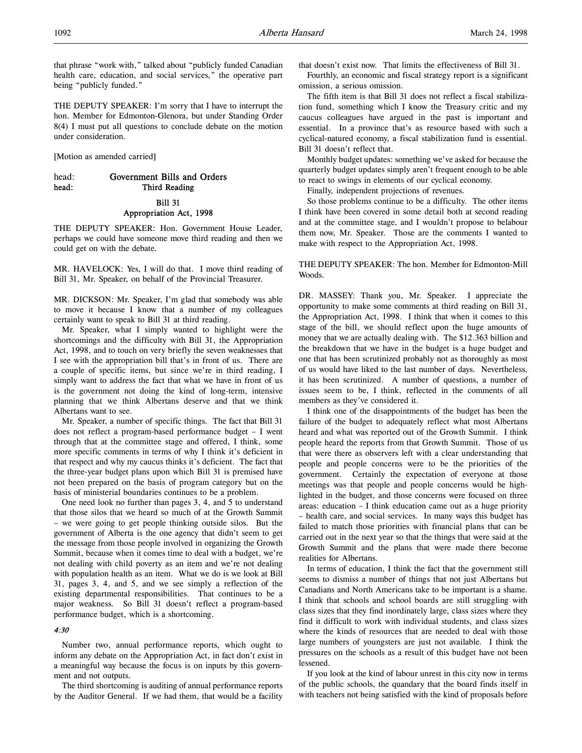that phrase "work with," talked about "publicly funded Canadian health care, education, and social services," the operative part being "publicly funded."

THE DEPUTY SPEAKER: I'm sorry that I have to interrupt the hon. Member for Edmonton-Glenora, but under Standing Order 8(4) I must put all questions to conclude debate on the motion under consideration.

[Motion as amended carried]

head: **Government Bills and Orders**
head: **Third Reading**

## Bill 31
## Appropriation Act, 1998

THE DEPUTY SPEAKER: Hon. Government House Leader, perhaps we could have someone move third reading and then we could get on with the debate.

MR. HAVELOCK: Yes, I will do that. I move third reading of Bill 31, Mr. Speaker, on behalf of the Provincial Treasurer.

MR. DICKSON: Mr. Speaker, I'm glad that somebody was able to move it because I know that a number of my colleagues certainly want to speak to Bill 31 at third reading.

Mr. Speaker, what I simply wanted to highlight were the shortcomings and the difficulty with Bill 31, the Appropriation Act, 1998, and to touch on very briefly the seven weaknesses that I see with the appropriation bill that's in front of us. There are a couple of specific items, but since we're in third reading, I simply want to address the fact that what we have in front of us is the government not doing the kind of long-term, intensive planning that we think Albertans deserve and that we think Albertans want to see.

Mr. Speaker, a number of specific things. The fact that Bill 31 does not reflect a program-based performance budget – I went through that at the committee stage and offered, I think, some more specific comments in terms of why I think it's deficient in that respect and why my caucus thinks it's deficient. The fact that the three-year budget plans upon which Bill 31 is premised have not been prepared on the basis of program category but on the basis of ministerial boundaries continues to be a problem.

One need look no further than pages 3, 4, and 5 to understand that those silos that we heard so much of at the Growth Summit – we were going to get people thinking outside silos. But the government of Alberta is the one agency that didn't seem to get the message from those people involved in organizing the Growth Summit, because when it comes time to deal with a budget, we're not dealing with child poverty as an item and we're not dealing with population health as an item. What we do is we look at Bill 31, pages 3, 4, and 5, and we see simply a reflection of the existing departmental responsibilities. That continues to be a major weakness. So Bill 31 doesn't reflect a program-based performance budget, which is a shortcoming.

*4:30*

Number two, annual performance reports, which ought to inform any debate on the Appropriation Act, in fact don't exist in a meaningful way because the focus is on inputs by this government and not outputs.

The third shortcoming is auditing of annual performance reports by the Auditor General. If we had them, that would be a facility that doesn't exist now. That limits the effectiveness of Bill 31.

Fourthly, an economic and fiscal strategy report is a significant omission, a serious omission.

The fifth item is that Bill 31 does not reflect a fiscal stabilization fund, something which I know the Treasury critic and my caucus colleagues have argued in the past is important and essential. In a province that's as resource based with such a cyclical-natured economy, a fiscal stabilization fund is essential. Bill 31 doesn't reflect that.

Monthly budget updates: something we've asked for because the quarterly budget updates simply aren't frequent enough to be able to react to swings in elements of our cyclical economy.

Finally, independent projections of revenues.

So those problems continue to be a difficulty. The other items I think have been covered in some detail both at second reading and at the committee stage, and I wouldn't propose to belabour them now, Mr. Speaker. Those are the comments I wanted to make with respect to the Appropriation Act, 1998.

THE DEPUTY SPEAKER: The hon. Member for Edmonton-Mill Woods.

DR. MASSEY: Thank you, Mr. Speaker. I appreciate the opportunity to make some comments at third reading on Bill 31, the Appropriation Act, 1998. I think that when it comes to this stage of the bill, we should reflect upon the huge amounts of money that we are actually dealing with. The $12.363 billion and the breakdown that we have in the budget is a huge budget and one that has been scrutinized probably not as thoroughly as most of us would have liked to the last number of days. Nevertheless, it has been scrutinized. A number of questions, a number of issues seem to be, I think, reflected in the comments of all members as they've considered it.

I think one of the disappointments of the budget has been the failure of the budget to adequately reflect what most Albertans heard and what was reported out of the Growth Summit. I think people heard the reports from that Growth Summit. Those of us that were there as observers left with a clear understanding that people and people concerns were to be the priorities of the government. Certainly the expectation of everyone at those meetings was that people and people concerns would be highlighted in the budget, and those concerns were focused on three areas: education – I think education came out as a huge priority – health care, and social services. In many ways this budget has failed to match those priorities with financial plans that can be carried out in the next year so that the things that were said at the Growth Summit and the plans that were made there become realities for Albertans.

In terms of education, I think the fact that the government still seems to dismiss a number of things that not just Albertans but Canadians and North Americans take to be important is a shame. I think that schools and school boards are still struggling with class sizes that they find inordinately large, class sizes where they find it difficult to work with individual students, and class sizes where the kinds of resources that are needed to deal with those large numbers of youngsters are just not available. I think the pressures on the schools as a result of this budget have not been lessened.

If you look at the kind of labour unrest in this city now in terms of the public schools, the quandary that the board finds itself in with teachers not being satisfied with the kind of proposals before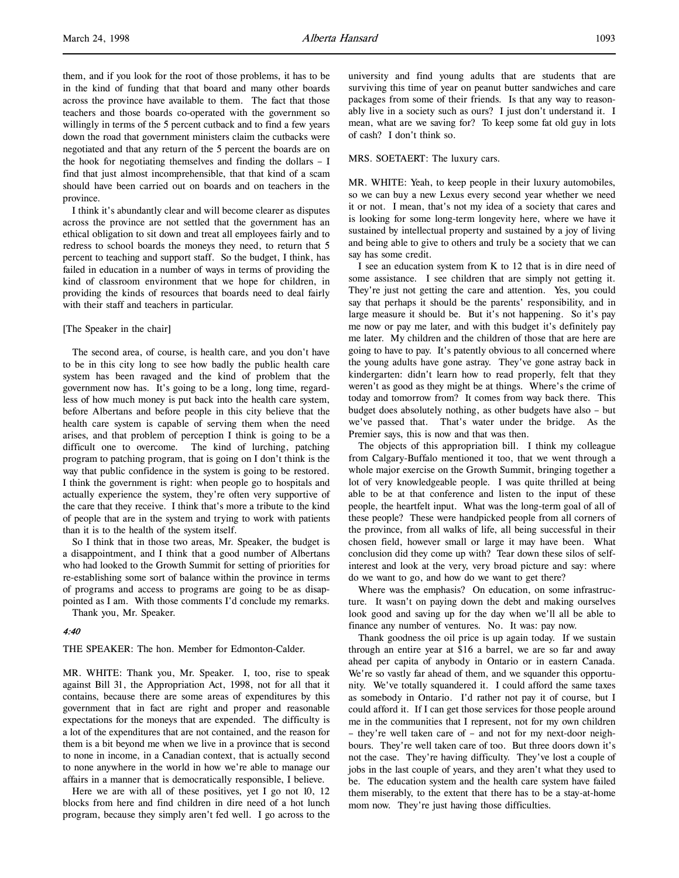them, and if you look for the root of those problems, it has to be in the kind of funding that that board and many other boards across the province have available to them. The fact that those teachers and those boards co-operated with the government so willingly in terms of the 5 percent cutback and to find a few years down the road that government ministers claim the cutbacks were negotiated and that any return of the 5 percent the boards are on the hook for negotiating themselves and finding the dollars – I find that just almost incomprehensible, that that kind of a scam should have been carried out on boards and on teachers in the province.

I think it's abundantly clear and will become clearer as disputes across the province are not settled that the government has an ethical obligation to sit down and treat all employees fairly and to redress to school boards the moneys they need, to return that 5 percent to teaching and support staff. So the budget, I think, has failed in education in a number of ways in terms of providing the kind of classroom environment that we hope for children, in providing the kinds of resources that boards need to deal fairly with their staff and teachers in particular.

[The Speaker in the chair]

The second area, of course, is health care, and you don't have to be in this city long to see how badly the public health care system has been ravaged and the kind of problem that the government now has. It's going to be a long, long time, regardless of how much money is put back into the health care system, before Albertans and before people in this city believe that the health care system is capable of serving them when the need arises, and that problem of perception I think is going to be a difficult one to overcome. The kind of lurching, patching program to patching program, that is going on I don't think is the way that public confidence in the system is going to be restored. I think the government is right: when people go to hospitals and actually experience the system, they're often very supportive of the care that they receive. I think that's more a tribute to the kind of people that are in the system and trying to work with patients than it is to the health of the system itself.

So I think that in those two areas, Mr. Speaker, the budget is a disappointment, and I think that a good number of Albertans who had looked to the Growth Summit for setting of priorities for re-establishing some sort of balance within the province in terms of programs and access to programs are going to be as disappointed as I am. With those comments I'd conclude my remarks.

Thank you, Mr. Speaker.

*4:40*

THE SPEAKER: The hon. Member for Edmonton-Calder.

MR. WHITE: Thank you, Mr. Speaker. I, too, rise to speak against Bill 31, the Appropriation Act, 1998, not for all that it contains, because there are some areas of expenditures by this government that in fact are right and proper and reasonable expectations for the moneys that are expended. The difficulty is a lot of the expenditures that are not contained, and the reason for them is a bit beyond me when we live in a province that is second to none in income, in a Canadian context, that is actually second to none anywhere in the world in how we're able to manage our affairs in a manner that is democratically responsible, I believe.

Here we are with all of these positives, yet I go not 10, 12 blocks from here and find children in dire need of a hot lunch program, because they simply aren't fed well. I go across to the university and find young adults that are students that are surviving this time of year on peanut butter sandwiches and care packages from some of their friends. Is that any way to reasonably live in a society such as ours? I just don't understand it. I mean, what are we saving for? To keep some fat old guy in lots of cash? I don't think so.

MRS. SOETAERT: The luxury cars.

MR. WHITE: Yeah, to keep people in their luxury automobiles, so we can buy a new Lexus every second year whether we need it or not. I mean, that's not my idea of a society that cares and is looking for some long-term longevity here, where we have it sustained by intellectual property and sustained by a joy of living and being able to give to others and truly be a society that we can say has some credit.

I see an education system from K to 12 that is in dire need of some assistance. I see children that are simply not getting it. They're just not getting the care and attention. Yes, you could say that perhaps it should be the parents' responsibility, and in large measure it should be. But it's not happening. So it's pay me now or pay me later, and with this budget it's definitely pay me later. My children and the children of those that are here are going to have to pay. It's patently obvious to all concerned where the young adults have gone astray. They've gone astray back in kindergarten: didn't learn how to read properly, felt that they weren't as good as they might be at things. Where's the crime of today and tomorrow from? It comes from way back there. This budget does absolutely nothing, as other budgets have also – but we've passed that. That's water under the bridge. As the Premier says, this is now and that was then.

The objects of this appropriation bill. I think my colleague from Calgary-Buffalo mentioned it too, that we went through a whole major exercise on the Growth Summit, bringing together a lot of very knowledgeable people. I was quite thrilled at being able to be at that conference and listen to the input of these people, the heartfelt input. What was the long-term goal of all of these people? These were handpicked people from all corners of the province, from all walks of life, all being successful in their chosen field, however small or large it may have been. What conclusion did they come up with? Tear down these silos of self-interest and look at the very, very broad picture and say: where do we want to go, and how do we want to get there?

Where was the emphasis? On education, on some infrastructure. It wasn't on paying down the debt and making ourselves look good and saving up for the day when we'll all be able to finance any number of ventures. No. It was: pay now.

Thank goodness the oil price is up again today. If we sustain through an entire year at $16 a barrel, we are so far and away ahead per capita of anybody in Ontario or in eastern Canada. We're so vastly far ahead of them, and we squander this opportunity. We've totally squandered it. I could afford the same taxes as somebody in Ontario. I'd rather not pay it of course, but I could afford it. If I can get those services for those people around me in the communities that I represent, not for my own children – they're well taken care of – and not for my next-door neighbours. They're well taken care of too. But three doors down it's not the case. They're having difficulty. They've lost a couple of jobs in the last couple of years, and they aren't what they used to be. The education system and the health care system have failed them miserably, to the extent that there has to be a stay-at-home mom now. They're just having those difficulties.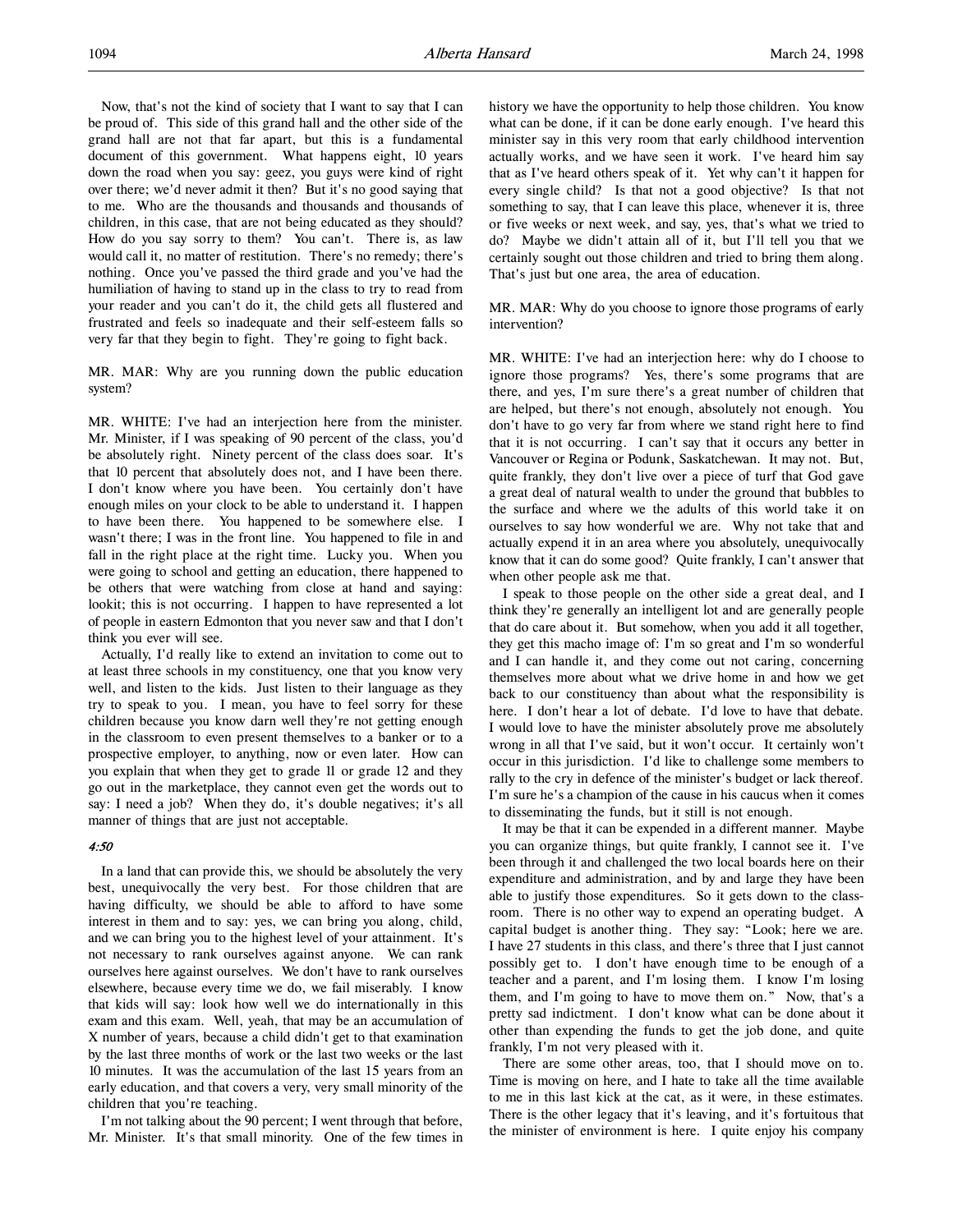Now, that's not the kind of society that I want to say that I can be proud of. This side of this grand hall and the other side of the grand hall are not that far apart, but this is a fundamental document of this government. What happens eight, 10 years down the road when you say: geez, you guys were kind of right over there; we'd never admit it then? But it's no good saying that to me. Who are the thousands and thousands and thousands of children, in this case, that are not being educated as they should? How do you say sorry to them? You can't. There is, as law would call it, no matter of restitution. There's no remedy; there's nothing. Once you've passed the third grade and you've had the humiliation of having to stand up in the class to try to read from your reader and you can't do it, the child gets all flustered and frustrated and feels so inadequate and their self-esteem falls so very far that they begin to fight. They're going to fight back.

MR. MAR: Why are you running down the public education system?

MR. WHITE: I've had an interjection here from the minister. Mr. Minister, if I was speaking of 90 percent of the class, you'd be absolutely right. Ninety percent of the class does soar. It's that 10 percent that absolutely does not, and I have been there. I don't know where you have been. You certainly don't have enough miles on your clock to be able to understand it. I happen to have been there. You happened to be somewhere else. I wasn't there; I was in the front line. You happened to file in and fall in the right place at the right time. Lucky you. When you were going to school and getting an education, there happened to be others that were watching from close at hand and saying: lookit; this is not occurring. I happen to have represented a lot of people in eastern Edmonton that you never saw and that I don't think you ever will see.

Actually, I'd really like to extend an invitation to come out to at least three schools in my constituency, one that you know very well, and listen to the kids. Just listen to their language as they try to speak to you. I mean, you have to feel sorry for these children because you know darn well they're not getting enough in the classroom to even present themselves to a banker or to a prospective employer, to anything, now or even later. How can you explain that when they get to grade 11 or grade 12 and they go out in the marketplace, they cannot even get the words out to say: I need a job? When they do, it's double negatives; it's all manner of things that are just not acceptable.

*4:50*

In a land that can provide this, we should be absolutely the very best, unequivocally the very best. For those children that are having difficulty, we should be able to afford to have some interest in them and to say: yes, we can bring you along, child, and we can bring you to the highest level of your attainment. It's not necessary to rank ourselves against anyone. We can rank ourselves here against ourselves. We don't have to rank ourselves elsewhere, because every time we do, we fail miserably. I know that kids will say: look how well we do internationally in this exam and this exam. Well, yeah, that may be an accumulation of X number of years, because a child didn't get to that examination by the last three months of work or the last two weeks or the last 10 minutes. It was the accumulation of the last 15 years from an early education, and that covers a very, very small minority of the children that you're teaching.

I'm not talking about the 90 percent; I went through that before, Mr. Minister. It's that small minority. One of the few times in history we have the opportunity to help those children. You know what can be done, if it can be done early enough. I've heard this minister say in this very room that early childhood intervention actually works, and we have seen it work. I've heard him say that as I've heard others speak of it. Yet why can't it happen for every single child? Is that not a good objective? Is that not something to say, that I can leave this place, whenever it is, three or five weeks or next week, and say, yes, that's what we tried to do? Maybe we didn't attain all of it, but I'll tell you that we certainly sought out those children and tried to bring them along. That's just but one area, the area of education.

MR. MAR: Why do you choose to ignore those programs of early intervention?

MR. WHITE: I've had an interjection here: why do I choose to ignore those programs? Yes, there's some programs that are there, and yes, I'm sure there's a great number of children that are helped, but there's not enough, absolutely not enough. You don't have to go very far from where we stand right here to find that it is not occurring. I can't say that it occurs any better in Vancouver or Regina or Podunk, Saskatchewan. It may not. But, quite frankly, they don't live over a piece of turf that God gave a great deal of natural wealth to under the ground that bubbles to the surface and where we the adults of this world take it on ourselves to say how wonderful we are. Why not take that and actually expend it in an area where you absolutely, unequivocally know that it can do some good? Quite frankly, I can't answer that when other people ask me that.

I speak to those people on the other side a great deal, and I think they're generally an intelligent lot and are generally people that do care about it. But somehow, when you add it all together, they get this macho image of: I'm so great and I'm so wonderful and I can handle it, and they come out not caring, concerning themselves more about what we drive home in and how we get back to our constituency than about what the responsibility is here. I don't hear a lot of debate. I'd love to have that debate. I would love to have the minister absolutely prove me absolutely wrong in all that I've said, but it won't occur. It certainly won't occur in this jurisdiction. I'd like to challenge some members to rally to the cry in defence of the minister's budget or lack thereof. I'm sure he's a champion of the cause in his caucus when it comes to disseminating the funds, but it still is not enough.

It may be that it can be expended in a different manner. Maybe you can organize things, but quite frankly, I cannot see it. I've been through it and challenged the two local boards here on their expenditure and administration, and by and large they have been able to justify those expenditures. So it gets down to the classroom. There is no other way to expend an operating budget. A capital budget is another thing. They say: "Look; here we are. I have 27 students in this class, and there's three that I just cannot possibly get to. I don't have enough time to be enough of a teacher and a parent, and I'm losing them. I know I'm losing them, and I'm going to have to move them on." Now, that's a pretty sad indictment. I don't know what can be done about it other than expending the funds to get the job done, and quite frankly, I'm not very pleased with it.

There are some other areas, too, that I should move on to. Time is moving on here, and I hate to take all the time available to me in this last kick at the cat, as it were, in these estimates. There is the other legacy that it's leaving, and it's fortuitous that the minister of environment is here. I quite enjoy his company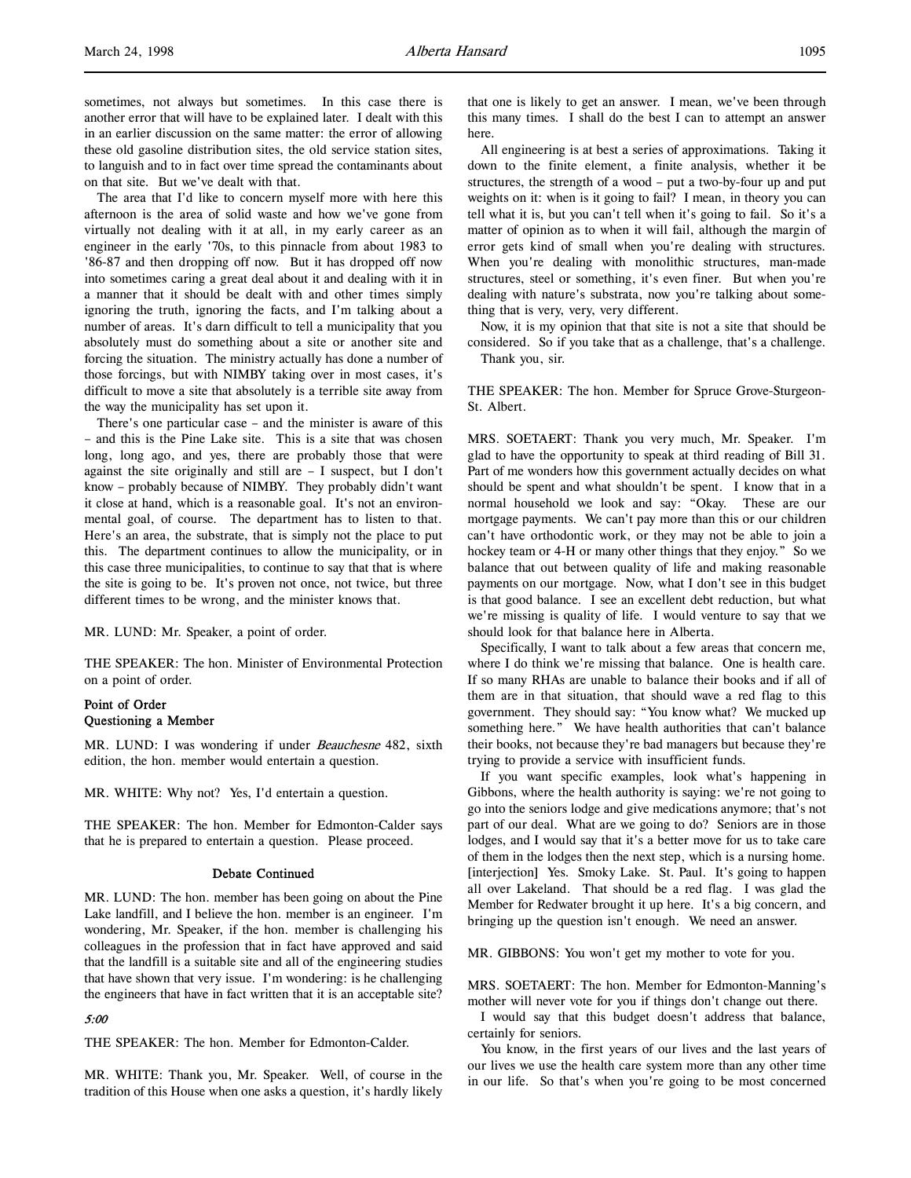sometimes, not always but sometimes. In this case there is another error that will have to be explained later. I dealt with this in an earlier discussion on the same matter: the error of allowing these old gasoline distribution sites, the old service station sites, to languish and to in fact over time spread the contaminants about on that site. But we've dealt with that.

The area that I'd like to concern myself more with here this afternoon is the area of solid waste and how we've gone from virtually not dealing with it at all, in my early career as an engineer in the early '70s, to this pinnacle from about 1983 to '86-87 and then dropping off now. But it has dropped off now into sometimes caring a great deal about it and dealing with it in a manner that it should be dealt with and other times simply ignoring the truth, ignoring the facts, and I'm talking about a number of areas. It's darn difficult to tell a municipality that you absolutely must do something about a site or another site and forcing the situation. The ministry actually has done a number of those forcings, but with NIMBY taking over in most cases, it's difficult to move a site that absolutely is a terrible site away from the way the municipality has set upon it.

There's one particular case – and the minister is aware of this – and this is the Pine Lake site. This is a site that was chosen long, long ago, and yes, there are probably those that were against the site originally and still are – I suspect, but I don't know – probably because of NIMBY. They probably didn't want it close at hand, which is a reasonable goal. It's not an environmental goal, of course. The department has to listen to that. Here's an area, the substrate, that is simply not the place to put this. The department continues to allow the municipality, or in this case three municipalities, to continue to say that that is where the site is going to be. It's proven not once, not twice, but three different times to be wrong, and the minister knows that.

MR. LUND: Mr. Speaker, a point of order.

THE SPEAKER: The hon. Minister of Environmental Protection on a point of order.

**Point of Order**
**Questioning a Member**

MR. LUND: I was wondering if under *Beauchesne* 482, sixth edition, the hon. member would entertain a question.

MR. WHITE: Why not? Yes, I'd entertain a question.

THE SPEAKER: The hon. Member for Edmonton-Calder says that he is prepared to entertain a question. Please proceed.

**Debate Continued**

MR. LUND: The hon. member has been going on about the Pine Lake landfill, and I believe the hon. member is an engineer. I'm wondering, Mr. Speaker, if the hon. member is challenging his colleagues in the profession that in fact have approved and said that the landfill is a suitable site and all of the engineering studies that have shown that very issue. I'm wondering: is he challenging the engineers that have in fact written that it is an acceptable site?

*5:00*

THE SPEAKER: The hon. Member for Edmonton-Calder.

MR. WHITE: Thank you, Mr. Speaker. Well, of course in the tradition of this House when one asks a question, it's hardly likely that one is likely to get an answer. I mean, we've been through this many times. I shall do the best I can to attempt an answer here.

All engineering is at best a series of approximations. Taking it down to the finite element, a finite analysis, whether it be structures, the strength of a wood – put a two-by-four up and put weights on it: when is it going to fail? I mean, in theory you can tell what it is, but you can't tell when it's going to fail. So it's a matter of opinion as to when it will fail, although the margin of error gets kind of small when you're dealing with structures. When you're dealing with monolithic structures, man-made structures, steel or something, it's even finer. But when you're dealing with nature's substrata, now you're talking about something that is very, very, very different.

Now, it is my opinion that that site is not a site that should be considered. So if you take that as a challenge, that's a challenge.

Thank you, sir.

THE SPEAKER: The hon. Member for Spruce Grove-Sturgeon-St. Albert.

MRS. SOETAERT: Thank you very much, Mr. Speaker. I'm glad to have the opportunity to speak at third reading of Bill 31. Part of me wonders how this government actually decides on what should be spent and what shouldn't be spent. I know that in a normal household we look and say: "Okay. These are our mortgage payments. We can't pay more than this or our children can't have orthodontic work, or they may not be able to join a hockey team or 4-H or many other things that they enjoy." So we balance that out between quality of life and making reasonable payments on our mortgage. Now, what I don't see in this budget is that good balance. I see an excellent debt reduction, but what we're missing is quality of life. I would venture to say that we should look for that balance here in Alberta.

Specifically, I want to talk about a few areas that concern me, where I do think we're missing that balance. One is health care. If so many RHAs are unable to balance their books and if all of them are in that situation, that should wave a red flag to this government. They should say: "You know what? We mucked up something here." We have health authorities that can't balance their books, not because they're bad managers but because they're trying to provide a service with insufficient funds.

If you want specific examples, look what's happening in Gibbons, where the health authority is saying: we're not going to go into the seniors lodge and give medications anymore; that's not part of our deal. What are we going to do? Seniors are in those lodges, and I would say that it's a better move for us to take care of them in the lodges then the next step, which is a nursing home. [interjection] Yes. Smoky Lake. St. Paul. It's going to happen all over Lakeland. That should be a red flag. I was glad the Member for Redwater brought it up here. It's a big concern, and bringing up the question isn't enough. We need an answer.

MR. GIBBONS: You won't get my mother to vote for you.

MRS. SOETAERT: The hon. Member for Edmonton-Manning's mother will never vote for you if things don't change out there.

I would say that this budget doesn't address that balance, certainly for seniors.

You know, in the first years of our lives and the last years of our lives we use the health care system more than any other time in our life. So that's when you're going to be most concerned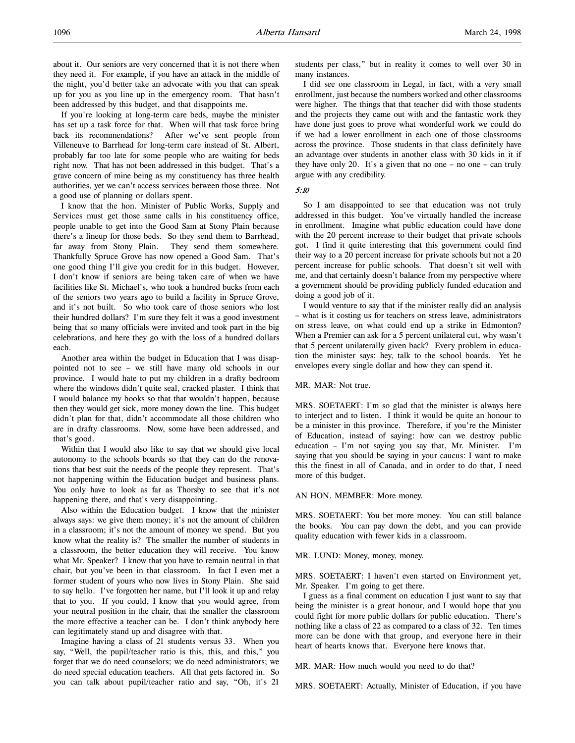about it. Our seniors are very concerned that it is not there when they need it. For example, if you have an attack in the middle of the night, you'd better take an advocate with you that can speak up for you as you line up in the emergency room. That hasn't been addressed by this budget, and that disappoints me.

If you're looking at long-term care beds, maybe the minister has set up a task force for that. When will that task force bring back its recommendations? After we've sent people from Villeneuve to Barrhead for long-term care instead of St. Albert, probably far too late for some people who are waiting for beds right now. That has not been addressed in this budget. That's a grave concern of mine being as my constituency has three health authorities, yet we can't access services between those three. Not a good use of planning or dollars spent.

I know that the hon. Minister of Public Works, Supply and Services must get those same calls in his constituency office, people unable to get into the Good Sam at Stony Plain because there's a lineup for those beds. So they send them to Barrhead, far away from Stony Plain. They send them somewhere. Thankfully Spruce Grove has now opened a Good Sam. That's one good thing I'll give you credit for in this budget. However, I don't know if seniors are being taken care of when we have facilities like St. Michael's, who took a hundred bucks from each of the seniors two years ago to build a facility in Spruce Grove, and it's not built. So who took care of those seniors who lost their hundred dollars? I'm sure they felt it was a good investment being that so many officials were invited and took part in the big celebrations, and here they go with the loss of a hundred dollars each.

Another area within the budget in Education that I was disappointed not to see – we still have many old schools in our province. I would hate to put my children in a drafty bedroom where the windows didn't quite seal, cracked plaster. I think that I would balance my books so that that wouldn't happen, because then they would get sick, more money down the line. This budget didn't plan for that, didn't accommodate all those children who are in drafty classrooms. Now, some have been addressed, and that's good.

Within that I would also like to say that we should give local autonomy to the schools boards so that they can do the renovations that best suit the needs of the people they represent. That's not happening within the Education budget and business plans. You only have to look as far as Thorsby to see that it's not happening there, and that's very disappointing.

Also within the Education budget. I know that the minister always says: we give them money; it's not the amount of children in a classroom; it's not the amount of money we spend. But you know what the reality is? The smaller the number of students in a classroom, the better education they will receive. You know what Mr. Speaker? I know that you have to remain neutral in that chair, but you've been in that classroom. In fact I even met a former student of yours who now lives in Stony Plain. She said to say hello. I've forgotten her name, but I'll look it up and relay that to you. If you could, I know that you would agree, from your neutral position in the chair, that the smaller the classroom the more effective a teacher can be. I don't think anybody here can legitimately stand up and disagree with that.

Imagine having a class of 21 students versus 33. When you say, "Well, the pupil/teacher ratio is this, this, and this," you forget that we do need counselors; we do need administrators; we do need special education teachers. All that gets factored in. So you can talk about pupil/teacher ratio and say, "Oh, it's 21 students per class," but in reality it comes to well over 30 in many instances.

I did see one classroom in Legal, in fact, with a very small enrollment, just because the numbers worked and other classrooms were higher. The things that that teacher did with those students and the projects they came out with and the fantastic work they have done just goes to prove what wonderful work we could do if we had a lower enrollment in each one of those classrooms across the province. Those students in that class definitely have an advantage over students in another class with 30 kids in it if they have only 20. It's a given that no one – no one – can truly argue with any credibility.

*5:10*

So I am disappointed to see that education was not truly addressed in this budget. You've virtually handled the increase in enrollment. Imagine what public education could have done with the 20 percent increase to their budget that private schools got. I find it quite interesting that this government could find their way to a 20 percent increase for private schools but not a 20 percent increase for public schools. That doesn't sit well with me, and that certainly doesn't balance from my perspective where a government should be providing publicly funded education and doing a good job of it.

I would venture to say that if the minister really did an analysis – what is it costing us for teachers on stress leave, administrators on stress leave, on what could end up a strike in Edmonton? When a Premier can ask for a 5 percent unilateral cut, why wasn't that 5 percent unilaterally given back? Every problem in education the minister says: hey, talk to the school boards. Yet he envelopes every single dollar and how they can spend it.

MR. MAR: Not true.

MRS. SOETAERT: I'm so glad that the minister is always here to interject and to listen. I think it would be quite an honour to be a minister in this province. Therefore, if you're the Minister of Education, instead of saying: how can we destroy public education – I'm not saying you say that, Mr. Minister. I'm saying that you should be saying in your caucus: I want to make this the finest in all of Canada, and in order to do that, I need more of this budget.

AN HON. MEMBER: More money.

MRS. SOETAERT: You bet more money. You can still balance the books. You can pay down the debt, and you can provide quality education with fewer kids in a classroom.

MR. LUND: Money, money, money.

MRS. SOETAERT: I haven't even started on Environment yet, Mr. Speaker. I'm going to get there.

I guess as a final comment on education I just want to say that being the minister is a great honour, and I would hope that you could fight for more public dollars for public education. There's nothing like a class of 22 as compared to a class of 32. Ten times more can be done with that group, and everyone here in their heart of hearts knows that. Everyone here knows that.

MR. MAR: How much would you need to do that?

MRS. SOETAERT: Actually, Minister of Education, if you have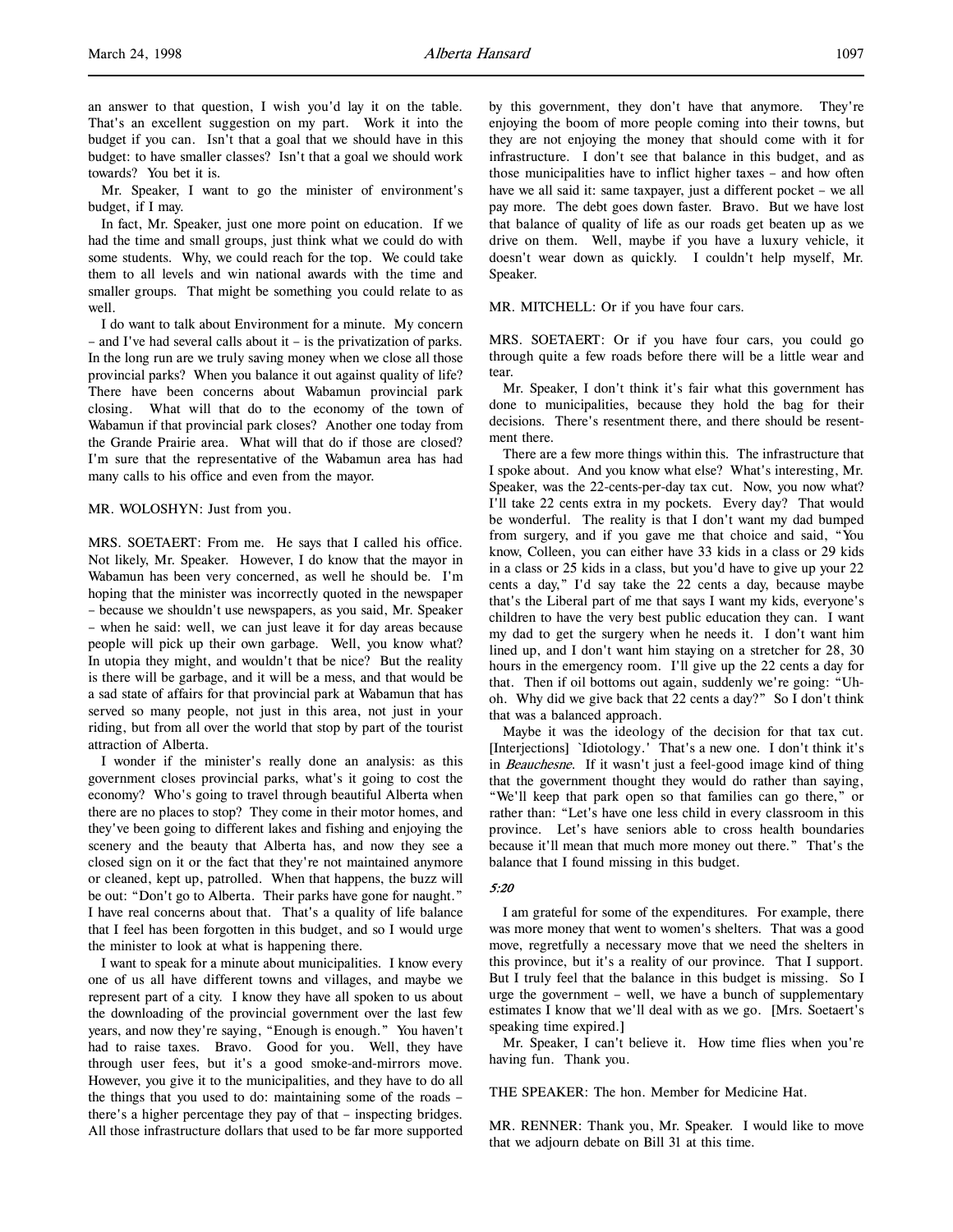an answer to that question, I wish you'd lay it on the table. That's an excellent suggestion on my part. Work it into the budget if you can. Isn't that a goal that we should have in this budget: to have smaller classes? Isn't that a goal we should work towards? You bet it is.

Mr. Speaker, I want to go the minister of environment's budget, if I may.

In fact, Mr. Speaker, just one more point on education. If we had the time and small groups, just think what we could do with some students. Why, we could reach for the top. We could take them to all levels and win national awards with the time and smaller groups. That might be something you could relate to as well.

I do want to talk about Environment for a minute. My concern – and I've had several calls about it – is the privatization of parks. In the long run are we truly saving money when we close all those provincial parks? When you balance it out against quality of life? There have been concerns about Wabamun provincial park closing. What will that do to the economy of the town of Wabamun if that provincial park closes? Another one today from the Grande Prairie area. What will that do if those are closed? I'm sure that the representative of the Wabamun area has had many calls to his office and even from the mayor.

MR. WOLOSHYN: Just from you.

MRS. SOETAERT: From me. He says that I called his office. Not likely, Mr. Speaker. However, I do know that the mayor in Wabamun has been very concerned, as well he should be. I'm hoping that the minister was incorrectly quoted in the newspaper – because we shouldn't use newspapers, as you said, Mr. Speaker – when he said: well, we can just leave it for day areas because people will pick up their own garbage. Well, you know what? In utopia they might, and wouldn't that be nice? But the reality is there will be garbage, and it will be a mess, and that would be a sad state of affairs for that provincial park at Wabamun that has served so many people, not just in this area, not just in your riding, but from all over the world that stop by part of the tourist attraction of Alberta.

I wonder if the minister's really done an analysis: as this government closes provincial parks, what's it going to cost the economy? Who's going to travel through beautiful Alberta when there are no places to stop? They come in their motor homes, and they've been going to different lakes and fishing and enjoying the scenery and the beauty that Alberta has, and now they see a closed sign on it or the fact that they're not maintained anymore or cleaned, kept up, patrolled. When that happens, the buzz will be out: "Don't go to Alberta. Their parks have gone for naught." I have real concerns about that. That's a quality of life balance that I feel has been forgotten in this budget, and so I would urge the minister to look at what is happening there.

I want to speak for a minute about municipalities. I know every one of us all have different towns and villages, and maybe we represent part of a city. I know they have all spoken to us about the downloading of the provincial government over the last few years, and now they're saying, "Enough is enough." You haven't had to raise taxes. Bravo. Good for you. Well, they have through user fees, but it's a good smoke-and-mirrors move. However, you give it to the municipalities, and they have to do all the things that you used to do: maintaining some of the roads – there's a higher percentage they pay of that – inspecting bridges. All those infrastructure dollars that used to be far more supported by this government, they don't have that anymore. They're enjoying the boom of more people coming into their towns, but they are not enjoying the money that should come with it for infrastructure. I don't see that balance in this budget, and as those municipalities have to inflict higher taxes – and how often have we all said it: same taxpayer, just a different pocket – we all pay more. The debt goes down faster. Bravo. But we have lost that balance of quality of life as our roads get beaten up as we drive on them. Well, maybe if you have a luxury vehicle, it doesn't wear down as quickly. I couldn't help myself, Mr. Speaker.

MR. MITCHELL: Or if you have four cars.

MRS. SOETAERT: Or if you have four cars, you could go through quite a few roads before there will be a little wear and tear.

Mr. Speaker, I don't think it's fair what this government has done to municipalities, because they hold the bag for their decisions. There's resentment there, and there should be resentment there.

There are a few more things within this. The infrastructure that I spoke about. And you know what else? What's interesting, Mr. Speaker, was the 22-cents-per-day tax cut. Now, you now what? I'll take 22 cents extra in my pockets. Every day? That would be wonderful. The reality is that I don't want my dad bumped from surgery, and if you gave me that choice and said, "You know, Colleen, you can either have 33 kids in a class or 29 kids in a class or 25 kids in a class, but you'd have to give up your 22 cents a day," I'd say take the 22 cents a day, because maybe that's the Liberal part of me that says I want my kids, everyone's children to have the very best public education they can. I want my dad to get the surgery when he needs it. I don't want him lined up, and I don't want him staying on a stretcher for 28, 30 hours in the emergency room. I'll give up the 22 cents a day for that. Then if oil bottoms out again, suddenly we're going: "Uh-oh. Why did we give back that 22 cents a day?" So I don't think that was a balanced approach.

Maybe it was the ideology of the decision for that tax cut. [Interjections] `Idiotology.' That's a new one. I don't think it's in *Beauchesne*. If it wasn't just a feel-good image kind of thing that the government thought they would do rather than saying, "We'll keep that park open so that families can go there," or rather than: "Let's have one less child in every classroom in this province. Let's have seniors able to cross health boundaries because it'll mean that much more money out there." That's the balance that I found missing in this budget.

*5:20*

I am grateful for some of the expenditures. For example, there was more money that went to women's shelters. That was a good move, regretfully a necessary move that we need the shelters in this province, but it's a reality of our province. That I support. But I truly feel that the balance in this budget is missing. So I urge the government – well, we have a bunch of supplementary estimates I know that we'll deal with as we go. [Mrs. Soetaert's speaking time expired.]

Mr. Speaker, I can't believe it. How time flies when you're having fun. Thank you.

THE SPEAKER: The hon. Member for Medicine Hat.

MR. RENNER: Thank you, Mr. Speaker. I would like to move that we adjourn debate on Bill 31 at this time.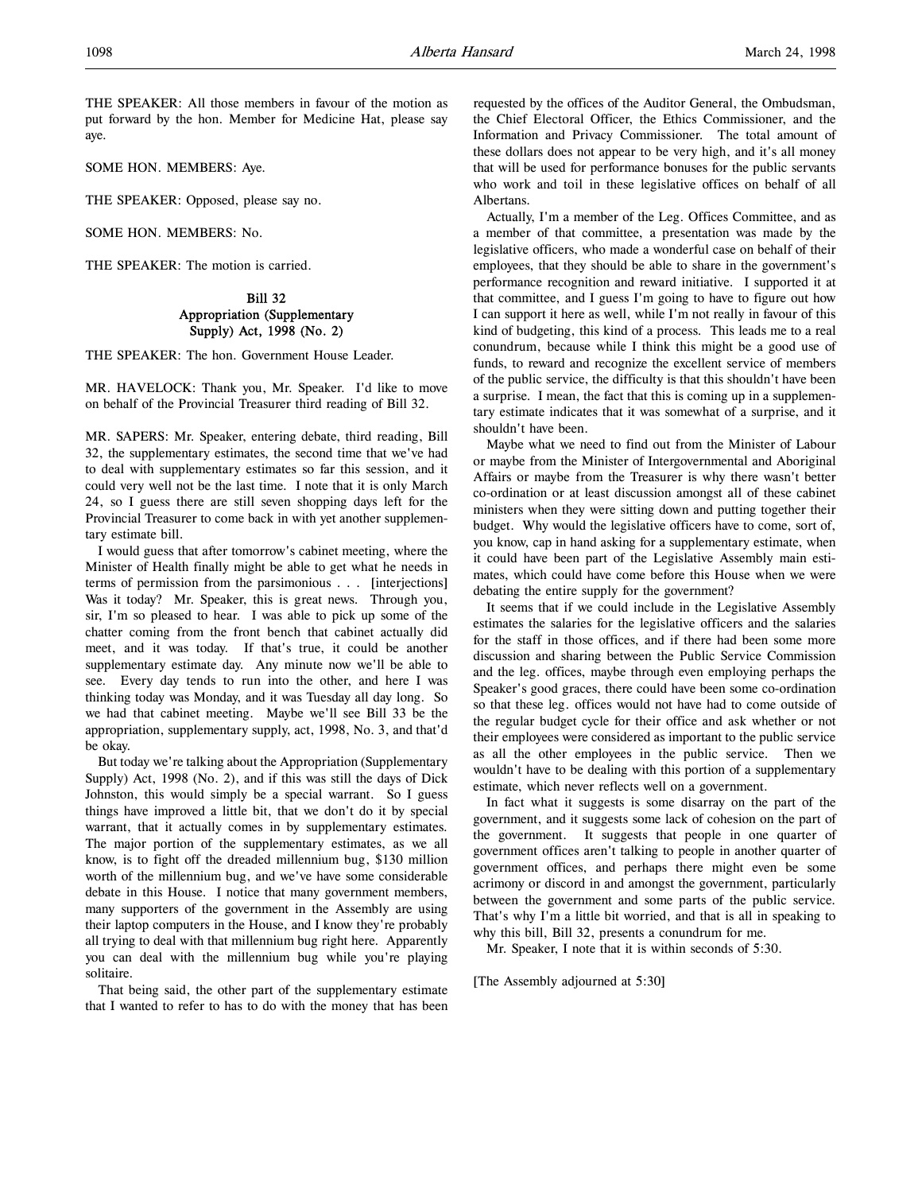THE SPEAKER: All those members in favour of the motion as put forward by the hon. Member for Medicine Hat, please say aye.

SOME HON. MEMBERS: Aye.

THE SPEAKER: Opposed, please say no.

SOME HON. MEMBERS: No.

THE SPEAKER: The motion is carried.

## Bill 32
## Appropriation (Supplementary Supply) Act, 1998 (No. 2)

THE SPEAKER: The hon. Government House Leader.

MR. HAVELOCK: Thank you, Mr. Speaker. I'd like to move on behalf of the Provincial Treasurer third reading of Bill 32.

MR. SAPERS: Mr. Speaker, entering debate, third reading, Bill 32, the supplementary estimates, the second time that we've had to deal with supplementary estimates so far this session, and it could very well not be the last time. I note that it is only March 24, so I guess there are still seven shopping days left for the Provincial Treasurer to come back in with yet another supplementary estimate bill.

I would guess that after tomorrow's cabinet meeting, where the Minister of Health finally might be able to get what he needs in terms of permission from the parsimonious . . . [interjections] Was it today? Mr. Speaker, this is great news. Through you, sir, I'm so pleased to hear. I was able to pick up some of the chatter coming from the front bench that cabinet actually did meet, and it was today. If that's true, it could be another supplementary estimate day. Any minute now we'll be able to see. Every day tends to run into the other, and here I was thinking today was Monday, and it was Tuesday all day long. So we had that cabinet meeting. Maybe we'll see Bill 33 be the appropriation, supplementary supply, act, 1998, No. 3, and that'd be okay.

But today we're talking about the Appropriation (Supplementary Supply) Act, 1998 (No. 2), and if this was still the days of Dick Johnston, this would simply be a special warrant. So I guess things have improved a little bit, that we don't do it by special warrant, that it actually comes in by supplementary estimates. The major portion of the supplementary estimates, as we all know, is to fight off the dreaded millennium bug, $130 million worth of the millennium bug, and we've have some considerable debate in this House. I notice that many government members, many supporters of the government in the Assembly are using their laptop computers in the House, and I know they're probably all trying to deal with that millennium bug right here. Apparently you can deal with the millennium bug while you're playing solitaire.

That being said, the other part of the supplementary estimate that I wanted to refer to has to do with the money that has been requested by the offices of the Auditor General, the Ombudsman, the Chief Electoral Officer, the Ethics Commissioner, and the Information and Privacy Commissioner. The total amount of these dollars does not appear to be very high, and it's all money that will be used for performance bonuses for the public servants who work and toil in these legislative offices on behalf of all Albertans.

Actually, I'm a member of the Leg. Offices Committee, and as a member of that committee, a presentation was made by the legislative officers, who made a wonderful case on behalf of their employees, that they should be able to share in the government's performance recognition and reward initiative. I supported it at that committee, and I guess I'm going to have to figure out how I can support it here as well, while I'm not really in favour of this kind of budgeting, this kind of a process. This leads me to a real conundrum, because while I think this might be a good use of funds, to reward and recognize the excellent service of members of the public service, the difficulty is that this shouldn't have been a surprise. I mean, the fact that this is coming up in a supplementary estimate indicates that it was somewhat of a surprise, and it shouldn't have been.

Maybe what we need to find out from the Minister of Labour or maybe from the Minister of Intergovernmental and Aboriginal Affairs or maybe from the Treasurer is why there wasn't better co-ordination or at least discussion amongst all of these cabinet ministers when they were sitting down and putting together their budget. Why would the legislative officers have to come, sort of, you know, cap in hand asking for a supplementary estimate, when it could have been part of the Legislative Assembly main estimates, which could have come before this House when we were debating the entire supply for the government?

It seems that if we could include in the Legislative Assembly estimates the salaries for the legislative officers and the salaries for the staff in those offices, and if there had been some more discussion and sharing between the Public Service Commission and the leg. offices, maybe through even employing perhaps the Speaker's good graces, there could have been some co-ordination so that these leg. offices would not have had to come outside of the regular budget cycle for their office and ask whether or not their employees were considered as important to the public service as all the other employees in the public service. Then we wouldn't have to be dealing with this portion of a supplementary estimate, which never reflects well on a government.

In fact what it suggests is some disarray on the part of the government, and it suggests some lack of cohesion on the part of the government. It suggests that people in one quarter of government offices aren't talking to people in another quarter of government offices, and perhaps there might even be some acrimony or discord in and amongst the government, particularly between the government and some parts of the public service. That's why I'm a little bit worried, and that is all in speaking to why this bill, Bill 32, presents a conundrum for me.

Mr. Speaker, I note that it is within seconds of 5:30.

[The Assembly adjourned at 5:30]